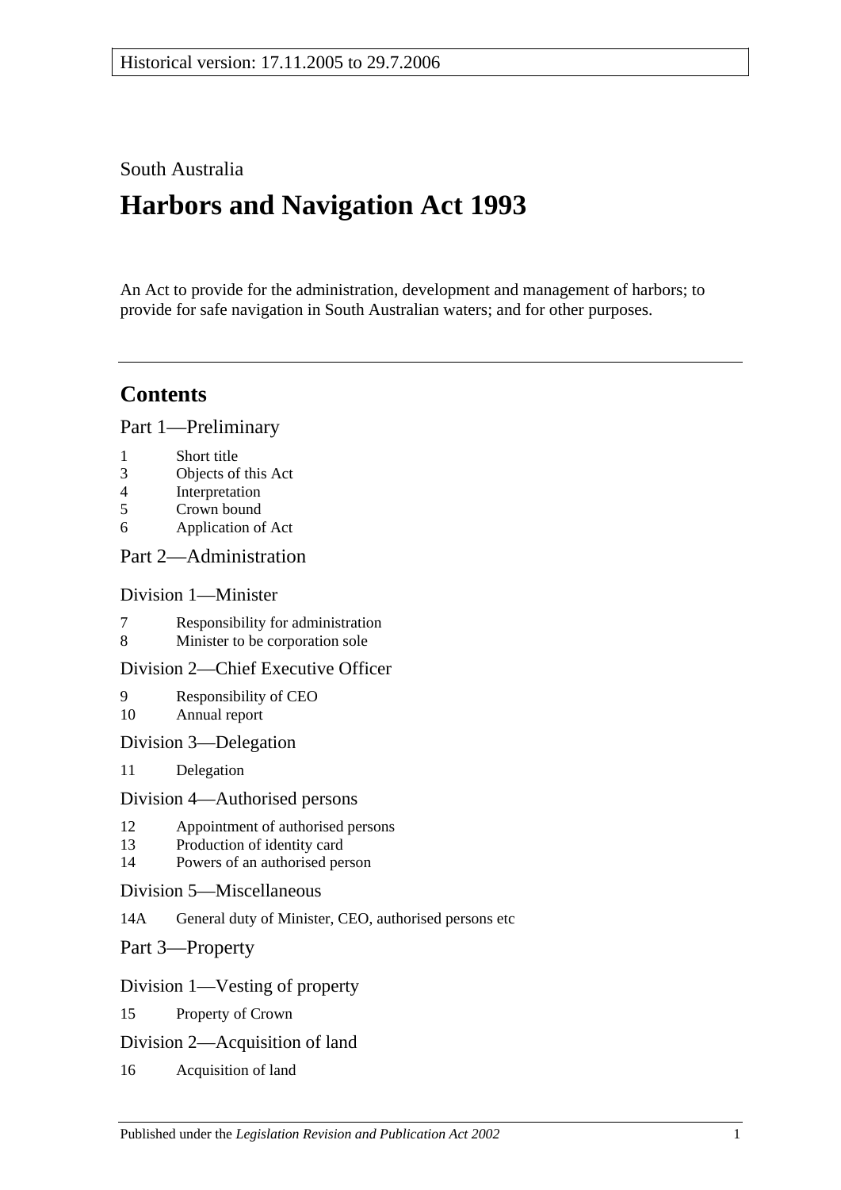Historical version: 17.11.2005 to 29.7.2006

South Australia

# Harbors and Navigation Act 1993

An Act to provide for the administration, development and management of harbors; to provide for safe navigation in South Australian waters; and for other purposes.

---

## Contents

Part 1—Preliminary

1 Short title
3 Objects of this Act
4 Interpretation
5 Crown bound
6 Application of Act

Part 2—Administration

Division 1—Minister

7 Responsibility for administration
8 Minister to be corporation sole

Division 2—Chief Executive Officer

9 Responsibility of CEO
10 Annual report

Division 3—Delegation

11 Delegation

Division 4—Authorised persons

12 Appointment of authorised persons
13 Production of identity card
14 Powers of an authorised person

Division 5—Miscellaneous

14A General duty of Minister, CEO, authorised persons etc

Part 3—Property

Division 1—Vesting of property

15 Property of Crown

Division 2—Acquisition of land

16 Acquisition of land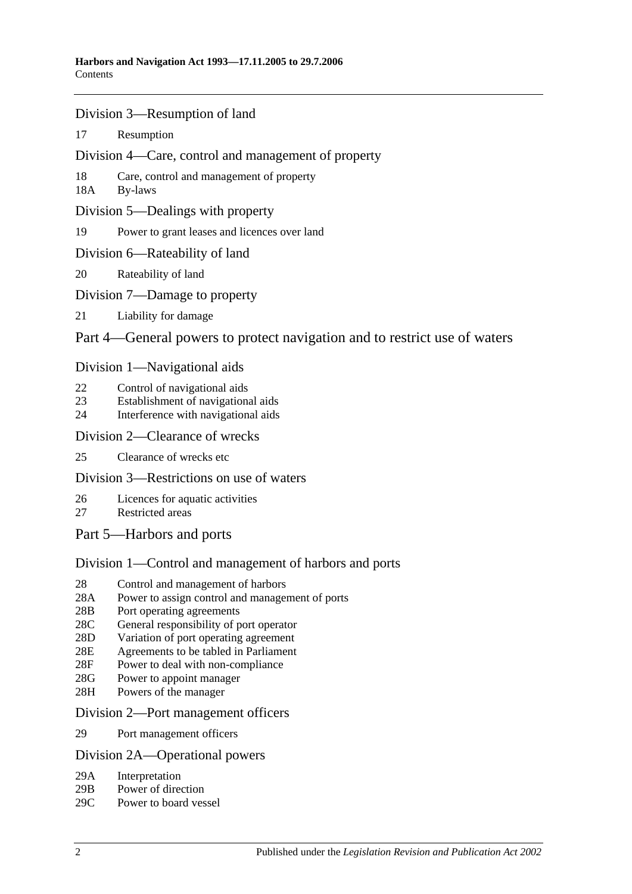## Division 3—Resumption of land

17 Resumption

## Division 4—Care, control and management of property

18 Care, control and management of property
18A By-laws

## Division 5—Dealings with property

19 Power to grant leases and licences over land

## Division 6—Rateability of land

20 Rateability of land

## Division 7—Damage to property

21 Liability for damage

# Part 4—General powers to protect navigation and to restrict use of waters

## Division 1—Navigational aids

22 Control of navigational aids
23 Establishment of navigational aids
24 Interference with navigational aids

## Division 2—Clearance of wrecks

25 Clearance of wrecks etc

## Division 3—Restrictions on use of waters

26 Licences for aquatic activities
27 Restricted areas

# Part 5—Harbors and ports

## Division 1—Control and management of harbors and ports

28 Control and management of harbors
28A Power to assign control and management of ports
28B Port operating agreements
28C General responsibility of port operator
28D Variation of port operating agreement
28E Agreements to be tabled in Parliament
28F Power to deal with non-compliance
28G Power to appoint manager
28H Powers of the manager

## Division 2—Port management officers

29 Port management officers

## Division 2A—Operational powers

29A Interpretation
29B Power of direction
29C Power to board vessel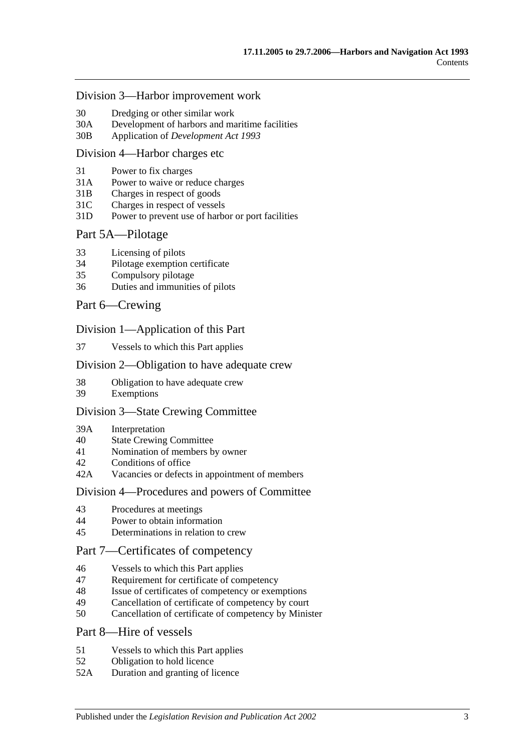## Division 3—Harbor improvement work

30 Dredging or other similar work
30A Development of harbors and maritime facilities
30B Application of *Development Act 1993*

## Division 4—Harbor charges etc

31 Power to fix charges
31A Power to waive or reduce charges
31B Charges in respect of goods
31C Charges in respect of vessels
31D Power to prevent use of harbor or port facilities

# Part 5A—Pilotage

33 Licensing of pilots
34 Pilotage exemption certificate
35 Compulsory pilotage
36 Duties and immunities of pilots

# Part 6—Crewing

## Division 1—Application of this Part

37 Vessels to which this Part applies

## Division 2—Obligation to have adequate crew

38 Obligation to have adequate crew
39 Exemptions

## Division 3—State Crewing Committee

39A Interpretation
40 State Crewing Committee
41 Nomination of members by owner
42 Conditions of office
42A Vacancies or defects in appointment of members

## Division 4—Procedures and powers of Committee

43 Procedures at meetings
44 Power to obtain information
45 Determinations in relation to crew

# Part 7—Certificates of competency

46 Vessels to which this Part applies
47 Requirement for certificate of competency
48 Issue of certificates of competency or exemptions
49 Cancellation of certificate of competency by court
50 Cancellation of certificate of competency by Minister

# Part 8—Hire of vessels

51 Vessels to which this Part applies
52 Obligation to hold licence
52A Duration and granting of licence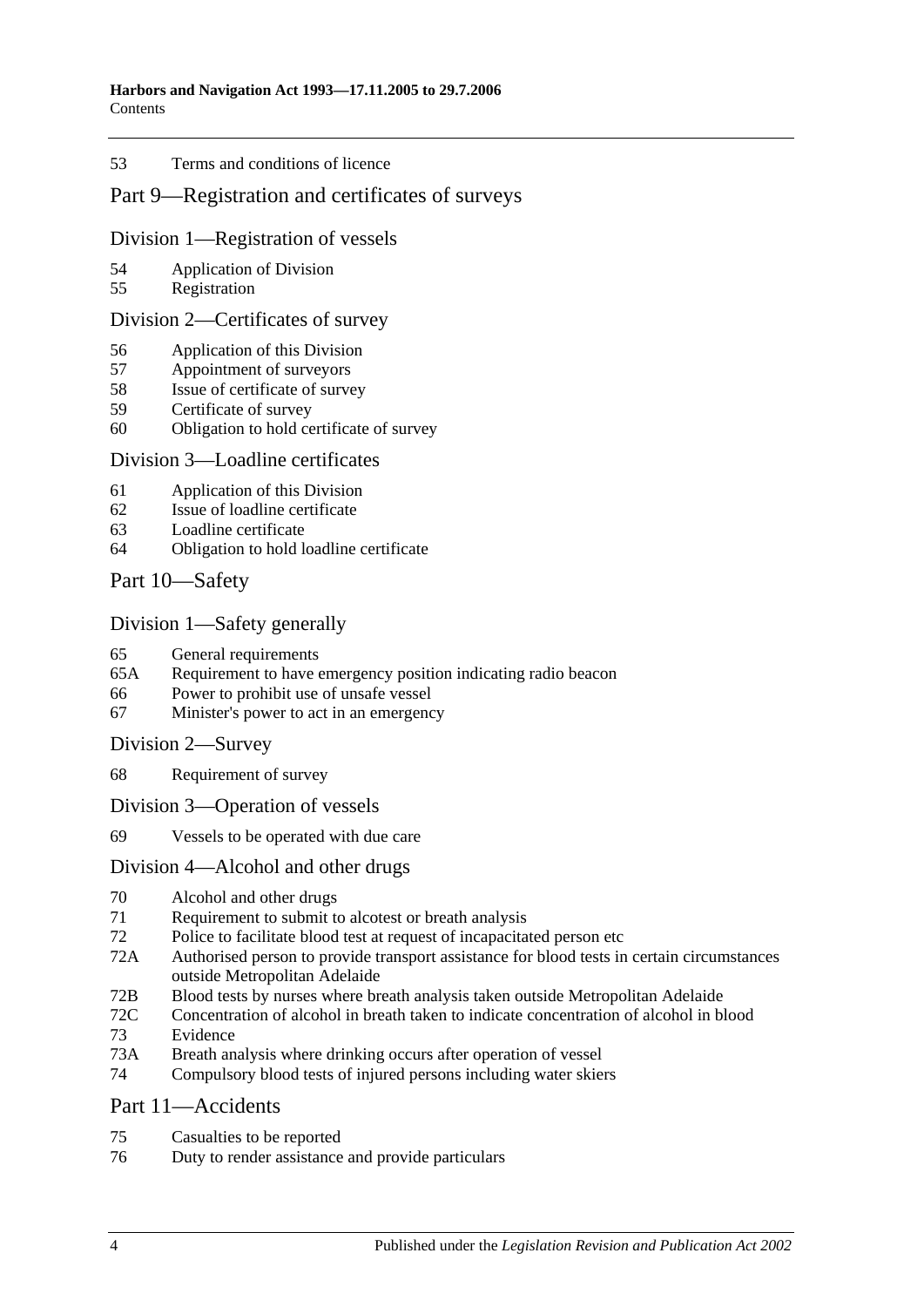53 Terms and conditions of licence

## Part 9—Registration and certificates of surveys

### Division 1—Registration of vessels

54 Application of Division
55 Registration

### Division 2—Certificates of survey

56 Application of this Division
57 Appointment of surveyors
58 Issue of certificate of survey
59 Certificate of survey
60 Obligation to hold certificate of survey

### Division 3—Loadline certificates

61 Application of this Division
62 Issue of loadline certificate
63 Loadline certificate
64 Obligation to hold loadline certificate

## Part 10—Safety

### Division 1—Safety generally

65 General requirements
65A Requirement to have emergency position indicating radio beacon
66 Power to prohibit use of unsafe vessel
67 Minister's power to act in an emergency

### Division 2—Survey

68 Requirement of survey

### Division 3—Operation of vessels

69 Vessels to be operated with due care

### Division 4—Alcohol and other drugs

70 Alcohol and other drugs
71 Requirement to submit to alcotest or breath analysis
72 Police to facilitate blood test at request of incapacitated person etc
72A Authorised person to provide transport assistance for blood tests in certain circumstances outside Metropolitan Adelaide
72B Blood tests by nurses where breath analysis taken outside Metropolitan Adelaide
72C Concentration of alcohol in breath taken to indicate concentration of alcohol in blood
73 Evidence
73A Breath analysis where drinking occurs after operation of vessel
74 Compulsory blood tests of injured persons including water skiers

## Part 11—Accidents

75 Casualties to be reported
76 Duty to render assistance and provide particulars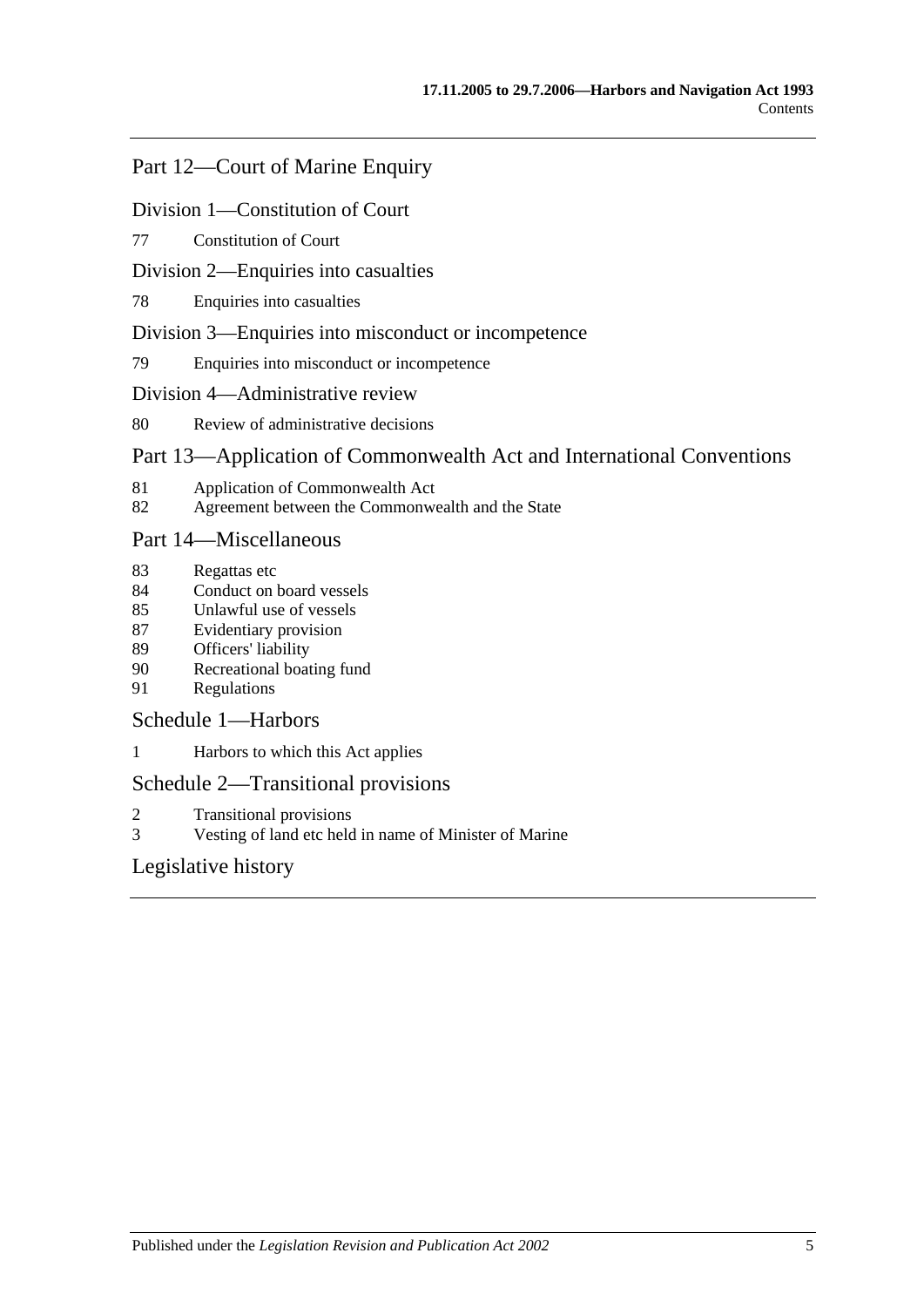## Part 12—Court of Marine Enquiry

### Division 1—Constitution of Court

77 Constitution of Court

### Division 2—Enquiries into casualties

78 Enquiries into casualties

### Division 3—Enquiries into misconduct or incompetence

79 Enquiries into misconduct or incompetence

### Division 4—Administrative review

80 Review of administrative decisions

## Part 13—Application of Commonwealth Act and International Conventions

81 Application of Commonwealth Act
82 Agreement between the Commonwealth and the State

## Part 14—Miscellaneous

83 Regattas etc
84 Conduct on board vessels
85 Unlawful use of vessels
87 Evidentiary provision
89 Officers' liability
90 Recreational boating fund
91 Regulations

## Schedule 1—Harbors

1 Harbors to which this Act applies

## Schedule 2—Transitional provisions

2 Transitional provisions
3 Vesting of land etc held in name of Minister of Marine

## Legislative history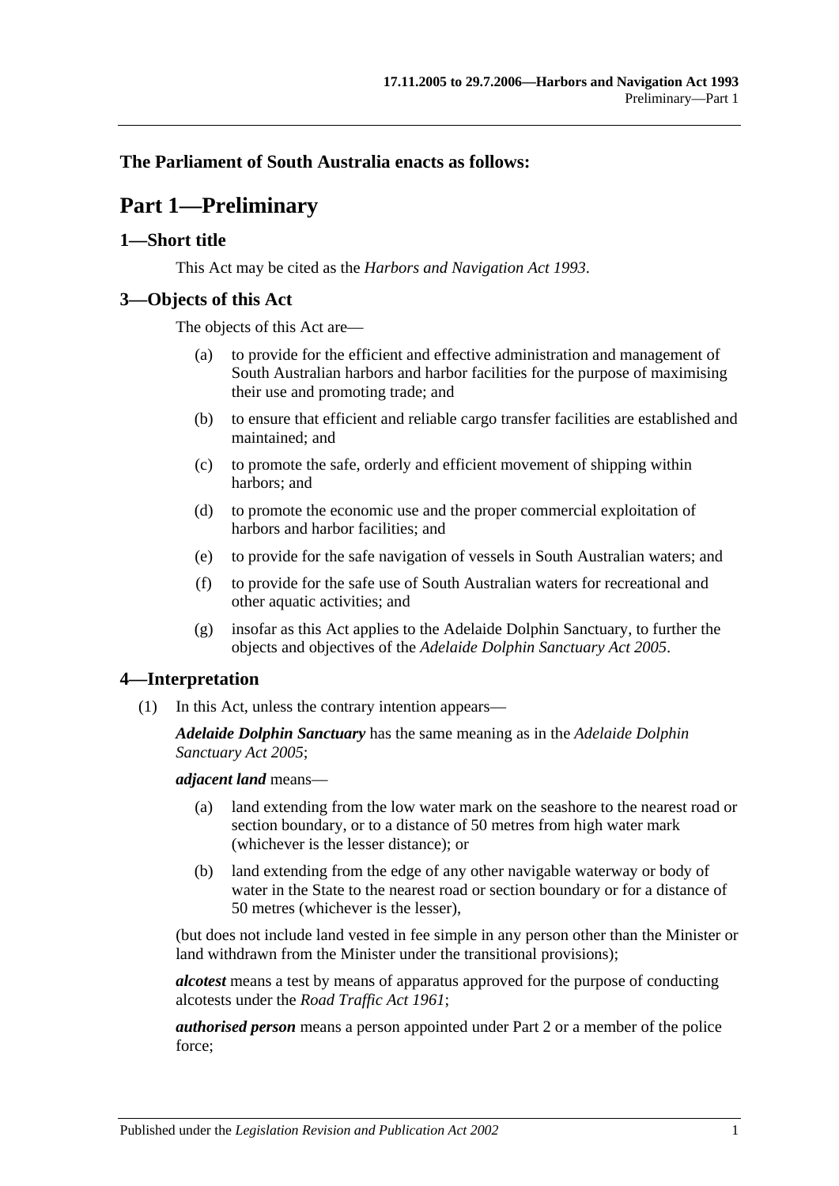**The Parliament of South Australia enacts as follows:**

# Part 1—Preliminary

## 1—Short title

This Act may be cited as the *Harbors and Navigation Act 1993*.

## 3—Objects of this Act

The objects of this Act are—

(a) to provide for the efficient and effective administration and management of South Australian harbors and harbor facilities for the purpose of maximising their use and promoting trade; and

(b) to ensure that efficient and reliable cargo transfer facilities are established and maintained; and

(c) to promote the safe, orderly and efficient movement of shipping within harbors; and

(d) to promote the economic use and the proper commercial exploitation of harbors and harbor facilities; and

(e) to provide for the safe navigation of vessels in South Australian waters; and

(f) to provide for the safe use of South Australian waters for recreational and other aquatic activities; and

(g) insofar as this Act applies to the Adelaide Dolphin Sanctuary, to further the objects and objectives of the *Adelaide Dolphin Sanctuary Act 2005*.

## 4—Interpretation

(1) In this Act, unless the contrary intention appears—

***Adelaide Dolphin Sanctuary*** has the same meaning as in the *Adelaide Dolphin Sanctuary Act 2005*;

***adjacent land*** means—

(a) land extending from the low water mark on the seashore to the nearest road or section boundary, or to a distance of 50 metres from high water mark (whichever is the lesser distance); or

(b) land extending from the edge of any other navigable waterway or body of water in the State to the nearest road or section boundary or for a distance of 50 metres (whichever is the lesser),

(but does not include land vested in fee simple in any person other than the Minister or land withdrawn from the Minister under the transitional provisions);

***alcotest*** means a test by means of apparatus approved for the purpose of conducting alcotests under the *Road Traffic Act 1961*;

***authorised person*** means a person appointed under Part 2 or a member of the police force;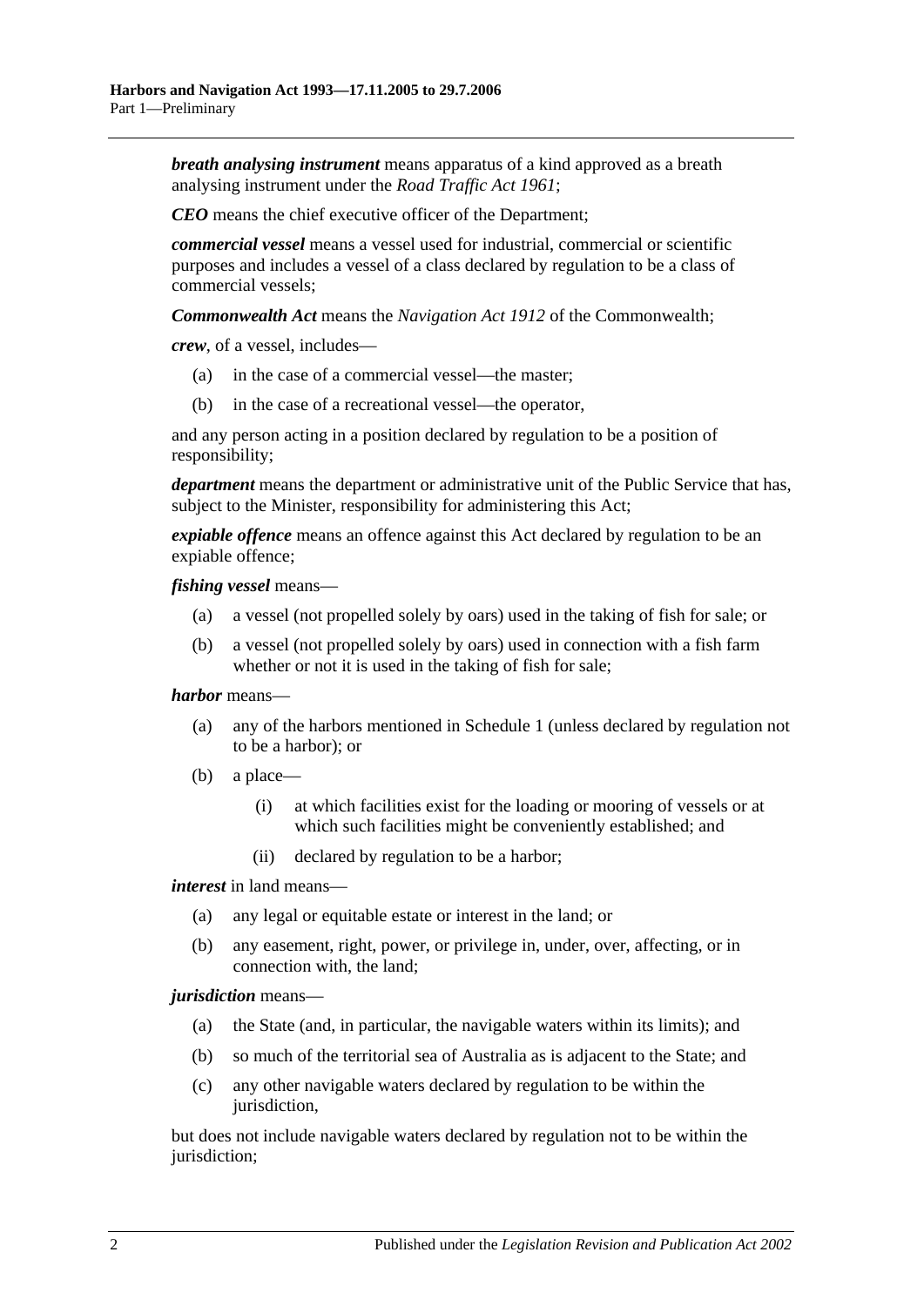***breath analysing instrument*** means apparatus of a kind approved as a breath analysing instrument under the *Road Traffic Act 1961*;

***CEO*** means the chief executive officer of the Department;

***commercial vessel*** means a vessel used for industrial, commercial or scientific purposes and includes a vessel of a class declared by regulation to be a class of commercial vessels;

***Commonwealth Act*** means the *Navigation Act 1912* of the Commonwealth;

***crew***, of a vessel, includes—

(a) in the case of a commercial vessel—the master;

(b) in the case of a recreational vessel—the operator,

and any person acting in a position declared by regulation to be a position of responsibility;

***department*** means the department or administrative unit of the Public Service that has, subject to the Minister, responsibility for administering this Act;

***expiable offence*** means an offence against this Act declared by regulation to be an expiable offence;

***fishing vessel*** means—

(a) a vessel (not propelled solely by oars) used in the taking of fish for sale; or

(b) a vessel (not propelled solely by oars) used in connection with a fish farm whether or not it is used in the taking of fish for sale;

***harbor*** means—

(a) any of the harbors mentioned in Schedule 1 (unless declared by regulation not to be a harbor); or

(b) a place—

(i) at which facilities exist for the loading or mooring of vessels or at which such facilities might be conveniently established; and

(ii) declared by regulation to be a harbor;

***interest*** in land means—

(a) any legal or equitable estate or interest in the land; or

(b) any easement, right, power, or privilege in, under, over, affecting, or in connection with, the land;

***jurisdiction*** means—

(a) the State (and, in particular, the navigable waters within its limits); and

(b) so much of the territorial sea of Australia as is adjacent to the State; and

(c) any other navigable waters declared by regulation to be within the jurisdiction,

but does not include navigable waters declared by regulation not to be within the jurisdiction;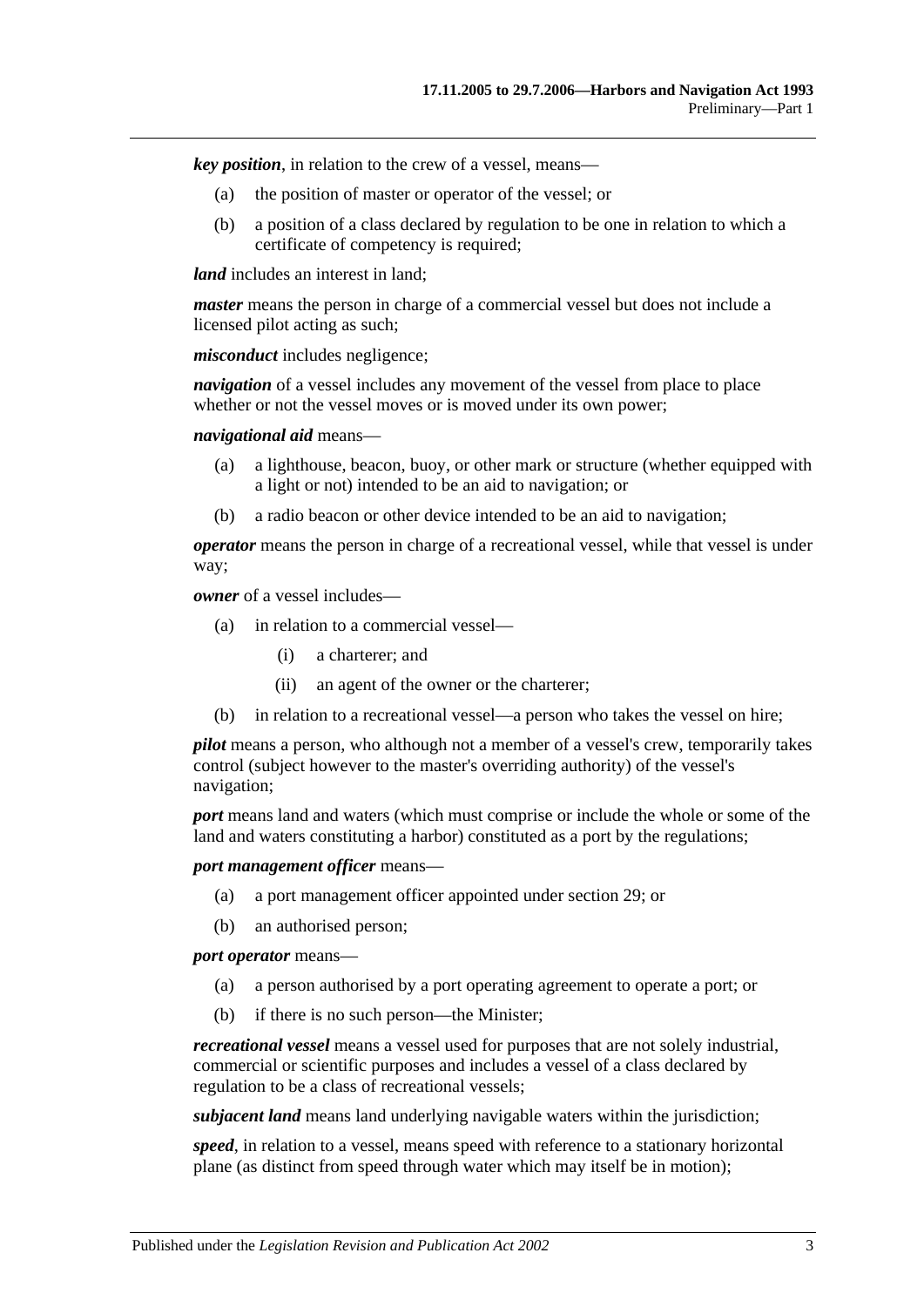***key position***, in relation to the crew of a vessel, means—

(a) the position of master or operator of the vessel; or

(b) a position of a class declared by regulation to be one in relation to which a certificate of competency is required;

***land*** includes an interest in land;

***master*** means the person in charge of a commercial vessel but does not include a licensed pilot acting as such;

***misconduct*** includes negligence;

***navigation*** of a vessel includes any movement of the vessel from place to place whether or not the vessel moves or is moved under its own power;

***navigational aid*** means—

(a) a lighthouse, beacon, buoy, or other mark or structure (whether equipped with a light or not) intended to be an aid to navigation; or

(b) a radio beacon or other device intended to be an aid to navigation;

***operator*** means the person in charge of a recreational vessel, while that vessel is under way;

***owner*** of a vessel includes—

(a) in relation to a commercial vessel—

(i) a charterer; and

(ii) an agent of the owner or the charterer;

(b) in relation to a recreational vessel—a person who takes the vessel on hire;

***pilot*** means a person, who although not a member of a vessel's crew, temporarily takes control (subject however to the master's overriding authority) of the vessel's navigation;

***port*** means land and waters (which must comprise or include the whole or some of the land and waters constituting a harbor) constituted as a port by the regulations;

***port management officer*** means—

(a) a port management officer appointed under section 29; or

(b) an authorised person;

***port operator*** means—

(a) a person authorised by a port operating agreement to operate a port; or

(b) if there is no such person—the Minister;

***recreational vessel*** means a vessel used for purposes that are not solely industrial, commercial or scientific purposes and includes a vessel of a class declared by regulation to be a class of recreational vessels;

***subjacent land*** means land underlying navigable waters within the jurisdiction;

***speed***, in relation to a vessel, means speed with reference to a stationary horizontal plane (as distinct from speed through water which may itself be in motion);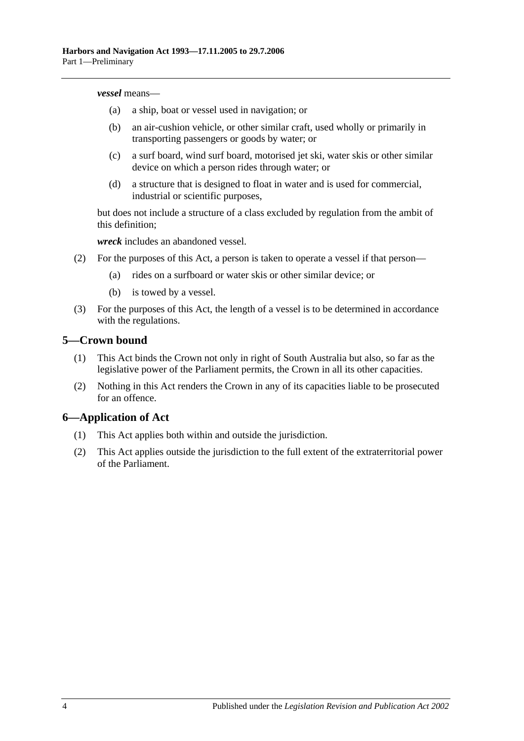***vessel*** means—

(a) a ship, boat or vessel used in navigation; or

(b) an air-cushion vehicle, or other similar craft, used wholly or primarily in transporting passengers or goods by water; or

(c) a surf board, wind surf board, motorised jet ski, water skis or other similar device on which a person rides through water; or

(d) a structure that is designed to float in water and is used for commercial, industrial or scientific purposes,

but does not include a structure of a class excluded by regulation from the ambit of this definition;

***wreck*** includes an abandoned vessel.

(2) For the purposes of this Act, a person is taken to operate a vessel if that person—

(a) rides on a surfboard or water skis or other similar device; or

(b) is towed by a vessel.

(3) For the purposes of this Act, the length of a vessel is to be determined in accordance with the regulations.

## 5—Crown bound

(1) This Act binds the Crown not only in right of South Australia but also, so far as the legislative power of the Parliament permits, the Crown in all its other capacities.

(2) Nothing in this Act renders the Crown in any of its capacities liable to be prosecuted for an offence.

## 6—Application of Act

(1) This Act applies both within and outside the jurisdiction.

(2) This Act applies outside the jurisdiction to the full extent of the extraterritorial power of the Parliament.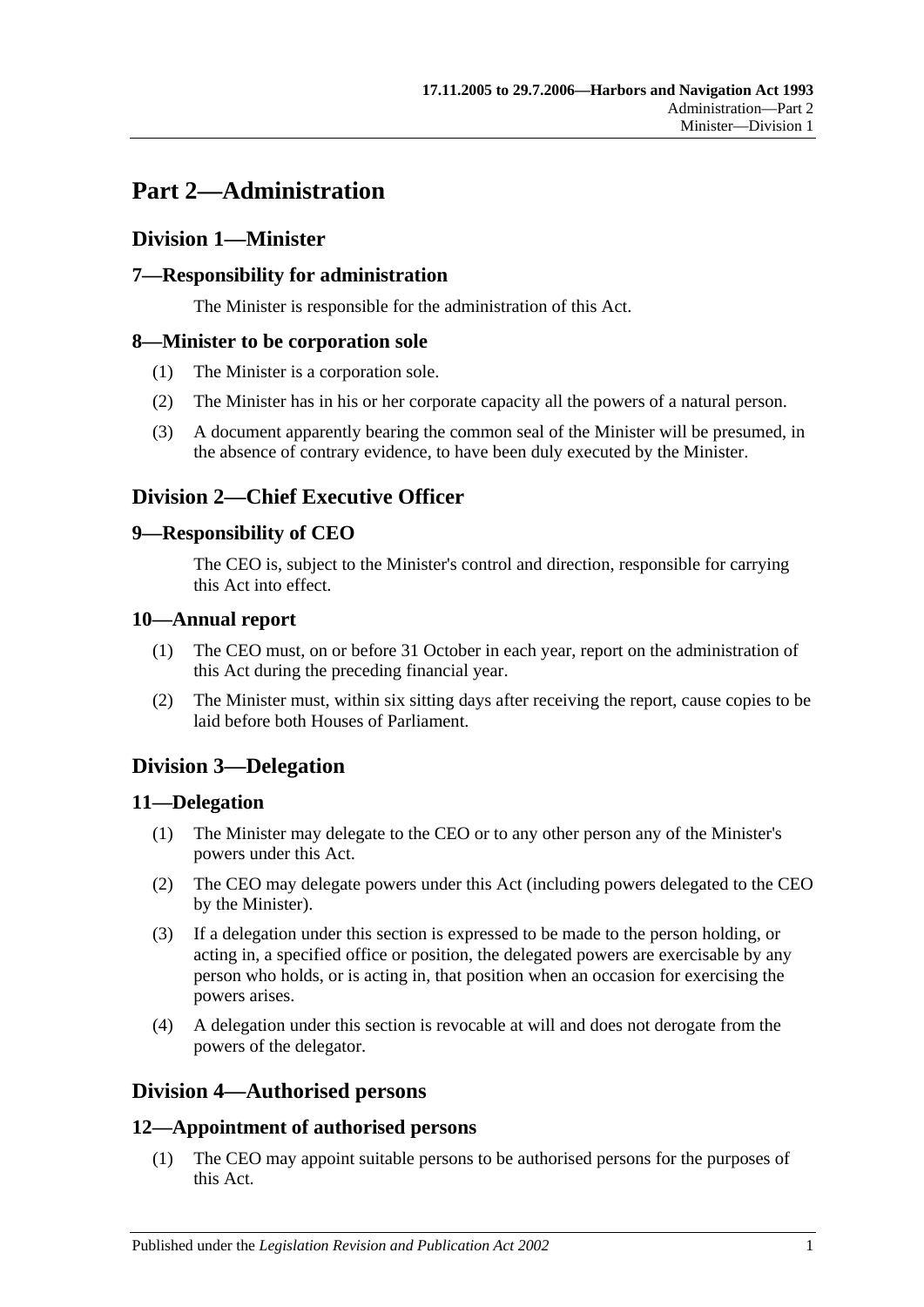# Part 2—Administration

## Division 1—Minister

### 7—Responsibility for administration

The Minister is responsible for the administration of this Act.

### 8—Minister to be corporation sole

(1) The Minister is a corporation sole.

(2) The Minister has in his or her corporate capacity all the powers of a natural person.

(3) A document apparently bearing the common seal of the Minister will be presumed, in the absence of contrary evidence, to have been duly executed by the Minister.

## Division 2—Chief Executive Officer

### 9—Responsibility of CEO

The CEO is, subject to the Minister's control and direction, responsible for carrying this Act into effect.

### 10—Annual report

(1) The CEO must, on or before 31 October in each year, report on the administration of this Act during the preceding financial year.

(2) The Minister must, within six sitting days after receiving the report, cause copies to be laid before both Houses of Parliament.

## Division 3—Delegation

### 11—Delegation

(1) The Minister may delegate to the CEO or to any other person any of the Minister's powers under this Act.

(2) The CEO may delegate powers under this Act (including powers delegated to the CEO by the Minister).

(3) If a delegation under this section is expressed to be made to the person holding, or acting in, a specified office or position, the delegated powers are exercisable by any person who holds, or is acting in, that position when an occasion for exercising the powers arises.

(4) A delegation under this section is revocable at will and does not derogate from the powers of the delegator.

## Division 4—Authorised persons

### 12—Appointment of authorised persons

(1) The CEO may appoint suitable persons to be authorised persons for the purposes of this Act.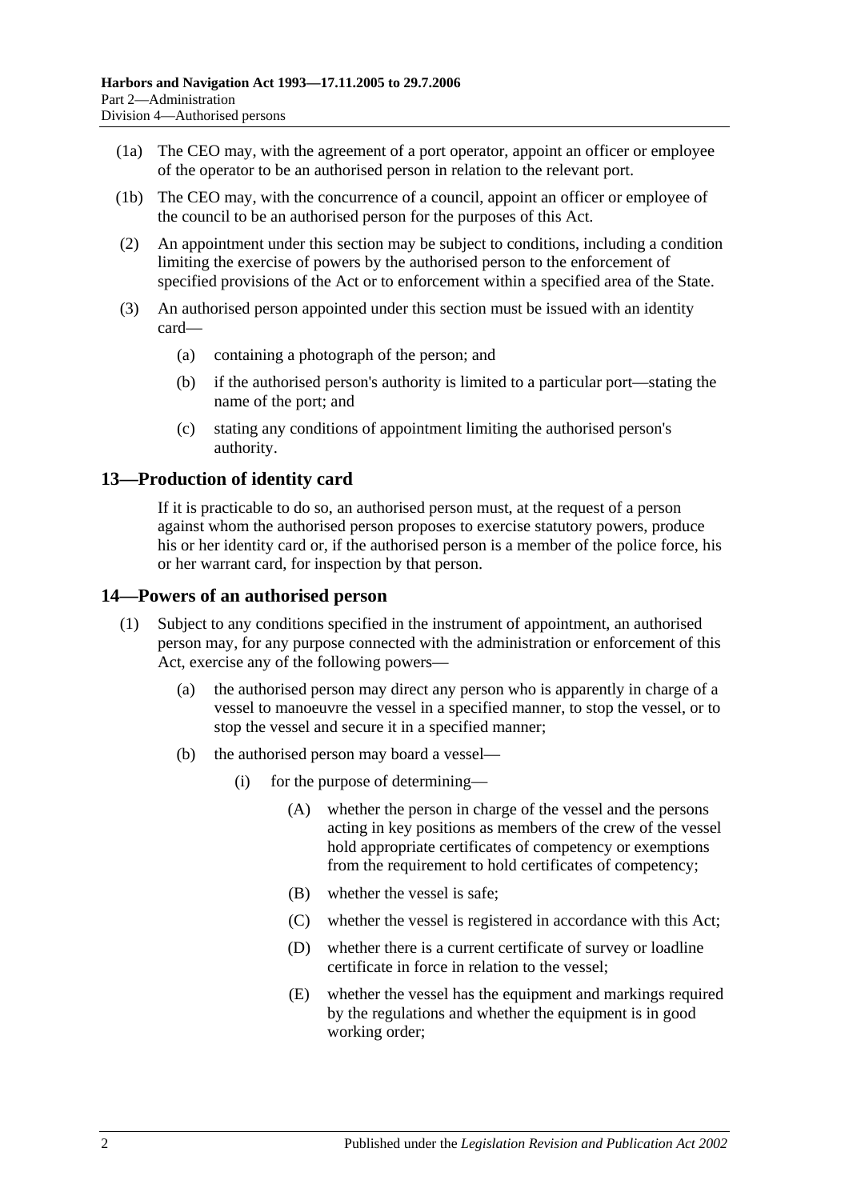(1a) The CEO may, with the agreement of a port operator, appoint an officer or employee of the operator to be an authorised person in relation to the relevant port.

(1b) The CEO may, with the concurrence of a council, appoint an officer or employee of the council to be an authorised person for the purposes of this Act.

(2) An appointment under this section may be subject to conditions, including a condition limiting the exercise of powers by the authorised person to the enforcement of specified provisions of the Act or to enforcement within a specified area of the State.

(3) An authorised person appointed under this section must be issued with an identity card—

(a) containing a photograph of the person; and

(b) if the authorised person's authority is limited to a particular port—stating the name of the port; and

(c) stating any conditions of appointment limiting the authorised person's authority.

## 13—Production of identity card

If it is practicable to do so, an authorised person must, at the request of a person against whom the authorised person proposes to exercise statutory powers, produce his or her identity card or, if the authorised person is a member of the police force, his or her warrant card, for inspection by that person.

## 14—Powers of an authorised person

(1) Subject to any conditions specified in the instrument of appointment, an authorised person may, for any purpose connected with the administration or enforcement of this Act, exercise any of the following powers—

(a) the authorised person may direct any person who is apparently in charge of a vessel to manoeuvre the vessel in a specified manner, to stop the vessel, or to stop the vessel and secure it in a specified manner;

(b) the authorised person may board a vessel—

(i) for the purpose of determining—

(A) whether the person in charge of the vessel and the persons acting in key positions as members of the crew of the vessel hold appropriate certificates of competency or exemptions from the requirement to hold certificates of competency;

(B) whether the vessel is safe;

(C) whether the vessel is registered in accordance with this Act;

(D) whether there is a current certificate of survey or loadline certificate in force in relation to the vessel;

(E) whether the vessel has the equipment and markings required by the regulations and whether the equipment is in good working order;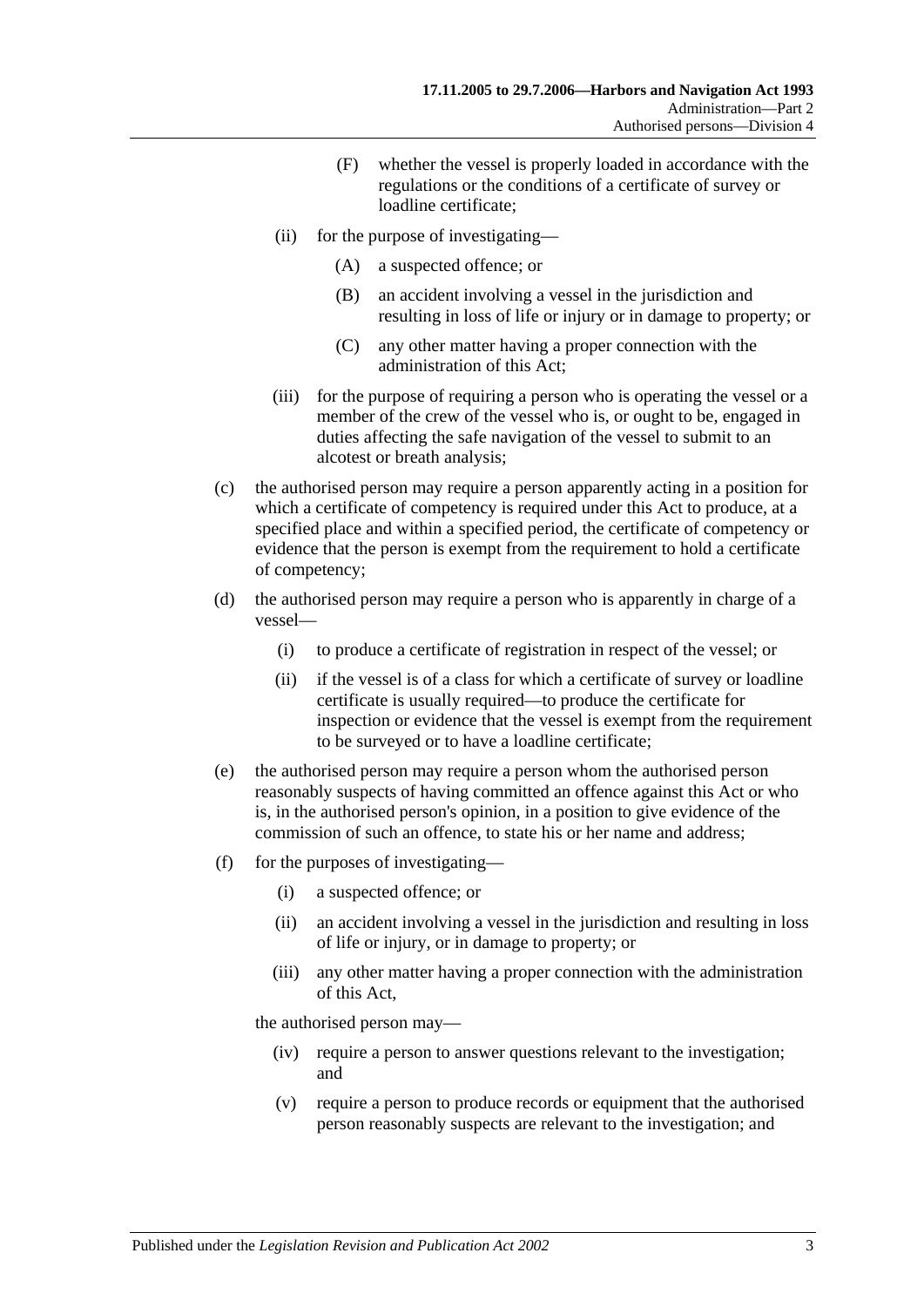(F) whether the vessel is properly loaded in accordance with the regulations or the conditions of a certificate of survey or loadline certificate;

(ii) for the purpose of investigating—

(A) a suspected offence; or

(B) an accident involving a vessel in the jurisdiction and resulting in loss of life or injury or in damage to property; or

(C) any other matter having a proper connection with the administration of this Act;

(iii) for the purpose of requiring a person who is operating the vessel or a member of the crew of the vessel who is, or ought to be, engaged in duties affecting the safe navigation of the vessel to submit to an alcotest or breath analysis;

(c) the authorised person may require a person apparently acting in a position for which a certificate of competency is required under this Act to produce, at a specified place and within a specified period, the certificate of competency or evidence that the person is exempt from the requirement to hold a certificate of competency;

(d) the authorised person may require a person who is apparently in charge of a vessel—

(i) to produce a certificate of registration in respect of the vessel; or

(ii) if the vessel is of a class for which a certificate of survey or loadline certificate is usually required—to produce the certificate for inspection or evidence that the vessel is exempt from the requirement to be surveyed or to have a loadline certificate;

(e) the authorised person may require a person whom the authorised person reasonably suspects of having committed an offence against this Act or who is, in the authorised person's opinion, in a position to give evidence of the commission of such an offence, to state his or her name and address;

(f) for the purposes of investigating—

(i) a suspected offence; or

(ii) an accident involving a vessel in the jurisdiction and resulting in loss of life or injury, or in damage to property; or

(iii) any other matter having a proper connection with the administration of this Act,

the authorised person may—

(iv) require a person to answer questions relevant to the investigation; and

(v) require a person to produce records or equipment that the authorised person reasonably suspects are relevant to the investigation; and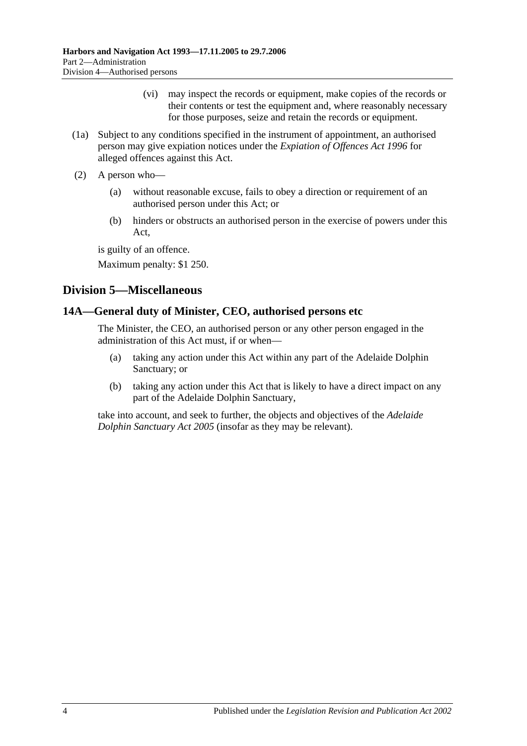(vi) may inspect the records or equipment, make copies of the records or their contents or test the equipment and, where reasonably necessary for those purposes, seize and retain the records or equipment.

(1a) Subject to any conditions specified in the instrument of appointment, an authorised person may give expiation notices under the *Expiation of Offences Act 1996* for alleged offences against this Act.

(2) A person who—

(a) without reasonable excuse, fails to obey a direction or requirement of an authorised person under this Act; or

(b) hinders or obstructs an authorised person in the exercise of powers under this Act,

is guilty of an offence.

Maximum penalty: $1 250.

## Division 5—Miscellaneous

### 14A—General duty of Minister, CEO, authorised persons etc

The Minister, the CEO, an authorised person or any other person engaged in the administration of this Act must, if or when—

(a) taking any action under this Act within any part of the Adelaide Dolphin Sanctuary; or

(b) taking any action under this Act that is likely to have a direct impact on any part of the Adelaide Dolphin Sanctuary,

take into account, and seek to further, the objects and objectives of the *Adelaide Dolphin Sanctuary Act 2005* (insofar as they may be relevant).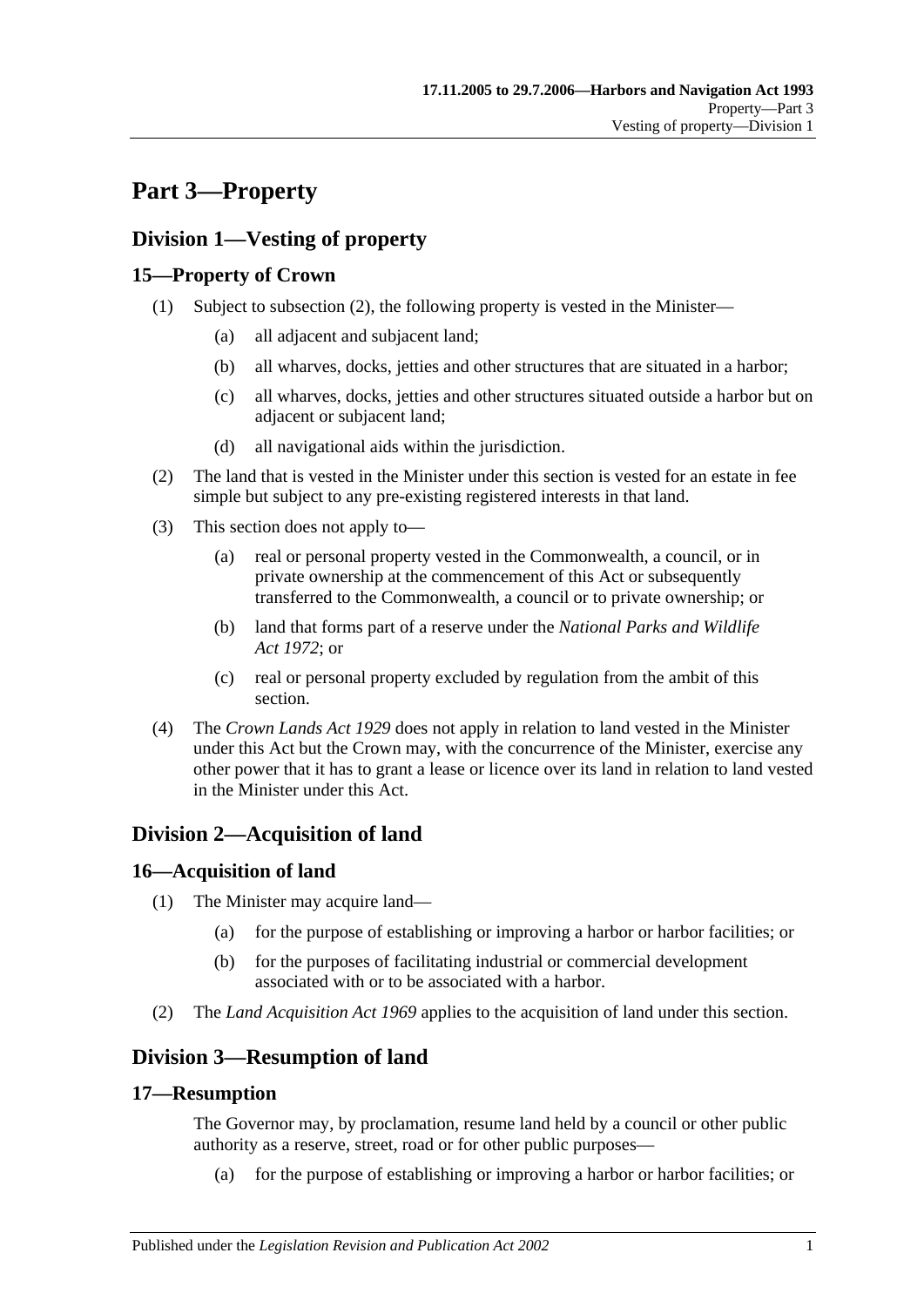# Part 3—Property

## Division 1—Vesting of property

### 15—Property of Crown

(1) Subject to subsection (2), the following property is vested in the Minister—

(a) all adjacent and subjacent land;

(b) all wharves, docks, jetties and other structures that are situated in a harbor;

(c) all wharves, docks, jetties and other structures situated outside a harbor but on adjacent or subjacent land;

(d) all navigational aids within the jurisdiction.

(2) The land that is vested in the Minister under this section is vested for an estate in fee simple but subject to any pre-existing registered interests in that land.

(3) This section does not apply to—

(a) real or personal property vested in the Commonwealth, a council, or in private ownership at the commencement of this Act or subsequently transferred to the Commonwealth, a council or to private ownership; or

(b) land that forms part of a reserve under the *National Parks and Wildlife Act 1972*; or

(c) real or personal property excluded by regulation from the ambit of this section.

(4) The *Crown Lands Act 1929* does not apply in relation to land vested in the Minister under this Act but the Crown may, with the concurrence of the Minister, exercise any other power that it has to grant a lease or licence over its land in relation to land vested in the Minister under this Act.

## Division 2—Acquisition of land

### 16—Acquisition of land

(1) The Minister may acquire land—

(a) for the purpose of establishing or improving a harbor or harbor facilities; or

(b) for the purposes of facilitating industrial or commercial development associated with or to be associated with a harbor.

(2) The *Land Acquisition Act 1969* applies to the acquisition of land under this section.

## Division 3—Resumption of land

### 17—Resumption

The Governor may, by proclamation, resume land held by a council or other public authority as a reserve, street, road or for other public purposes—

(a) for the purpose of establishing or improving a harbor or harbor facilities; or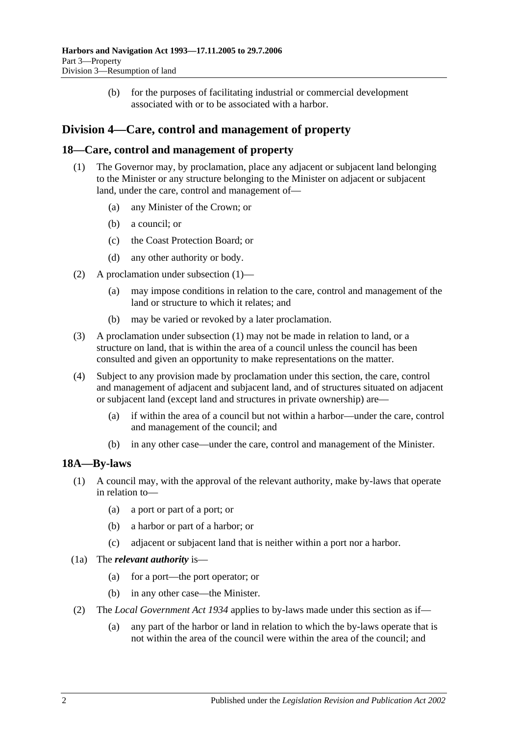(b) for the purposes of facilitating industrial or commercial development associated with or to be associated with a harbor.

## Division 4—Care, control and management of property

### 18—Care, control and management of property

(1) The Governor may, by proclamation, place any adjacent or subjacent land belonging to the Minister or any structure belonging to the Minister on adjacent or subjacent land, under the care, control and management of—

(a) any Minister of the Crown; or

(b) a council; or

(c) the Coast Protection Board; or

(d) any other authority or body.

(2) A proclamation under subsection (1)—

(a) may impose conditions in relation to the care, control and management of the land or structure to which it relates; and

(b) may be varied or revoked by a later proclamation.

(3) A proclamation under subsection (1) may not be made in relation to land, or a structure on land, that is within the area of a council unless the council has been consulted and given an opportunity to make representations on the matter.

(4) Subject to any provision made by proclamation under this section, the care, control and management of adjacent and subjacent land, and of structures situated on adjacent or subjacent land (except land and structures in private ownership) are—

(a) if within the area of a council but not within a harbor—under the care, control and management of the council; and

(b) in any other case—under the care, control and management of the Minister.

### 18A—By-laws

(1) A council may, with the approval of the relevant authority, make by-laws that operate in relation to—

(a) a port or part of a port; or

(b) a harbor or part of a harbor; or

(c) adjacent or subjacent land that is neither within a port nor a harbor.

(1a) The ***relevant authority*** is—

(a) for a port—the port operator; or

(b) in any other case—the Minister.

(2) The *Local Government Act 1934* applies to by-laws made under this section as if—

(a) any part of the harbor or land in relation to which the by-laws operate that is not within the area of the council were within the area of the council; and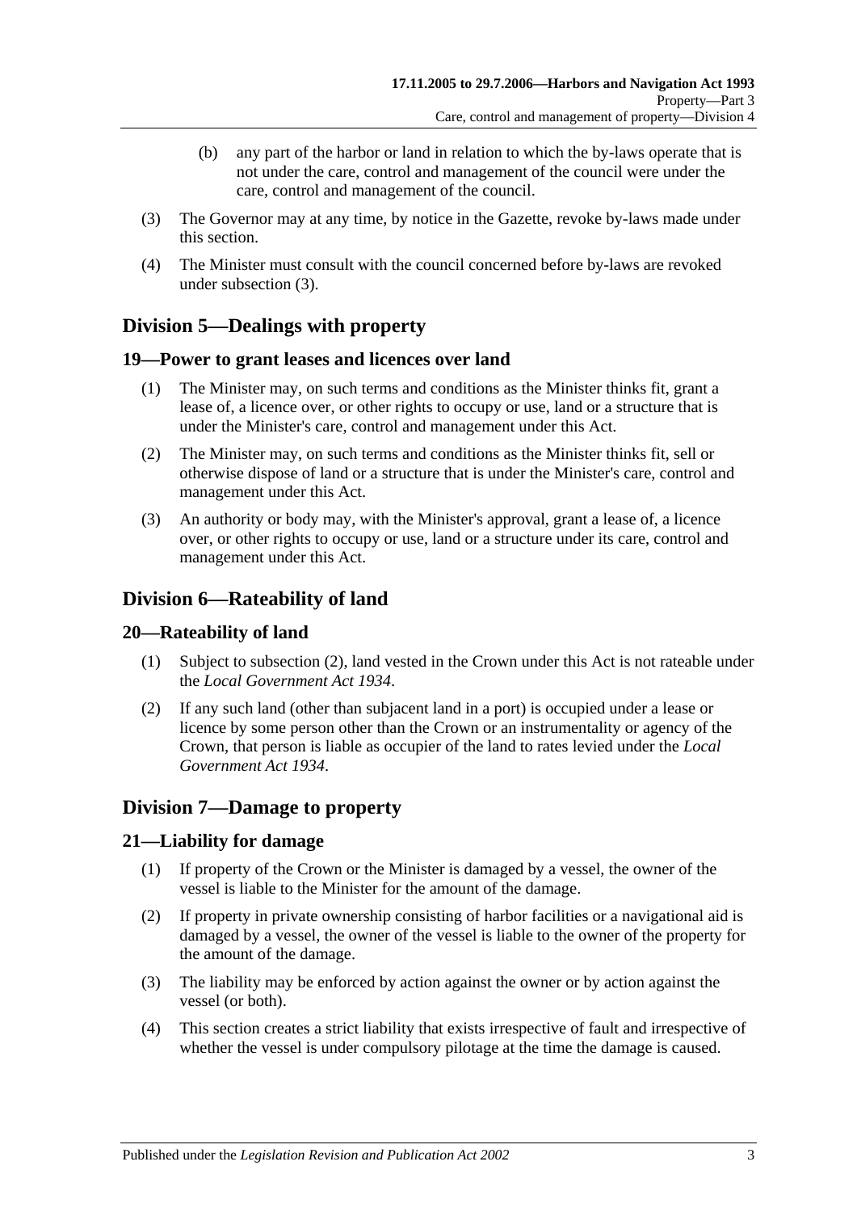(b) any part of the harbor or land in relation to which the by-laws operate that is not under the care, control and management of the council were under the care, control and management of the council.

(3) The Governor may at any time, by notice in the Gazette, revoke by-laws made under this section.

(4) The Minister must consult with the council concerned before by-laws are revoked under subsection (3).

## Division 5—Dealings with property

### 19—Power to grant leases and licences over land

(1) The Minister may, on such terms and conditions as the Minister thinks fit, grant a lease of, a licence over, or other rights to occupy or use, land or a structure that is under the Minister's care, control and management under this Act.

(2) The Minister may, on such terms and conditions as the Minister thinks fit, sell or otherwise dispose of land or a structure that is under the Minister's care, control and management under this Act.

(3) An authority or body may, with the Minister's approval, grant a lease of, a licence over, or other rights to occupy or use, land or a structure under its care, control and management under this Act.

## Division 6—Rateability of land

### 20—Rateability of land

(1) Subject to subsection (2), land vested in the Crown under this Act is not rateable under the *Local Government Act 1934*.

(2) If any such land (other than subjacent land in a port) is occupied under a lease or licence by some person other than the Crown or an instrumentality or agency of the Crown, that person is liable as occupier of the land to rates levied under the *Local Government Act 1934*.

## Division 7—Damage to property

### 21—Liability for damage

(1) If property of the Crown or the Minister is damaged by a vessel, the owner of the vessel is liable to the Minister for the amount of the damage.

(2) If property in private ownership consisting of harbor facilities or a navigational aid is damaged by a vessel, the owner of the vessel is liable to the owner of the property for the amount of the damage.

(3) The liability may be enforced by action against the owner or by action against the vessel (or both).

(4) This section creates a strict liability that exists irrespective of fault and irrespective of whether the vessel is under compulsory pilotage at the time the damage is caused.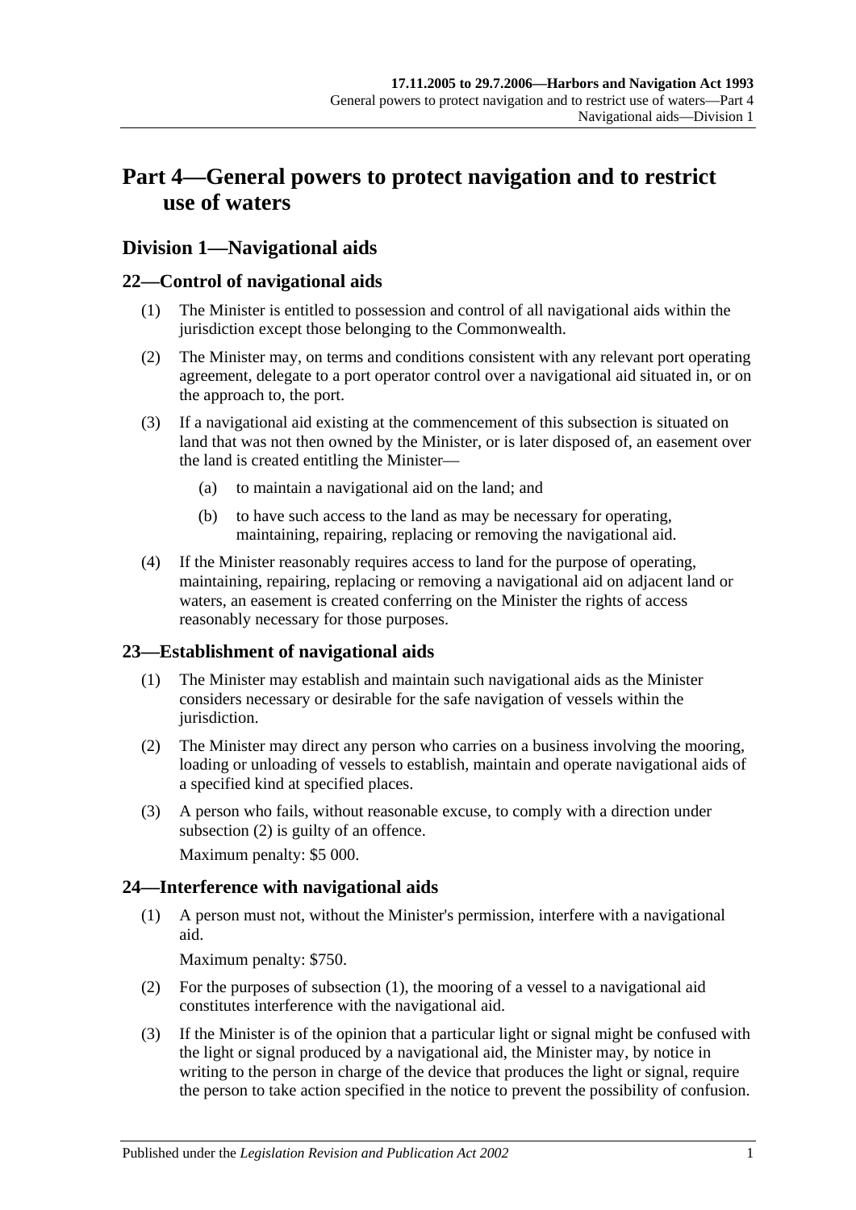# Part 4—General powers to protect navigation and to restrict use of waters

## Division 1—Navigational aids

### 22—Control of navigational aids

(1) The Minister is entitled to possession and control of all navigational aids within the jurisdiction except those belonging to the Commonwealth.

(2) The Minister may, on terms and conditions consistent with any relevant port operating agreement, delegate to a port operator control over a navigational aid situated in, or on the approach to, the port.

(3) If a navigational aid existing at the commencement of this subsection is situated on land that was not then owned by the Minister, or is later disposed of, an easement over the land is created entitling the Minister—

- (a) to maintain a navigational aid on the land; and
- (b) to have such access to the land as may be necessary for operating, maintaining, repairing, replacing or removing the navigational aid.

(4) If the Minister reasonably requires access to land for the purpose of operating, maintaining, repairing, replacing or removing a navigational aid on adjacent land or waters, an easement is created conferring on the Minister the rights of access reasonably necessary for those purposes.

### 23—Establishment of navigational aids

(1) The Minister may establish and maintain such navigational aids as the Minister considers necessary or desirable for the safe navigation of vessels within the jurisdiction.

(2) The Minister may direct any person who carries on a business involving the mooring, loading or unloading of vessels to establish, maintain and operate navigational aids of a specified kind at specified places.

(3) A person who fails, without reasonable excuse, to comply with a direction under subsection (2) is guilty of an offence.

Maximum penalty: $5 000.

### 24—Interference with navigational aids

(1) A person must not, without the Minister's permission, interfere with a navigational aid.

Maximum penalty: $750.

(2) For the purposes of subsection (1), the mooring of a vessel to a navigational aid constitutes interference with the navigational aid.

(3) If the Minister is of the opinion that a particular light or signal might be confused with the light or signal produced by a navigational aid, the Minister may, by notice in writing to the person in charge of the device that produces the light or signal, require the person to take action specified in the notice to prevent the possibility of confusion.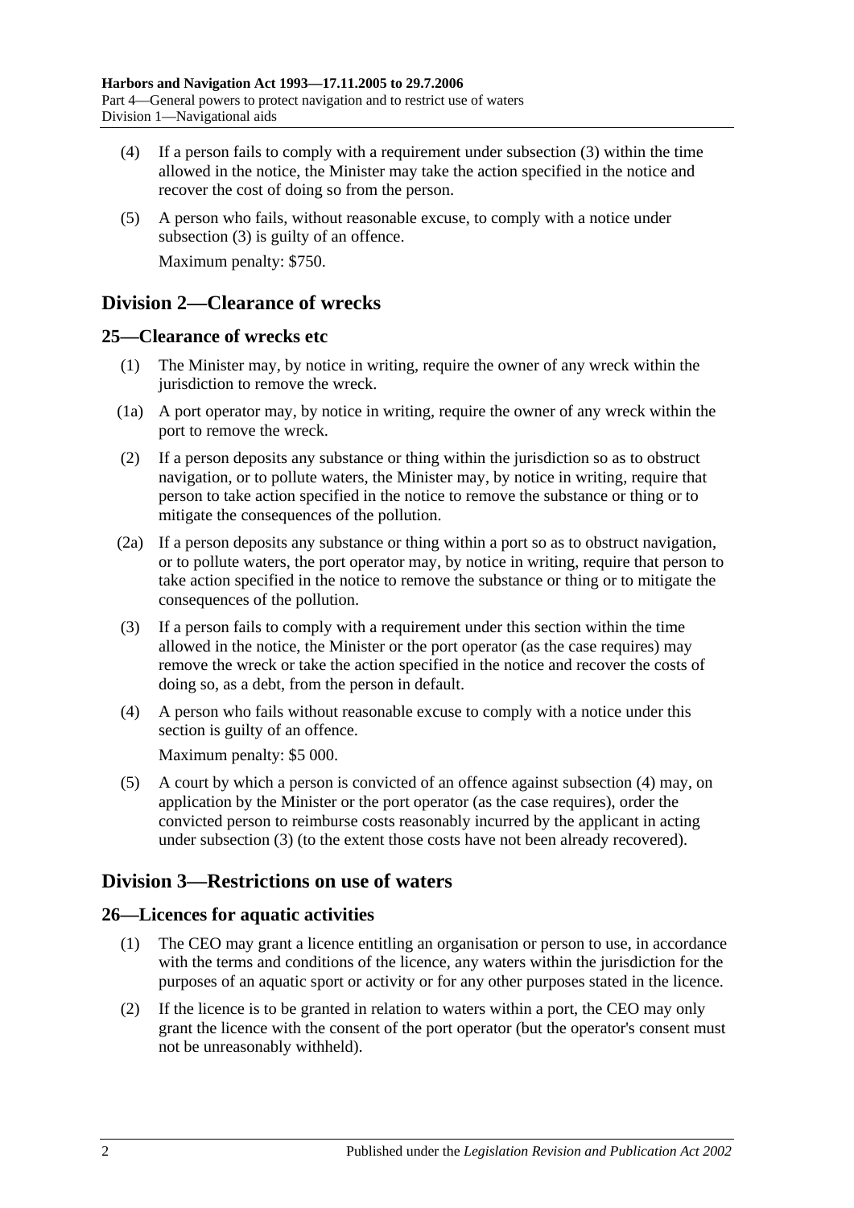(4) If a person fails to comply with a requirement under subsection (3) within the time allowed in the notice, the Minister may take the action specified in the notice and recover the cost of doing so from the person.

(5) A person who fails, without reasonable excuse, to comply with a notice under subsection (3) is guilty of an offence.

Maximum penalty: $750.

## Division 2—Clearance of wrecks

### 25—Clearance of wrecks etc

(1) The Minister may, by notice in writing, require the owner of any wreck within the jurisdiction to remove the wreck.

(1a) A port operator may, by notice in writing, require the owner of any wreck within the port to remove the wreck.

(2) If a person deposits any substance or thing within the jurisdiction so as to obstruct navigation, or to pollute waters, the Minister may, by notice in writing, require that person to take action specified in the notice to remove the substance or thing or to mitigate the consequences of the pollution.

(2a) If a person deposits any substance or thing within a port so as to obstruct navigation, or to pollute waters, the port operator may, by notice in writing, require that person to take action specified in the notice to remove the substance or thing or to mitigate the consequences of the pollution.

(3) If a person fails to comply with a requirement under this section within the time allowed in the notice, the Minister or the port operator (as the case requires) may remove the wreck or take the action specified in the notice and recover the costs of doing so, as a debt, from the person in default.

(4) A person who fails without reasonable excuse to comply with a notice under this section is guilty of an offence.

Maximum penalty: $5 000.

(5) A court by which a person is convicted of an offence against subsection (4) may, on application by the Minister or the port operator (as the case requires), order the convicted person to reimburse costs reasonably incurred by the applicant in acting under subsection (3) (to the extent those costs have not been already recovered).

## Division 3—Restrictions on use of waters

### 26—Licences for aquatic activities

(1) The CEO may grant a licence entitling an organisation or person to use, in accordance with the terms and conditions of the licence, any waters within the jurisdiction for the purposes of an aquatic sport or activity or for any other purposes stated in the licence.

(2) If the licence is to be granted in relation to waters within a port, the CEO may only grant the licence with the consent of the port operator (but the operator's consent must not be unreasonably withheld).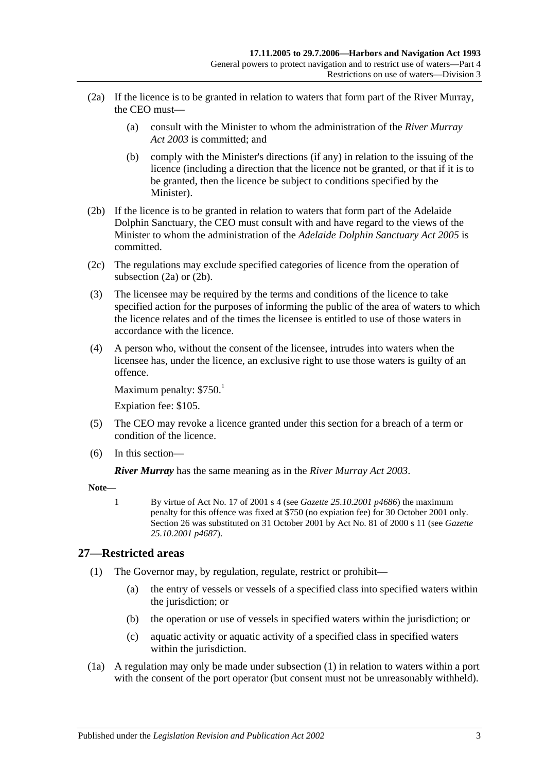(2a) If the licence is to be granted in relation to waters that form part of the River Murray, the CEO must—

(a) consult with the Minister to whom the administration of the *River Murray Act 2003* is committed; and

(b) comply with the Minister's directions (if any) in relation to the issuing of the licence (including a direction that the licence not be granted, or that if it is to be granted, then the licence be subject to conditions specified by the Minister).

(2b) If the licence is to be granted in relation to waters that form part of the Adelaide Dolphin Sanctuary, the CEO must consult with and have regard to the views of the Minister to whom the administration of the *Adelaide Dolphin Sanctuary Act 2005* is committed.

(2c) The regulations may exclude specified categories of licence from the operation of subsection (2a) or (2b).

(3) The licensee may be required by the terms and conditions of the licence to take specified action for the purposes of informing the public of the area of waters to which the licence relates and of the times the licensee is entitled to use of those waters in accordance with the licence.

(4) A person who, without the consent of the licensee, intrudes into waters when the licensee has, under the licence, an exclusive right to use those waters is guilty of an offence.

Maximum penalty: $750.[1]

Expiation fee: $105.

(5) The CEO may revoke a licence granted under this section for a breach of a term or condition of the licence.

(6) In this section—

***River Murray*** has the same meaning as in the *River Murray Act 2003*.

**Note—**

1 By virtue of Act No. 17 of 2001 s 4 (see *Gazette 25.10.2001 p4686*) the maximum penalty for this offence was fixed at $750 (no expiation fee) for 30 October 2001 only. Section 26 was substituted on 31 October 2001 by Act No. 81 of 2000 s 11 (see *Gazette 25.10.2001 p4687*).

## 27—Restricted areas

(1) The Governor may, by regulation, regulate, restrict or prohibit—

(a) the entry of vessels or vessels of a specified class into specified waters within the jurisdiction; or

(b) the operation or use of vessels in specified waters within the jurisdiction; or

(c) aquatic activity or aquatic activity of a specified class in specified waters within the jurisdiction.

(1a) A regulation may only be made under subsection (1) in relation to waters within a port with the consent of the port operator (but consent must not be unreasonably withheld).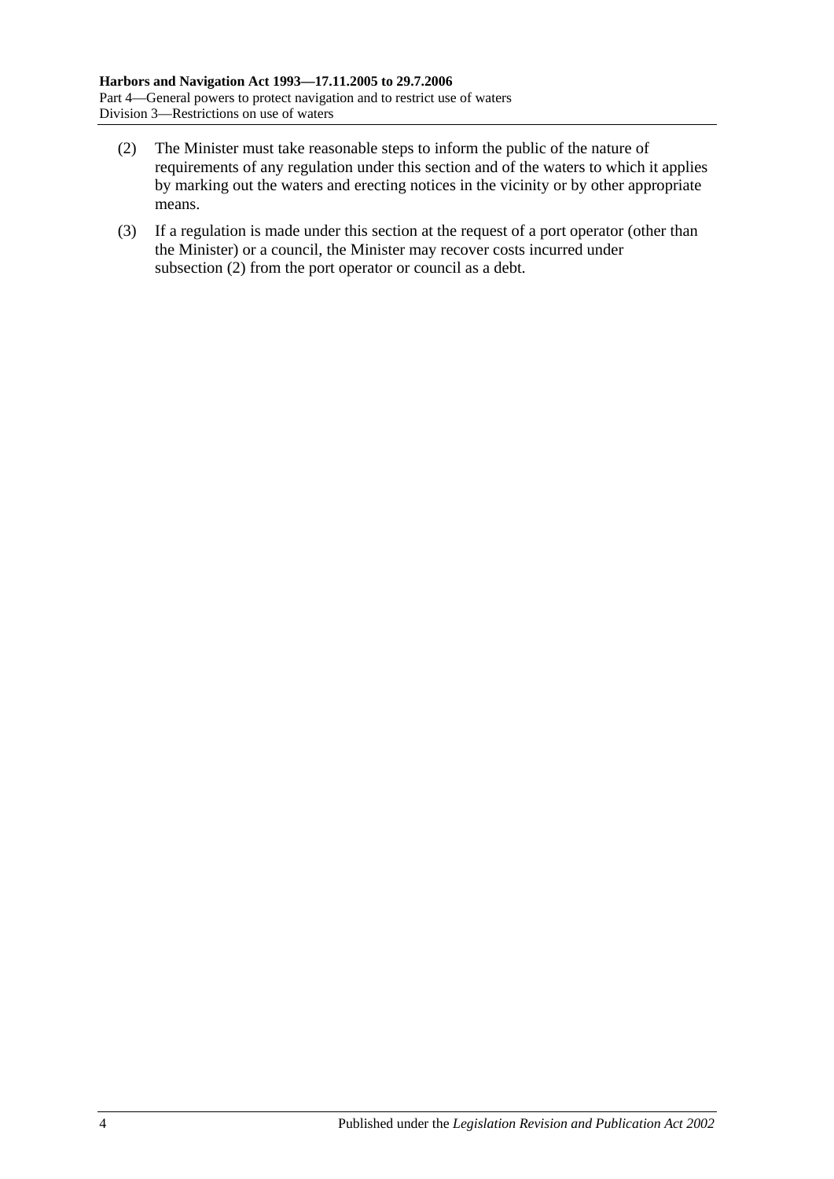(2) The Minister must take reasonable steps to inform the public of the nature of requirements of any regulation under this section and of the waters to which it applies by marking out the waters and erecting notices in the vicinity or by other appropriate means.

(3) If a regulation is made under this section at the request of a port operator (other than the Minister) or a council, the Minister may recover costs incurred under subsection (2) from the port operator or council as a debt.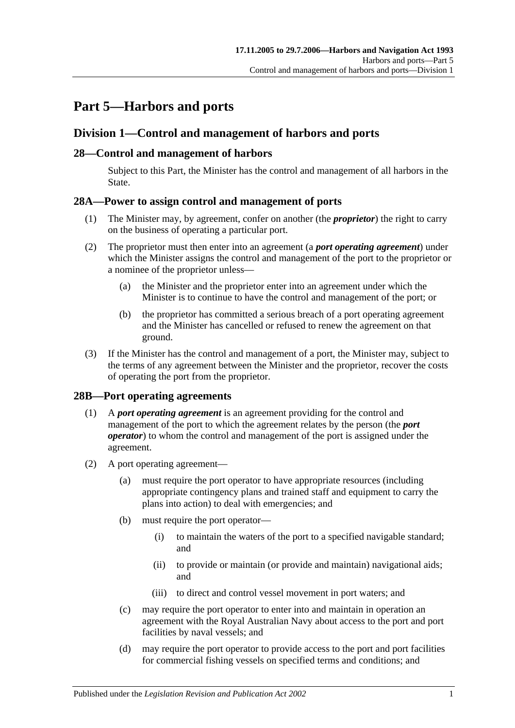# Part 5—Harbors and ports

## Division 1—Control and management of harbors and ports

### 28—Control and management of harbors

Subject to this Part, the Minister has the control and management of all harbors in the State.

### 28A—Power to assign control and management of ports

(1) The Minister may, by agreement, confer on another (the ***proprietor***) the right to carry on the business of operating a particular port.

(2) The proprietor must then enter into an agreement (a ***port operating agreement***) under which the Minister assigns the control and management of the port to the proprietor or a nominee of the proprietor unless—

(a) the Minister and the proprietor enter into an agreement under which the Minister is to continue to have the control and management of the port; or

(b) the proprietor has committed a serious breach of a port operating agreement and the Minister has cancelled or refused to renew the agreement on that ground.

(3) If the Minister has the control and management of a port, the Minister may, subject to the terms of any agreement between the Minister and the proprietor, recover the costs of operating the port from the proprietor.

### 28B—Port operating agreements

(1) A ***port operating agreement*** is an agreement providing for the control and management of the port to which the agreement relates by the person (the ***port operator***) to whom the control and management of the port is assigned under the agreement.

(2) A port operating agreement—

(a) must require the port operator to have appropriate resources (including appropriate contingency plans and trained staff and equipment to carry the plans into action) to deal with emergencies; and

(b) must require the port operator—

(i) to maintain the waters of the port to a specified navigable standard; and

(ii) to provide or maintain (or provide and maintain) navigational aids; and

(iii) to direct and control vessel movement in port waters; and

(c) may require the port operator to enter into and maintain in operation an agreement with the Royal Australian Navy about access to the port and port facilities by naval vessels; and

(d) may require the port operator to provide access to the port and port facilities for commercial fishing vessels on specified terms and conditions; and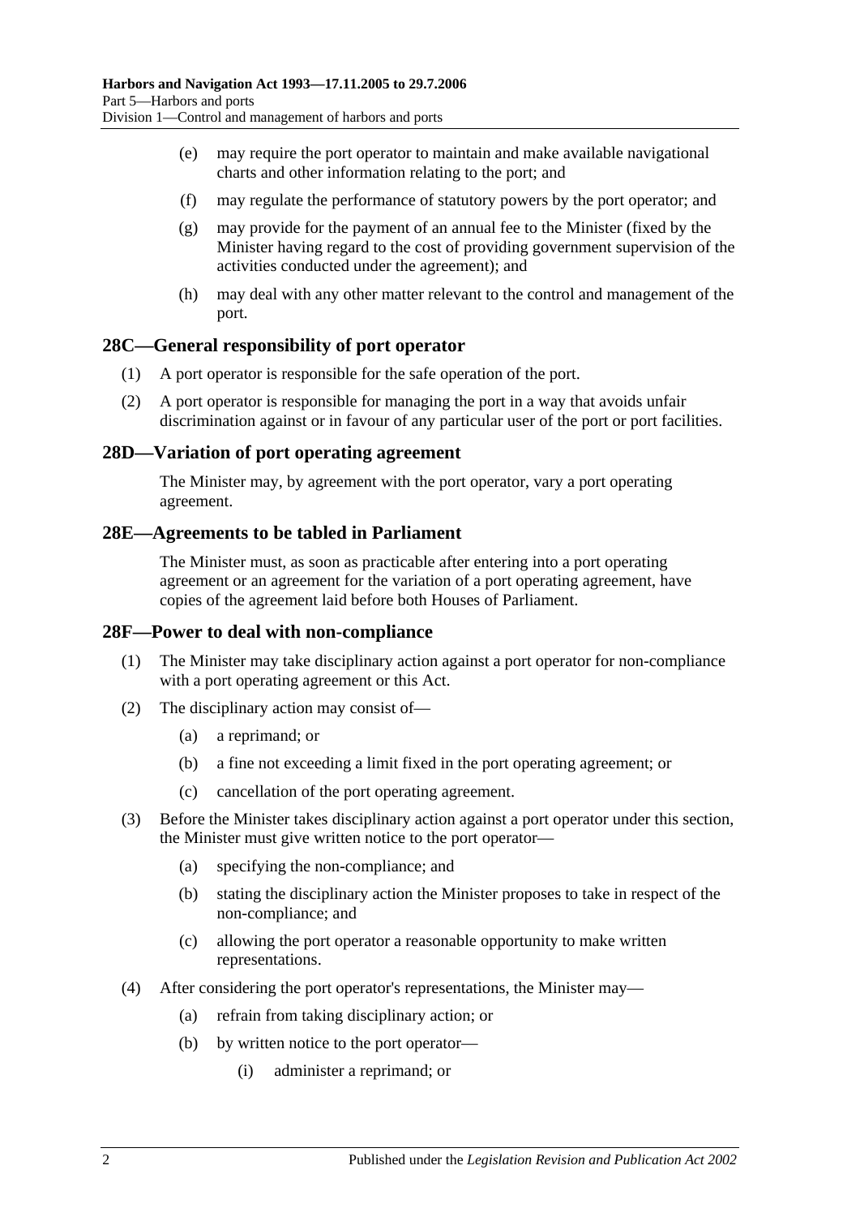(e) may require the port operator to maintain and make available navigational charts and other information relating to the port; and

(f) may regulate the performance of statutory powers by the port operator; and

(g) may provide for the payment of an annual fee to the Minister (fixed by the Minister having regard to the cost of providing government supervision of the activities conducted under the agreement); and

(h) may deal with any other matter relevant to the control and management of the port.

## 28C—General responsibility of port operator

(1) A port operator is responsible for the safe operation of the port.

(2) A port operator is responsible for managing the port in a way that avoids unfair discrimination against or in favour of any particular user of the port or port facilities.

## 28D—Variation of port operating agreement

The Minister may, by agreement with the port operator, vary a port operating agreement.

## 28E—Agreements to be tabled in Parliament

The Minister must, as soon as practicable after entering into a port operating agreement or an agreement for the variation of a port operating agreement, have copies of the agreement laid before both Houses of Parliament.

## 28F—Power to deal with non-compliance

(1) The Minister may take disciplinary action against a port operator for non-compliance with a port operating agreement or this Act.

(2) The disciplinary action may consist of—

(a) a reprimand; or

(b) a fine not exceeding a limit fixed in the port operating agreement; or

(c) cancellation of the port operating agreement.

(3) Before the Minister takes disciplinary action against a port operator under this section, the Minister must give written notice to the port operator—

(a) specifying the non-compliance; and

(b) stating the disciplinary action the Minister proposes to take in respect of the non-compliance; and

(c) allowing the port operator a reasonable opportunity to make written representations.

(4) After considering the port operator's representations, the Minister may—

(a) refrain from taking disciplinary action; or

(b) by written notice to the port operator—

(i) administer a reprimand; or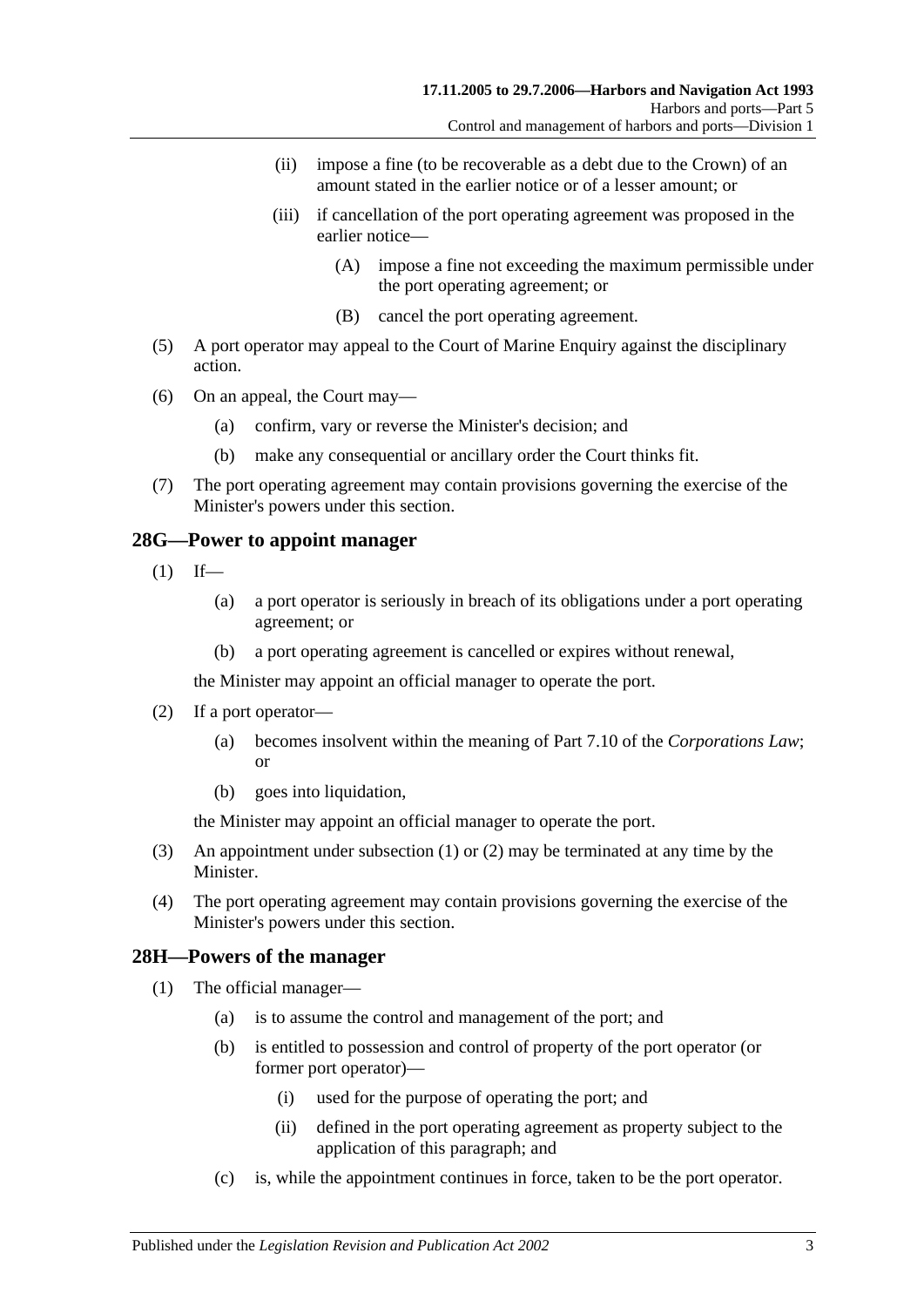(ii) impose a fine (to be recoverable as a debt due to the Crown) of an amount stated in the earlier notice or of a lesser amount; or

(iii) if cancellation of the port operating agreement was proposed in the earlier notice—

(A) impose a fine not exceeding the maximum permissible under the port operating agreement; or

(B) cancel the port operating agreement.

(5) A port operator may appeal to the Court of Marine Enquiry against the disciplinary action.

(6) On an appeal, the Court may—

(a) confirm, vary or reverse the Minister's decision; and

(b) make any consequential or ancillary order the Court thinks fit.

(7) The port operating agreement may contain provisions governing the exercise of the Minister's powers under this section.

## 28G—Power to appoint manager

(1) If—

(a) a port operator is seriously in breach of its obligations under a port operating agreement; or

(b) a port operating agreement is cancelled or expires without renewal,

the Minister may appoint an official manager to operate the port.

(2) If a port operator—

(a) becomes insolvent within the meaning of Part 7.10 of the *Corporations Law*; or

(b) goes into liquidation,

the Minister may appoint an official manager to operate the port.

(3) An appointment under subsection (1) or (2) may be terminated at any time by the Minister.

(4) The port operating agreement may contain provisions governing the exercise of the Minister's powers under this section.

## 28H—Powers of the manager

(1) The official manager—

(a) is to assume the control and management of the port; and

(b) is entitled to possession and control of property of the port operator (or former port operator)—

(i) used for the purpose of operating the port; and

(ii) defined in the port operating agreement as property subject to the application of this paragraph; and

(c) is, while the appointment continues in force, taken to be the port operator.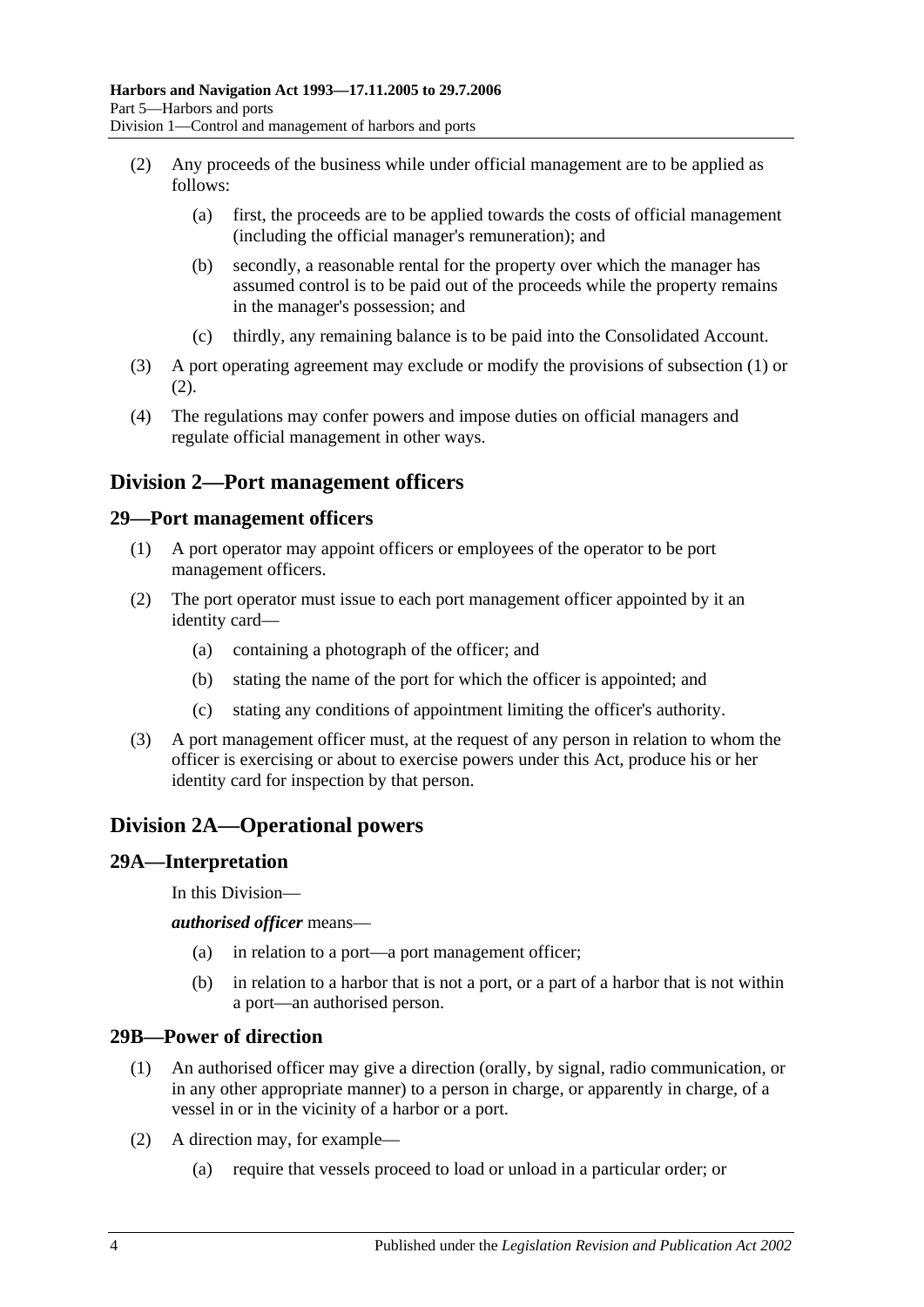(2) Any proceeds of the business while under official management are to be applied as follows:

- (a) first, the proceeds are to be applied towards the costs of official management (including the official manager's remuneration); and
- (b) secondly, a reasonable rental for the property over which the manager has assumed control is to be paid out of the proceeds while the property remains in the manager's possession; and
- (c) thirdly, any remaining balance is to be paid into the Consolidated Account.

(3) A port operating agreement may exclude or modify the provisions of subsection (1) or (2).

(4) The regulations may confer powers and impose duties on official managers and regulate official management in other ways.

## Division 2—Port management officers

### 29—Port management officers

(1) A port operator may appoint officers or employees of the operator to be port management officers.

(2) The port operator must issue to each port management officer appointed by it an identity card—

- (a) containing a photograph of the officer; and
- (b) stating the name of the port for which the officer is appointed; and
- (c) stating any conditions of appointment limiting the officer's authority.

(3) A port management officer must, at the request of any person in relation to whom the officer is exercising or about to exercise powers under this Act, produce his or her identity card for inspection by that person.

## Division 2A—Operational powers

### 29A—Interpretation

In this Division—

***authorised officer*** means—

- (a) in relation to a port—a port management officer;
- (b) in relation to a harbor that is not a port, or a part of a harbor that is not within a port—an authorised person.

### 29B—Power of direction

(1) An authorised officer may give a direction (orally, by signal, radio communication, or in any other appropriate manner) to a person in charge, or apparently in charge, of a vessel in or in the vicinity of a harbor or a port.

(2) A direction may, for example—

- (a) require that vessels proceed to load or unload in a particular order; or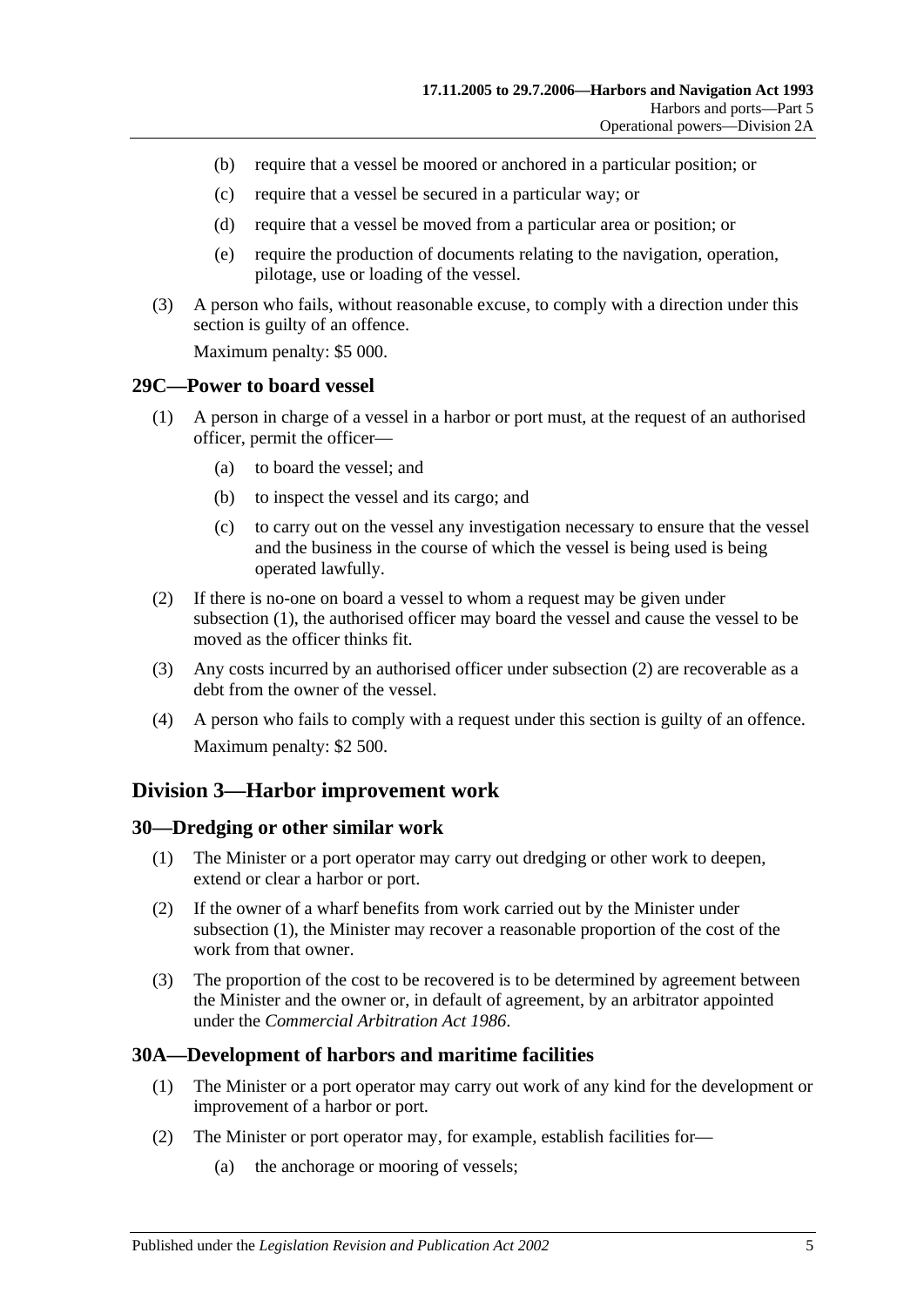(b) require that a vessel be moored or anchored in a particular position; or

(c) require that a vessel be secured in a particular way; or

(d) require that a vessel be moved from a particular area or position; or

(e) require the production of documents relating to the navigation, operation, pilotage, use or loading of the vessel.

(3) A person who fails, without reasonable excuse, to comply with a direction under this section is guilty of an offence.

Maximum penalty: $5 000.

### 29C—Power to board vessel

(1) A person in charge of a vessel in a harbor or port must, at the request of an authorised officer, permit the officer—

(a) to board the vessel; and

(b) to inspect the vessel and its cargo; and

(c) to carry out on the vessel any investigation necessary to ensure that the vessel and the business in the course of which the vessel is being used is being operated lawfully.

(2) If there is no-one on board a vessel to whom a request may be given under subsection (1), the authorised officer may board the vessel and cause the vessel to be moved as the officer thinks fit.

(3) Any costs incurred by an authorised officer under subsection (2) are recoverable as a debt from the owner of the vessel.

(4) A person who fails to comply with a request under this section is guilty of an offence.

Maximum penalty: $2 500.

## Division 3—Harbor improvement work

### 30—Dredging or other similar work

(1) The Minister or a port operator may carry out dredging or other work to deepen, extend or clear a harbor or port.

(2) If the owner of a wharf benefits from work carried out by the Minister under subsection (1), the Minister may recover a reasonable proportion of the cost of the work from that owner.

(3) The proportion of the cost to be recovered is to be determined by agreement between the Minister and the owner or, in default of agreement, by an arbitrator appointed under the *Commercial Arbitration Act 1986*.

### 30A—Development of harbors and maritime facilities

(1) The Minister or a port operator may carry out work of any kind for the development or improvement of a harbor or port.

(2) The Minister or port operator may, for example, establish facilities for—

(a) the anchorage or mooring of vessels;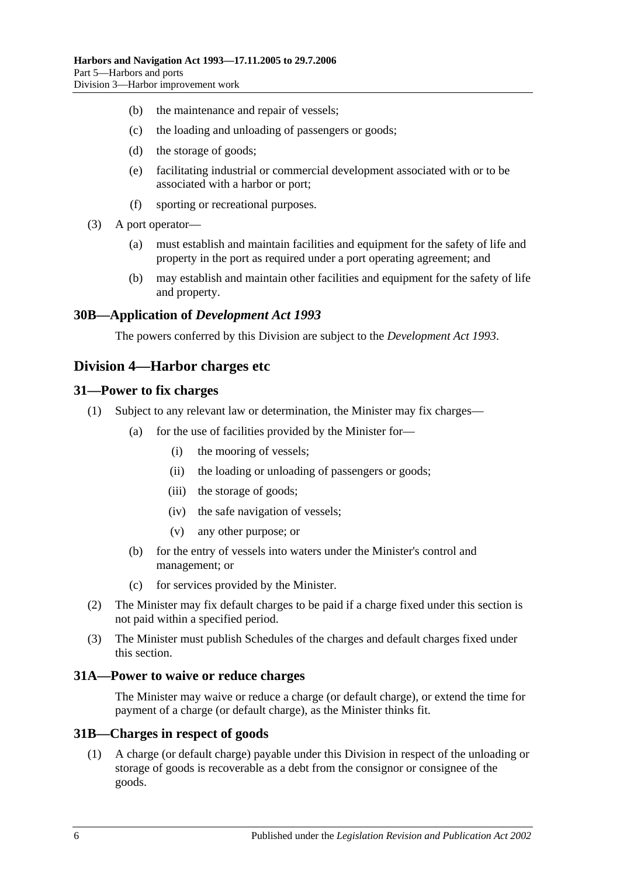(b) the maintenance and repair of vessels;

(c) the loading and unloading of passengers or goods;

(d) the storage of goods;

(e) facilitating industrial or commercial development associated with or to be associated with a harbor or port;

(f) sporting or recreational purposes.

(3) A port operator—

(a) must establish and maintain facilities and equipment for the safety of life and property in the port as required under a port operating agreement; and

(b) may establish and maintain other facilities and equipment for the safety of life and property.

### 30B—Application of *Development Act 1993*

The powers conferred by this Division are subject to the *Development Act 1993*.

## Division 4—Harbor charges etc

### 31—Power to fix charges

(1) Subject to any relevant law or determination, the Minister may fix charges—

(a) for the use of facilities provided by the Minister for—

(i) the mooring of vessels;

(ii) the loading or unloading of passengers or goods;

(iii) the storage of goods;

(iv) the safe navigation of vessels;

(v) any other purpose; or

(b) for the entry of vessels into waters under the Minister's control and management; or

(c) for services provided by the Minister.

(2) The Minister may fix default charges to be paid if a charge fixed under this section is not paid within a specified period.

(3) The Minister must publish Schedules of the charges and default charges fixed under this section.

### 31A—Power to waive or reduce charges

The Minister may waive or reduce a charge (or default charge), or extend the time for payment of a charge (or default charge), as the Minister thinks fit.

### 31B—Charges in respect of goods

(1) A charge (or default charge) payable under this Division in respect of the unloading or storage of goods is recoverable as a debt from the consignor or consignee of the goods.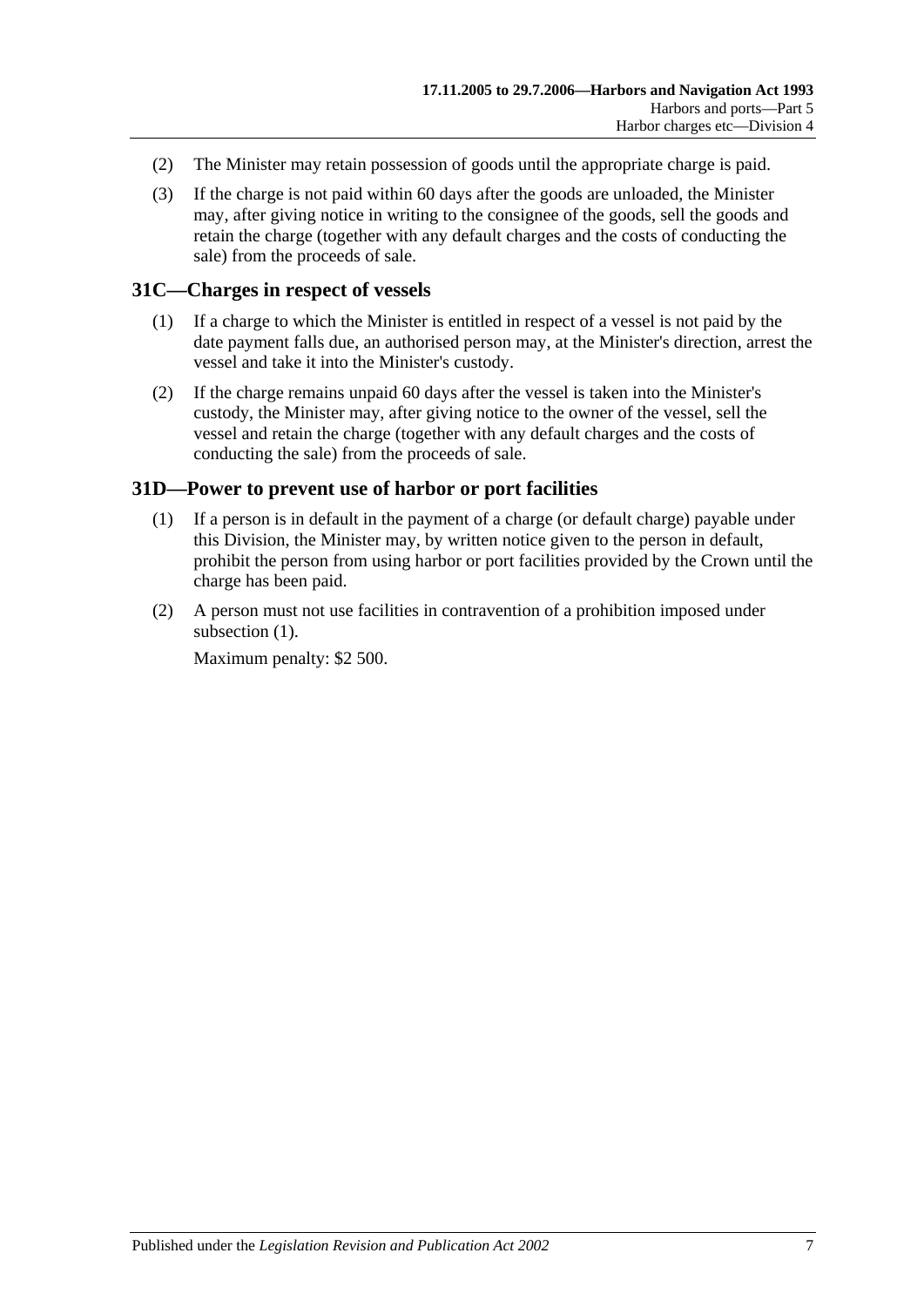(2) The Minister may retain possession of goods until the appropriate charge is paid.

(3) If the charge is not paid within 60 days after the goods are unloaded, the Minister may, after giving notice in writing to the consignee of the goods, sell the goods and retain the charge (together with any default charges and the costs of conducting the sale) from the proceeds of sale.

## 31C—Charges in respect of vessels

(1) If a charge to which the Minister is entitled in respect of a vessel is not paid by the date payment falls due, an authorised person may, at the Minister's direction, arrest the vessel and take it into the Minister's custody.

(2) If the charge remains unpaid 60 days after the vessel is taken into the Minister's custody, the Minister may, after giving notice to the owner of the vessel, sell the vessel and retain the charge (together with any default charges and the costs of conducting the sale) from the proceeds of sale.

## 31D—Power to prevent use of harbor or port facilities

(1) If a person is in default in the payment of a charge (or default charge) payable under this Division, the Minister may, by written notice given to the person in default, prohibit the person from using harbor or port facilities provided by the Crown until the charge has been paid.

(2) A person must not use facilities in contravention of a prohibition imposed under subsection (1).

Maximum penalty: $2 500.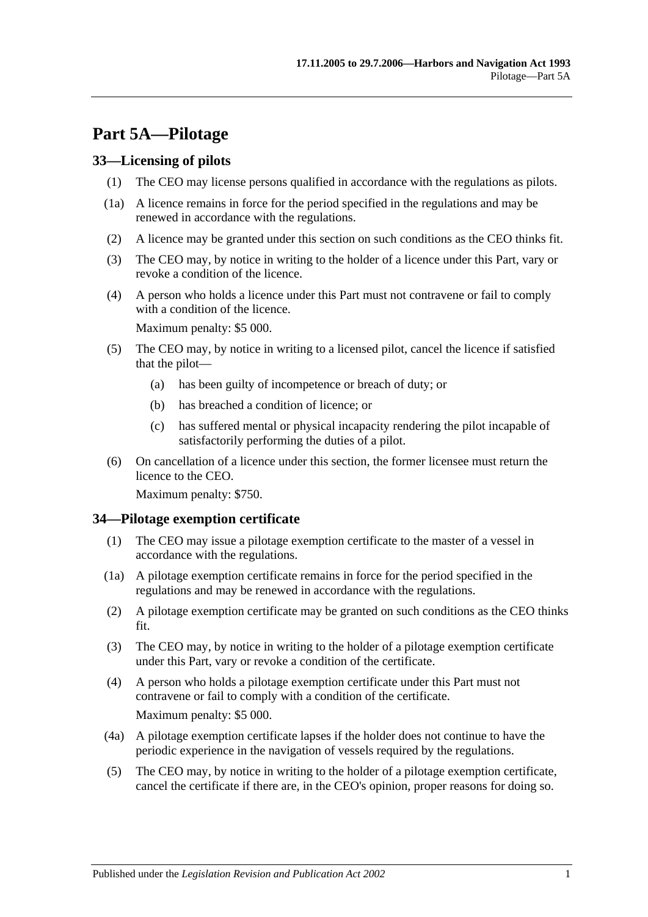# Part 5A—Pilotage

## 33—Licensing of pilots

(1) The CEO may license persons qualified in accordance with the regulations as pilots.

(1a) A licence remains in force for the period specified in the regulations and may be renewed in accordance with the regulations.

(2) A licence may be granted under this section on such conditions as the CEO thinks fit.

(3) The CEO may, by notice in writing to the holder of a licence under this Part, vary or revoke a condition of the licence.

(4) A person who holds a licence under this Part must not contravene or fail to comply with a condition of the licence.

Maximum penalty: $5 000.

(5) The CEO may, by notice in writing to a licensed pilot, cancel the licence if satisfied that the pilot—

(a) has been guilty of incompetence or breach of duty; or

(b) has breached a condition of licence; or

(c) has suffered mental or physical incapacity rendering the pilot incapable of satisfactorily performing the duties of a pilot.

(6) On cancellation of a licence under this section, the former licensee must return the licence to the CEO.

Maximum penalty: $750.

## 34—Pilotage exemption certificate

(1) The CEO may issue a pilotage exemption certificate to the master of a vessel in accordance with the regulations.

(1a) A pilotage exemption certificate remains in force for the period specified in the regulations and may be renewed in accordance with the regulations.

(2) A pilotage exemption certificate may be granted on such conditions as the CEO thinks fit.

(3) The CEO may, by notice in writing to the holder of a pilotage exemption certificate under this Part, vary or revoke a condition of the certificate.

(4) A person who holds a pilotage exemption certificate under this Part must not contravene or fail to comply with a condition of the certificate.

Maximum penalty: $5 000.

(4a) A pilotage exemption certificate lapses if the holder does not continue to have the periodic experience in the navigation of vessels required by the regulations.

(5) The CEO may, by notice in writing to the holder of a pilotage exemption certificate, cancel the certificate if there are, in the CEO's opinion, proper reasons for doing so.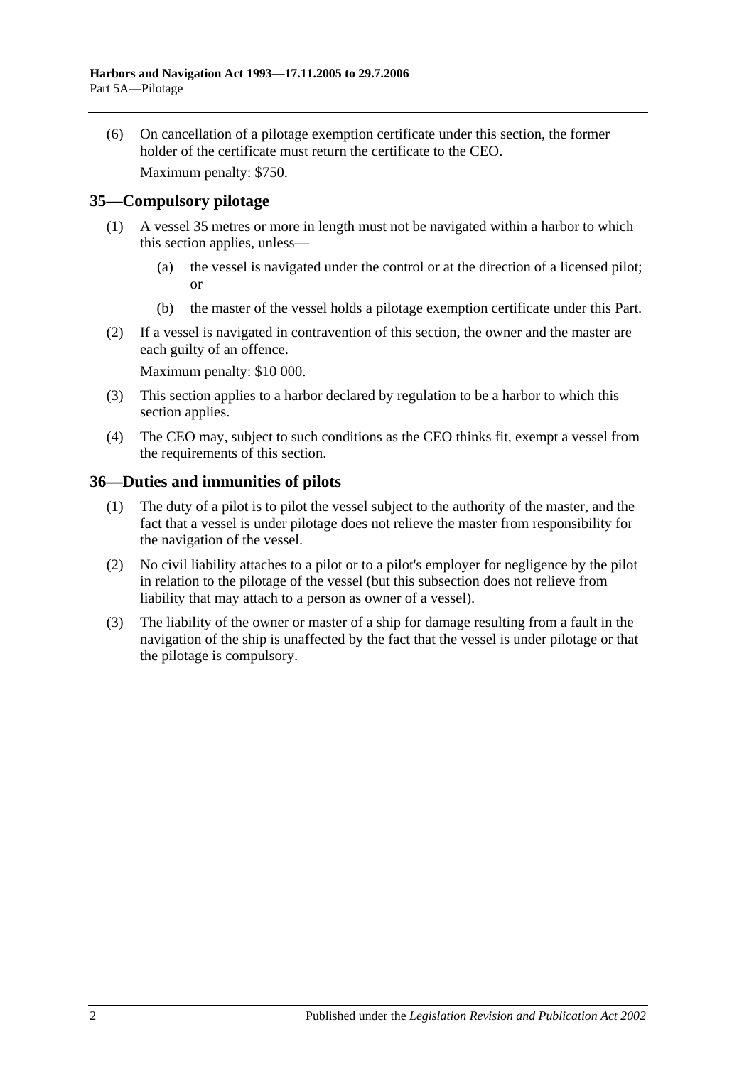(6) On cancellation of a pilotage exemption certificate under this section, the former holder of the certificate must return the certificate to the CEO.

Maximum penalty: $750.

## 35—Compulsory pilotage

(1) A vessel 35 metres or more in length must not be navigated within a harbor to which this section applies, unless—

(a) the vessel is navigated under the control or at the direction of a licensed pilot; or

(b) the master of the vessel holds a pilotage exemption certificate under this Part.

(2) If a vessel is navigated in contravention of this section, the owner and the master are each guilty of an offence.

Maximum penalty: $10 000.

(3) This section applies to a harbor declared by regulation to be a harbor to which this section applies.

(4) The CEO may, subject to such conditions as the CEO thinks fit, exempt a vessel from the requirements of this section.

## 36—Duties and immunities of pilots

(1) The duty of a pilot is to pilot the vessel subject to the authority of the master, and the fact that a vessel is under pilotage does not relieve the master from responsibility for the navigation of the vessel.

(2) No civil liability attaches to a pilot or to a pilot's employer for negligence by the pilot in relation to the pilotage of the vessel (but this subsection does not relieve from liability that may attach to a person as owner of a vessel).

(3) The liability of the owner or master of a ship for damage resulting from a fault in the navigation of the ship is unaffected by the fact that the vessel is under pilotage or that the pilotage is compulsory.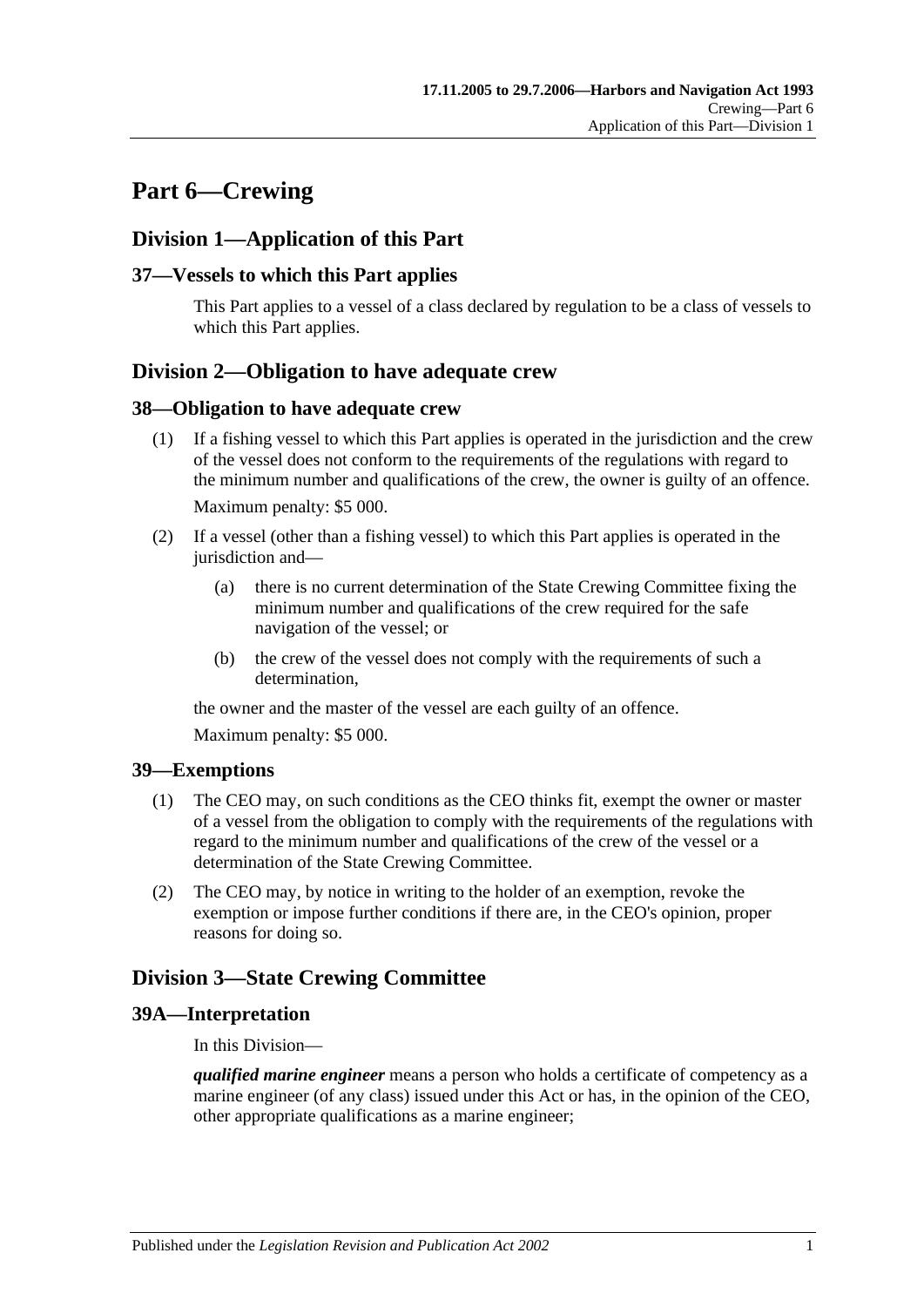# Part 6—Crewing

## Division 1—Application of this Part

### 37—Vessels to which this Part applies

This Part applies to a vessel of a class declared by regulation to be a class of vessels to which this Part applies.

## Division 2—Obligation to have adequate crew

### 38—Obligation to have adequate crew

(1) If a fishing vessel to which this Part applies is operated in the jurisdiction and the crew of the vessel does not conform to the requirements of the regulations with regard to the minimum number and qualifications of the crew, the owner is guilty of an offence.

Maximum penalty: $5 000.

(2) If a vessel (other than a fishing vessel) to which this Part applies is operated in the jurisdiction and—

(a) there is no current determination of the State Crewing Committee fixing the minimum number and qualifications of the crew required for the safe navigation of the vessel; or

(b) the crew of the vessel does not comply with the requirements of such a determination,

the owner and the master of the vessel are each guilty of an offence.

Maximum penalty: $5 000.

### 39—Exemptions

(1) The CEO may, on such conditions as the CEO thinks fit, exempt the owner or master of a vessel from the obligation to comply with the requirements of the regulations with regard to the minimum number and qualifications of the crew of the vessel or a determination of the State Crewing Committee.

(2) The CEO may, by notice in writing to the holder of an exemption, revoke the exemption or impose further conditions if there are, in the CEO's opinion, proper reasons for doing so.

## Division 3—State Crewing Committee

### 39A—Interpretation

In this Division—

***qualified marine engineer*** means a person who holds a certificate of competency as a marine engineer (of any class) issued under this Act or has, in the opinion of the CEO, other appropriate qualifications as a marine engineer;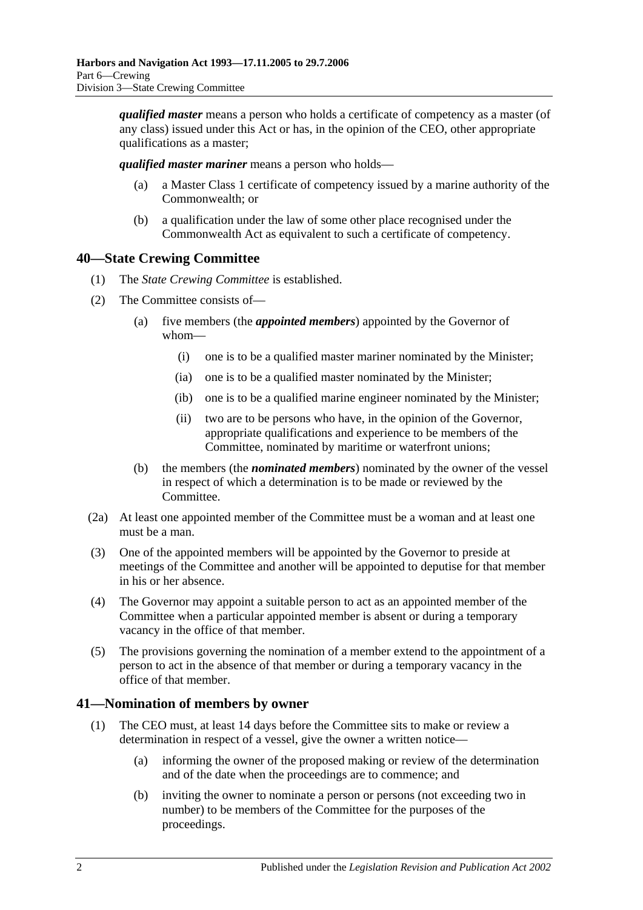***qualified master*** means a person who holds a certificate of competency as a master (of any class) issued under this Act or has, in the opinion of the CEO, other appropriate qualifications as a master;

***qualified master mariner*** means a person who holds—

(a) a Master Class 1 certificate of competency issued by a marine authority of the Commonwealth; or

(b) a qualification under the law of some other place recognised under the Commonwealth Act as equivalent to such a certificate of competency.

## 40—State Crewing Committee

(1) The *State Crewing Committee* is established.

(2) The Committee consists of—

(a) five members (the ***appointed members***) appointed by the Governor of whom—

(i) one is to be a qualified master mariner nominated by the Minister;

(ia) one is to be a qualified master nominated by the Minister;

(ib) one is to be a qualified marine engineer nominated by the Minister;

(ii) two are to be persons who have, in the opinion of the Governor, appropriate qualifications and experience to be members of the Committee, nominated by maritime or waterfront unions;

(b) the members (the ***nominated members***) nominated by the owner of the vessel in respect of which a determination is to be made or reviewed by the Committee.

(2a) At least one appointed member of the Committee must be a woman and at least one must be a man.

(3) One of the appointed members will be appointed by the Governor to preside at meetings of the Committee and another will be appointed to deputise for that member in his or her absence.

(4) The Governor may appoint a suitable person to act as an appointed member of the Committee when a particular appointed member is absent or during a temporary vacancy in the office of that member.

(5) The provisions governing the nomination of a member extend to the appointment of a person to act in the absence of that member or during a temporary vacancy in the office of that member.

## 41—Nomination of members by owner

(1) The CEO must, at least 14 days before the Committee sits to make or review a determination in respect of a vessel, give the owner a written notice—

(a) informing the owner of the proposed making or review of the determination and of the date when the proceedings are to commence; and

(b) inviting the owner to nominate a person or persons (not exceeding two in number) to be members of the Committee for the purposes of the proceedings.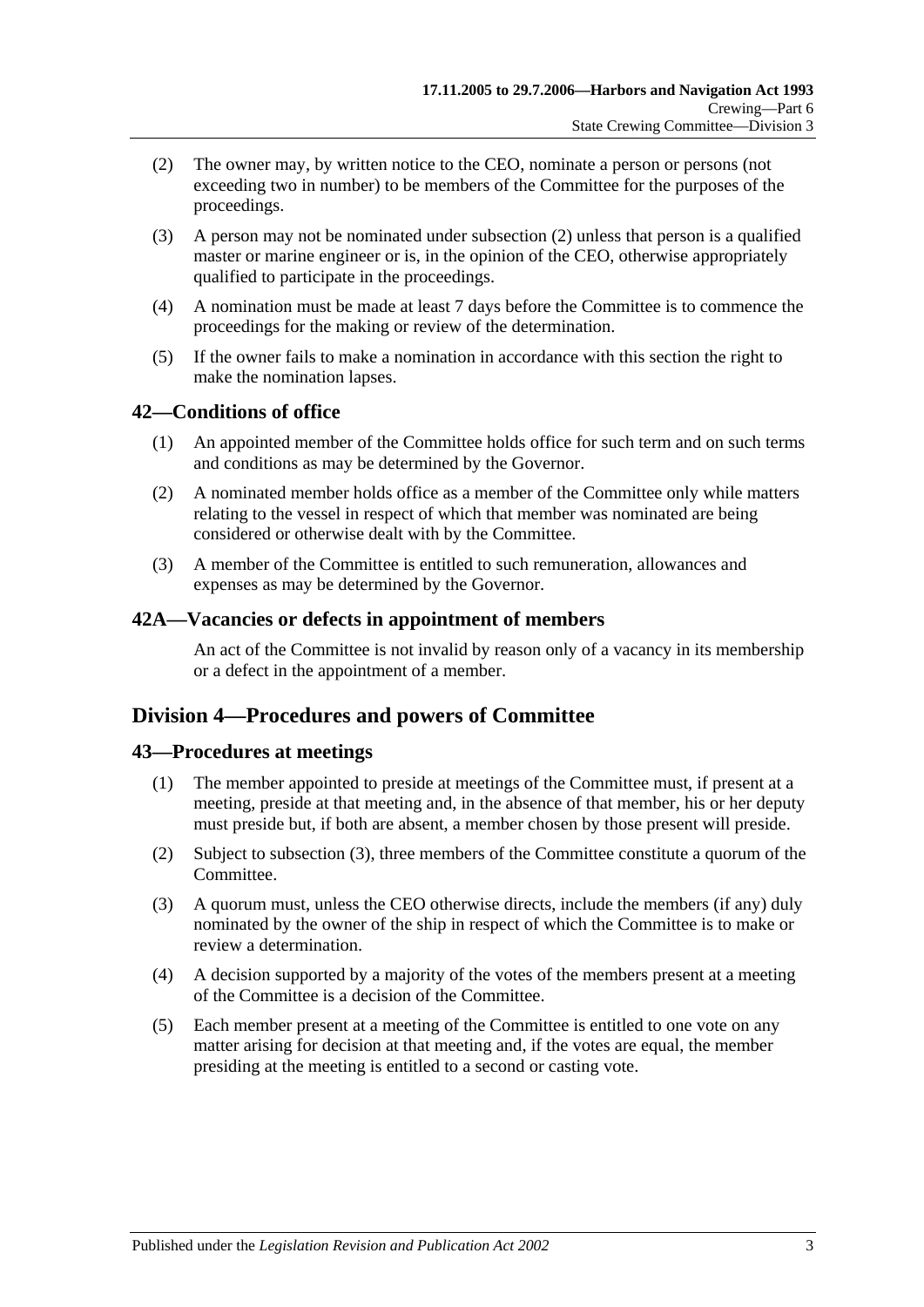(2) The owner may, by written notice to the CEO, nominate a person or persons (not exceeding two in number) to be members of the Committee for the purposes of the proceedings.

(3) A person may not be nominated under subsection (2) unless that person is a qualified master or marine engineer or is, in the opinion of the CEO, otherwise appropriately qualified to participate in the proceedings.

(4) A nomination must be made at least 7 days before the Committee is to commence the proceedings for the making or review of the determination.

(5) If the owner fails to make a nomination in accordance with this section the right to make the nomination lapses.

## 42—Conditions of office

(1) An appointed member of the Committee holds office for such term and on such terms and conditions as may be determined by the Governor.

(2) A nominated member holds office as a member of the Committee only while matters relating to the vessel in respect of which that member was nominated are being considered or otherwise dealt with by the Committee.

(3) A member of the Committee is entitled to such remuneration, allowances and expenses as may be determined by the Governor.

## 42A—Vacancies or defects in appointment of members

An act of the Committee is not invalid by reason only of a vacancy in its membership or a defect in the appointment of a member.

# Division 4—Procedures and powers of Committee

## 43—Procedures at meetings

(1) The member appointed to preside at meetings of the Committee must, if present at a meeting, preside at that meeting and, in the absence of that member, his or her deputy must preside but, if both are absent, a member chosen by those present will preside.

(2) Subject to subsection (3), three members of the Committee constitute a quorum of the Committee.

(3) A quorum must, unless the CEO otherwise directs, include the members (if any) duly nominated by the owner of the ship in respect of which the Committee is to make or review a determination.

(4) A decision supported by a majority of the votes of the members present at a meeting of the Committee is a decision of the Committee.

(5) Each member present at a meeting of the Committee is entitled to one vote on any matter arising for decision at that meeting and, if the votes are equal, the member presiding at the meeting is entitled to a second or casting vote.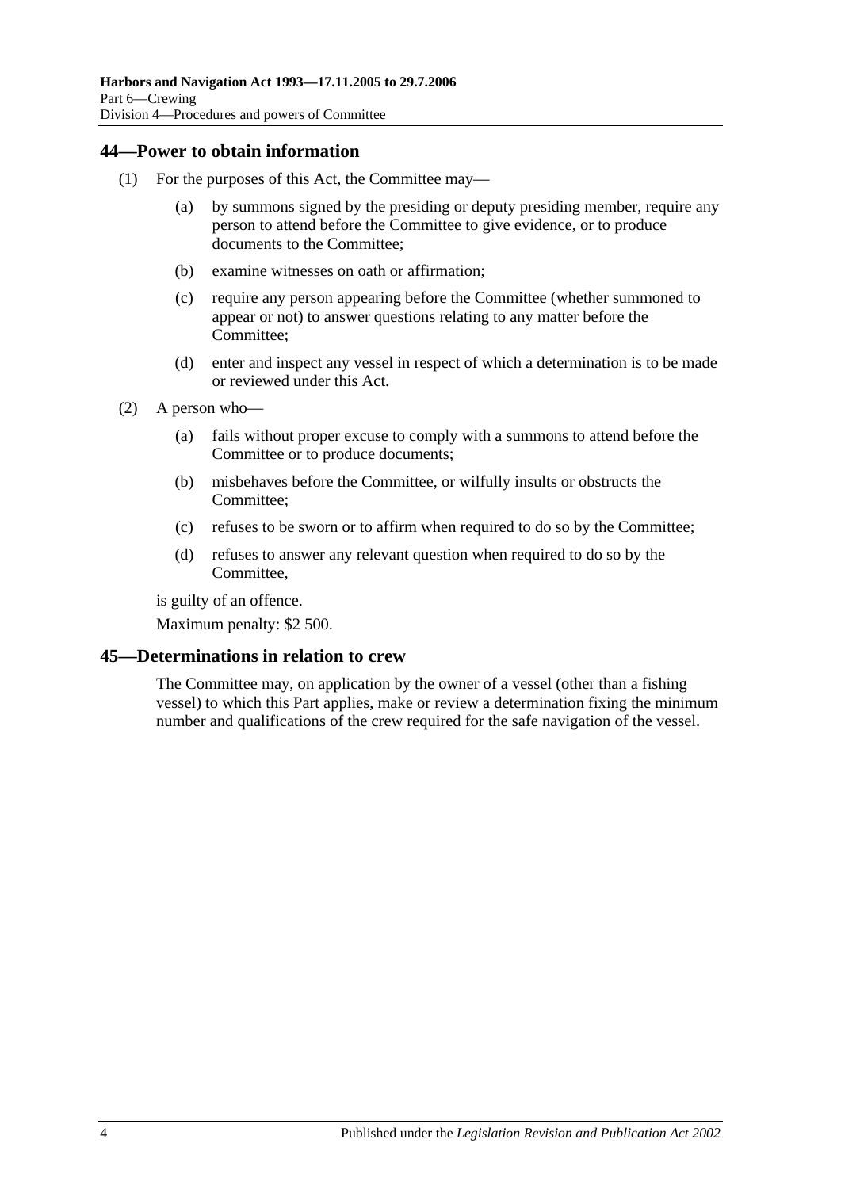## 44—Power to obtain information

(1) For the purposes of this Act, the Committee may—

(a) by summons signed by the presiding or deputy presiding member, require any person to attend before the Committee to give evidence, or to produce documents to the Committee;

(b) examine witnesses on oath or affirmation;

(c) require any person appearing before the Committee (whether summoned to appear or not) to answer questions relating to any matter before the Committee;

(d) enter and inspect any vessel in respect of which a determination is to be made or reviewed under this Act.

(2) A person who—

(a) fails without proper excuse to comply with a summons to attend before the Committee or to produce documents;

(b) misbehaves before the Committee, or wilfully insults or obstructs the Committee;

(c) refuses to be sworn or to affirm when required to do so by the Committee;

(d) refuses to answer any relevant question when required to do so by the Committee,

is guilty of an offence.

Maximum penalty: $2 500.

## 45—Determinations in relation to crew

The Committee may, on application by the owner of a vessel (other than a fishing vessel) to which this Part applies, make or review a determination fixing the minimum number and qualifications of the crew required for the safe navigation of the vessel.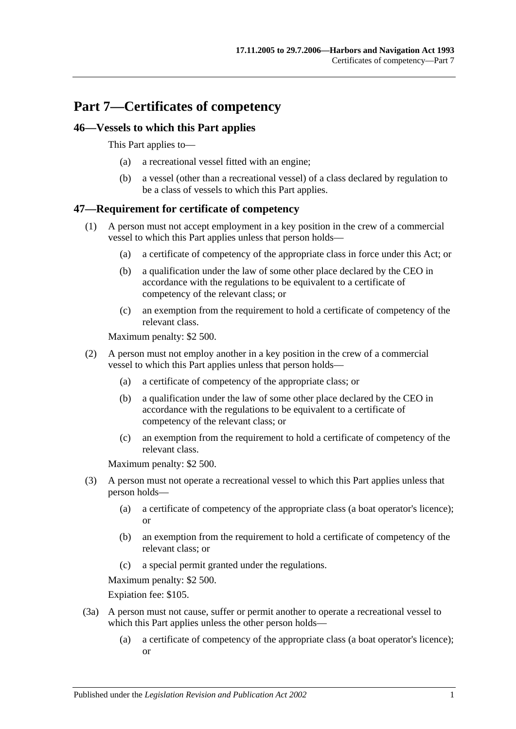# Part 7—Certificates of competency

## 46—Vessels to which this Part applies

This Part applies to—

(a) a recreational vessel fitted with an engine;

(b) a vessel (other than a recreational vessel) of a class declared by regulation to be a class of vessels to which this Part applies.

## 47—Requirement for certificate of competency

(1) A person must not accept employment in a key position in the crew of a commercial vessel to which this Part applies unless that person holds—

(a) a certificate of competency of the appropriate class in force under this Act; or

(b) a qualification under the law of some other place declared by the CEO in accordance with the regulations to be equivalent to a certificate of competency of the relevant class; or

(c) an exemption from the requirement to hold a certificate of competency of the relevant class.

Maximum penalty: $2 500.

(2) A person must not employ another in a key position in the crew of a commercial vessel to which this Part applies unless that person holds—

(a) a certificate of competency of the appropriate class; or

(b) a qualification under the law of some other place declared by the CEO in accordance with the regulations to be equivalent to a certificate of competency of the relevant class; or

(c) an exemption from the requirement to hold a certificate of competency of the relevant class.

Maximum penalty: $2 500.

(3) A person must not operate a recreational vessel to which this Part applies unless that person holds—

(a) a certificate of competency of the appropriate class (a boat operator's licence); or

(b) an exemption from the requirement to hold a certificate of competency of the relevant class; or

(c) a special permit granted under the regulations.

Maximum penalty: $2 500.

Expiation fee: $105.

(3a) A person must not cause, suffer or permit another to operate a recreational vessel to which this Part applies unless the other person holds—

(a) a certificate of competency of the appropriate class (a boat operator's licence); or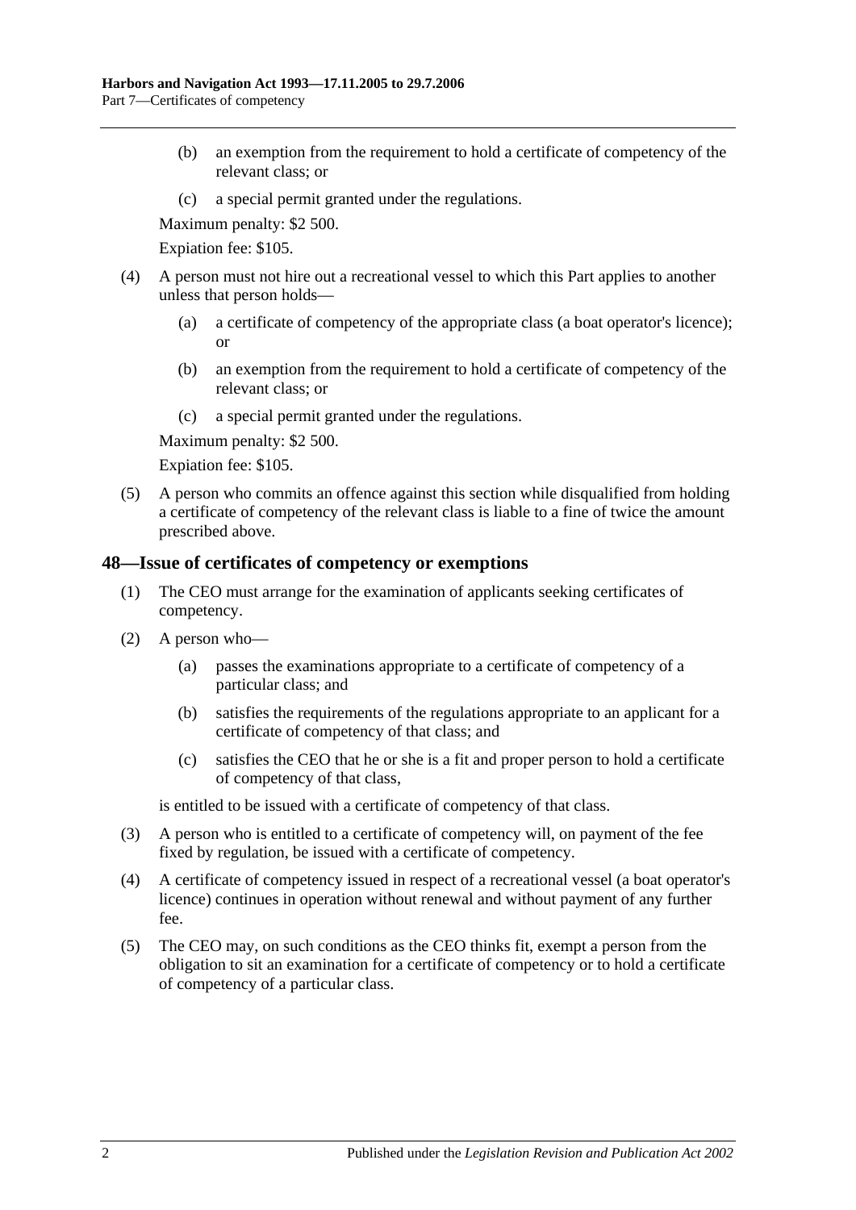(b) an exemption from the requirement to hold a certificate of competency of the relevant class; or

(c) a special permit granted under the regulations.

Maximum penalty: $2 500.

Expiation fee: $105.

(4) A person must not hire out a recreational vessel to which this Part applies to another unless that person holds—

(a) a certificate of competency of the appropriate class (a boat operator's licence); or

(b) an exemption from the requirement to hold a certificate of competency of the relevant class; or

(c) a special permit granted under the regulations.

Maximum penalty: $2 500.

Expiation fee: $105.

(5) A person who commits an offence against this section while disqualified from holding a certificate of competency of the relevant class is liable to a fine of twice the amount prescribed above.

## 48—Issue of certificates of competency or exemptions

(1) The CEO must arrange for the examination of applicants seeking certificates of competency.

(2) A person who—

(a) passes the examinations appropriate to a certificate of competency of a particular class; and

(b) satisfies the requirements of the regulations appropriate to an applicant for a certificate of competency of that class; and

(c) satisfies the CEO that he or she is a fit and proper person to hold a certificate of competency of that class,

is entitled to be issued with a certificate of competency of that class.

(3) A person who is entitled to a certificate of competency will, on payment of the fee fixed by regulation, be issued with a certificate of competency.

(4) A certificate of competency issued in respect of a recreational vessel (a boat operator's licence) continues in operation without renewal and without payment of any further fee.

(5) The CEO may, on such conditions as the CEO thinks fit, exempt a person from the obligation to sit an examination for a certificate of competency or to hold a certificate of competency of a particular class.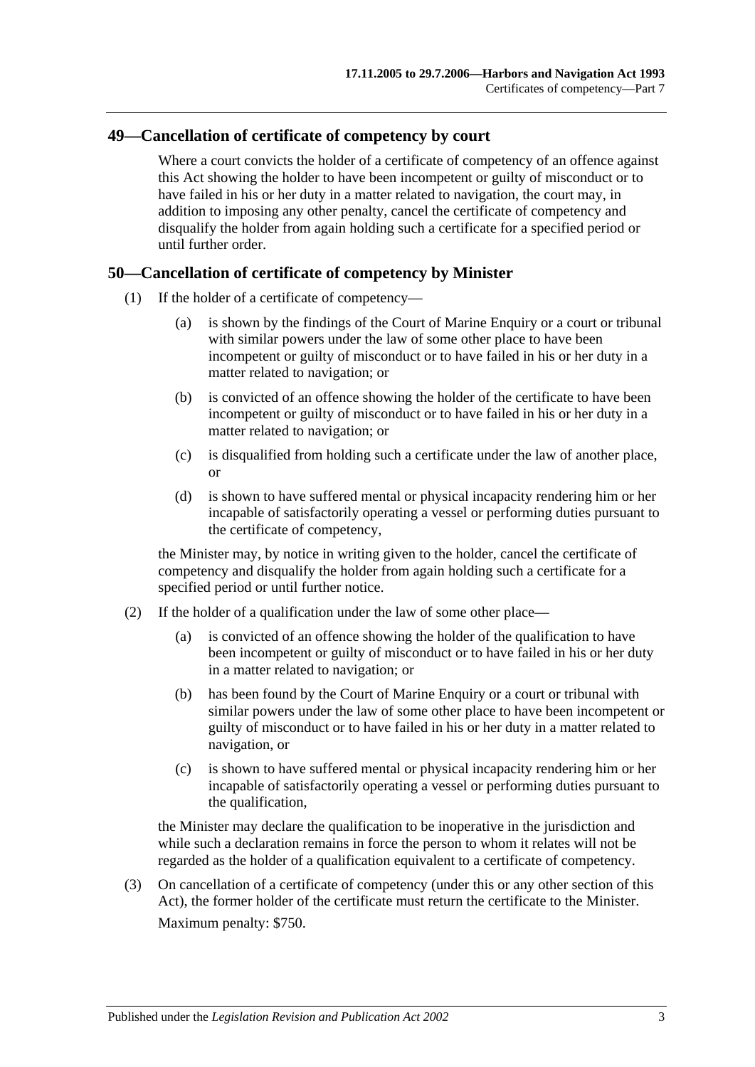## 49—Cancellation of certificate of competency by court

Where a court convicts the holder of a certificate of competency of an offence against this Act showing the holder to have been incompetent or guilty of misconduct or to have failed in his or her duty in a matter related to navigation, the court may, in addition to imposing any other penalty, cancel the certificate of competency and disqualify the holder from again holding such a certificate for a specified period or until further order.

## 50—Cancellation of certificate of competency by Minister

(1) If the holder of a certificate of competency—

(a) is shown by the findings of the Court of Marine Enquiry or a court or tribunal with similar powers under the law of some other place to have been incompetent or guilty of misconduct or to have failed in his or her duty in a matter related to navigation; or

(b) is convicted of an offence showing the holder of the certificate to have been incompetent or guilty of misconduct or to have failed in his or her duty in a matter related to navigation; or

(c) is disqualified from holding such a certificate under the law of another place, or

(d) is shown to have suffered mental or physical incapacity rendering him or her incapable of satisfactorily operating a vessel or performing duties pursuant to the certificate of competency,

the Minister may, by notice in writing given to the holder, cancel the certificate of competency and disqualify the holder from again holding such a certificate for a specified period or until further notice.

(2) If the holder of a qualification under the law of some other place—

(a) is convicted of an offence showing the holder of the qualification to have been incompetent or guilty of misconduct or to have failed in his or her duty in a matter related to navigation; or

(b) has been found by the Court of Marine Enquiry or a court or tribunal with similar powers under the law of some other place to have been incompetent or guilty of misconduct or to have failed in his or her duty in a matter related to navigation, or

(c) is shown to have suffered mental or physical incapacity rendering him or her incapable of satisfactorily operating a vessel or performing duties pursuant to the qualification,

the Minister may declare the qualification to be inoperative in the jurisdiction and while such a declaration remains in force the person to whom it relates will not be regarded as the holder of a qualification equivalent to a certificate of competency.

(3) On cancellation of a certificate of competency (under this or any other section of this Act), the former holder of the certificate must return the certificate to the Minister.

Maximum penalty: $750.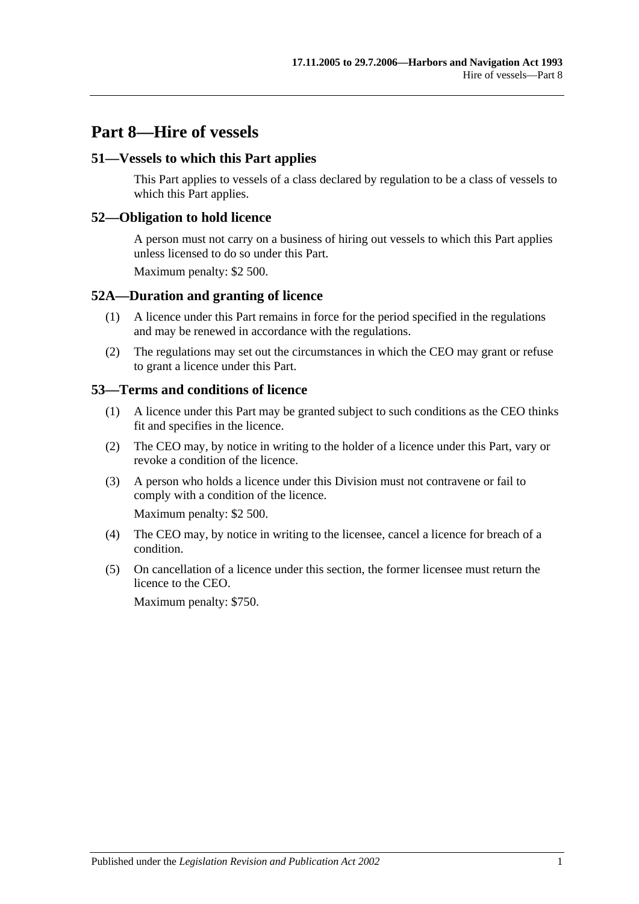# Part 8—Hire of vessels

## 51—Vessels to which this Part applies

This Part applies to vessels of a class declared by regulation to be a class of vessels to which this Part applies.

## 52—Obligation to hold licence

A person must not carry on a business of hiring out vessels to which this Part applies unless licensed to do so under this Part.

Maximum penalty: $2 500.

## 52A—Duration and granting of licence

(1) A licence under this Part remains in force for the period specified in the regulations and may be renewed in accordance with the regulations.

(2) The regulations may set out the circumstances in which the CEO may grant or refuse to grant a licence under this Part.

## 53—Terms and conditions of licence

(1) A licence under this Part may be granted subject to such conditions as the CEO thinks fit and specifies in the licence.

(2) The CEO may, by notice in writing to the holder of a licence under this Part, vary or revoke a condition of the licence.

(3) A person who holds a licence under this Division must not contravene or fail to comply with a condition of the licence.

Maximum penalty: $2 500.

(4) The CEO may, by notice in writing to the licensee, cancel a licence for breach of a condition.

(5) On cancellation of a licence under this section, the former licensee must return the licence to the CEO.

Maximum penalty: $750.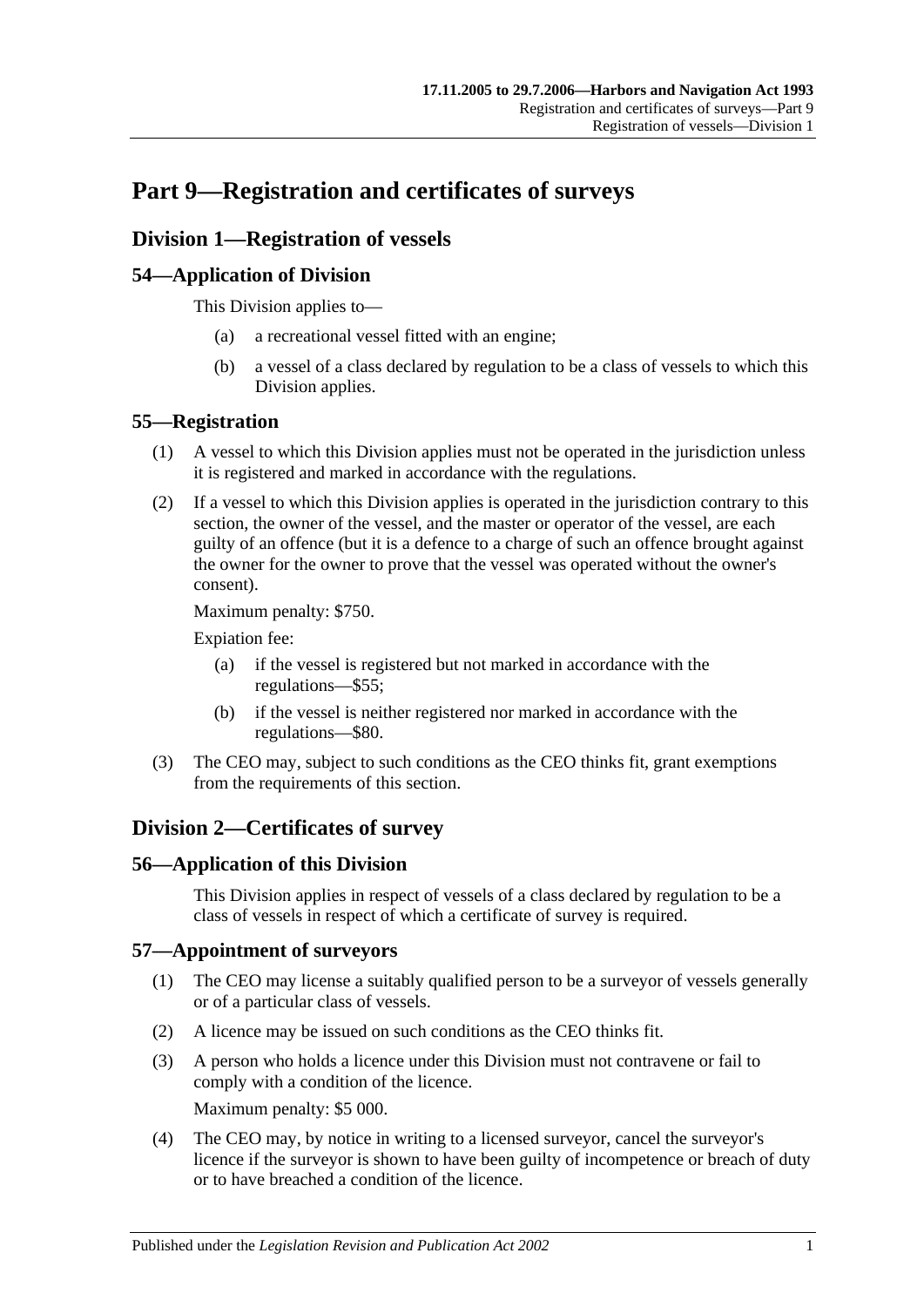# Part 9—Registration and certificates of surveys

## Division 1—Registration of vessels

### 54—Application of Division

This Division applies to—

(a) a recreational vessel fitted with an engine;

(b) a vessel of a class declared by regulation to be a class of vessels to which this Division applies.

### 55—Registration

(1) A vessel to which this Division applies must not be operated in the jurisdiction unless it is registered and marked in accordance with the regulations.

(2) If a vessel to which this Division applies is operated in the jurisdiction contrary to this section, the owner of the vessel, and the master or operator of the vessel, are each guilty of an offence (but it is a defence to a charge of such an offence brought against the owner for the owner to prove that the vessel was operated without the owner's consent).

Maximum penalty: $750.

Expiation fee:

(a) if the vessel is registered but not marked in accordance with the regulations—$55;

(b) if the vessel is neither registered nor marked in accordance with the regulations—$80.

(3) The CEO may, subject to such conditions as the CEO thinks fit, grant exemptions from the requirements of this section.

## Division 2—Certificates of survey

### 56—Application of this Division

This Division applies in respect of vessels of a class declared by regulation to be a class of vessels in respect of which a certificate of survey is required.

### 57—Appointment of surveyors

(1) The CEO may license a suitably qualified person to be a surveyor of vessels generally or of a particular class of vessels.

(2) A licence may be issued on such conditions as the CEO thinks fit.

(3) A person who holds a licence under this Division must not contravene or fail to comply with a condition of the licence.

Maximum penalty: $5 000.

(4) The CEO may, by notice in writing to a licensed surveyor, cancel the surveyor's licence if the surveyor is shown to have been guilty of incompetence or breach of duty or to have breached a condition of the licence.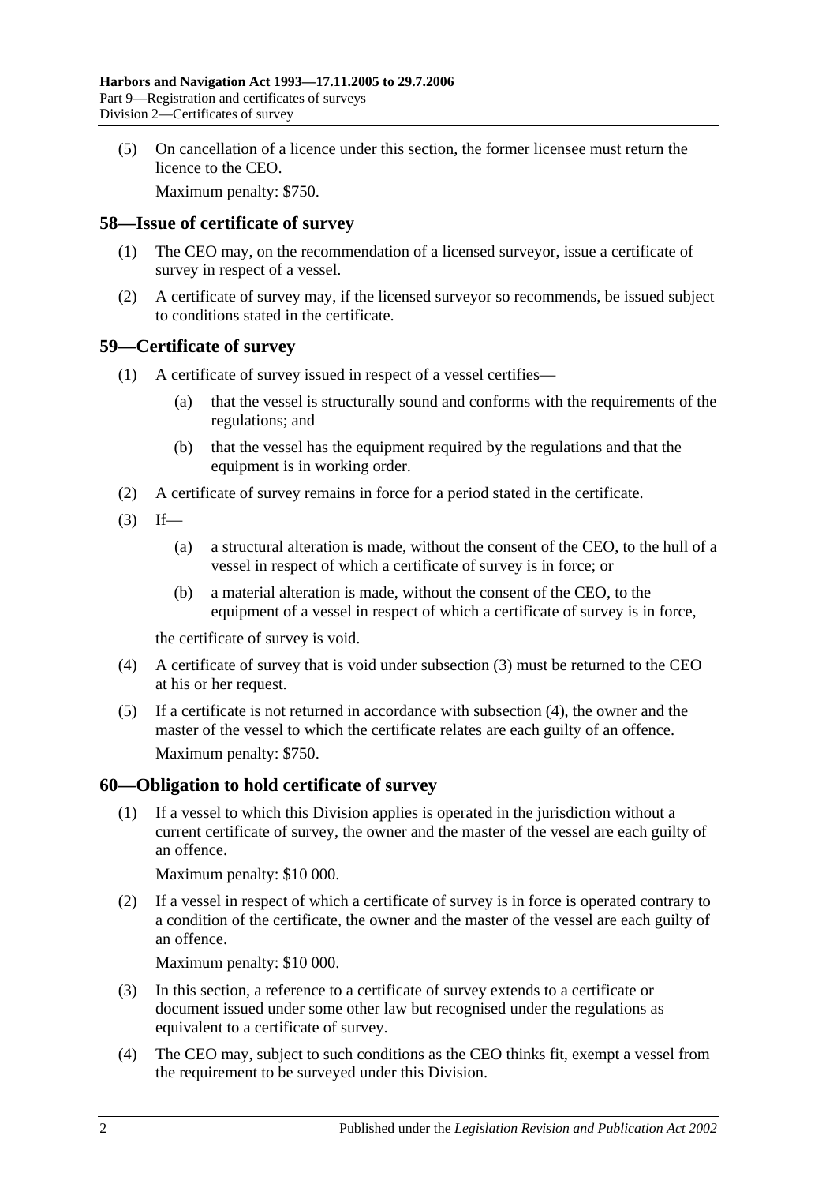(5) On cancellation of a licence under this section, the former licensee must return the licence to the CEO.

Maximum penalty: $750.

## 58—Issue of certificate of survey

(1) The CEO may, on the recommendation of a licensed surveyor, issue a certificate of survey in respect of a vessel.

(2) A certificate of survey may, if the licensed surveyor so recommends, be issued subject to conditions stated in the certificate.

## 59—Certificate of survey

(1) A certificate of survey issued in respect of a vessel certifies—

(a) that the vessel is structurally sound and conforms with the requirements of the regulations; and

(b) that the vessel has the equipment required by the regulations and that the equipment is in working order.

(2) A certificate of survey remains in force for a period stated in the certificate.

(3) If—

(a) a structural alteration is made, without the consent of the CEO, to the hull of a vessel in respect of which a certificate of survey is in force; or

(b) a material alteration is made, without the consent of the CEO, to the equipment of a vessel in respect of which a certificate of survey is in force,

the certificate of survey is void.

(4) A certificate of survey that is void under subsection (3) must be returned to the CEO at his or her request.

(5) If a certificate is not returned in accordance with subsection (4), the owner and the master of the vessel to which the certificate relates are each guilty of an offence.

Maximum penalty: $750.

## 60—Obligation to hold certificate of survey

(1) If a vessel to which this Division applies is operated in the jurisdiction without a current certificate of survey, the owner and the master of the vessel are each guilty of an offence.

Maximum penalty: $10 000.

(2) If a vessel in respect of which a certificate of survey is in force is operated contrary to a condition of the certificate, the owner and the master of the vessel are each guilty of an offence.

Maximum penalty: $10 000.

(3) In this section, a reference to a certificate of survey extends to a certificate or document issued under some other law but recognised under the regulations as equivalent to a certificate of survey.

(4) The CEO may, subject to such conditions as the CEO thinks fit, exempt a vessel from the requirement to be surveyed under this Division.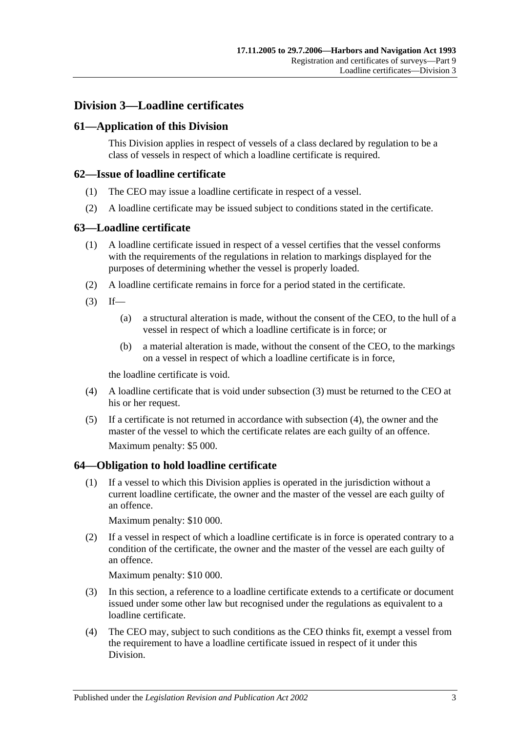## Division 3—Loadline certificates

### 61—Application of this Division

This Division applies in respect of vessels of a class declared by regulation to be a class of vessels in respect of which a loadline certificate is required.

### 62—Issue of loadline certificate

(1) The CEO may issue a loadline certificate in respect of a vessel.

(2) A loadline certificate may be issued subject to conditions stated in the certificate.

### 63—Loadline certificate

(1) A loadline certificate issued in respect of a vessel certifies that the vessel conforms with the requirements of the regulations in relation to markings displayed for the purposes of determining whether the vessel is properly loaded.

(2) A loadline certificate remains in force for a period stated in the certificate.

(3) If—

(a) a structural alteration is made, without the consent of the CEO, to the hull of a vessel in respect of which a loadline certificate is in force; or

(b) a material alteration is made, without the consent of the CEO, to the markings on a vessel in respect of which a loadline certificate is in force,

the loadline certificate is void.

(4) A loadline certificate that is void under subsection (3) must be returned to the CEO at his or her request.

(5) If a certificate is not returned in accordance with subsection (4), the owner and the master of the vessel to which the certificate relates are each guilty of an offence.

Maximum penalty: $5 000.

### 64—Obligation to hold loadline certificate

(1) If a vessel to which this Division applies is operated in the jurisdiction without a current loadline certificate, the owner and the master of the vessel are each guilty of an offence.

Maximum penalty: $10 000.

(2) If a vessel in respect of which a loadline certificate is in force is operated contrary to a condition of the certificate, the owner and the master of the vessel are each guilty of an offence.

Maximum penalty: $10 000.

(3) In this section, a reference to a loadline certificate extends to a certificate or document issued under some other law but recognised under the regulations as equivalent to a loadline certificate.

(4) The CEO may, subject to such conditions as the CEO thinks fit, exempt a vessel from the requirement to have a loadline certificate issued in respect of it under this Division.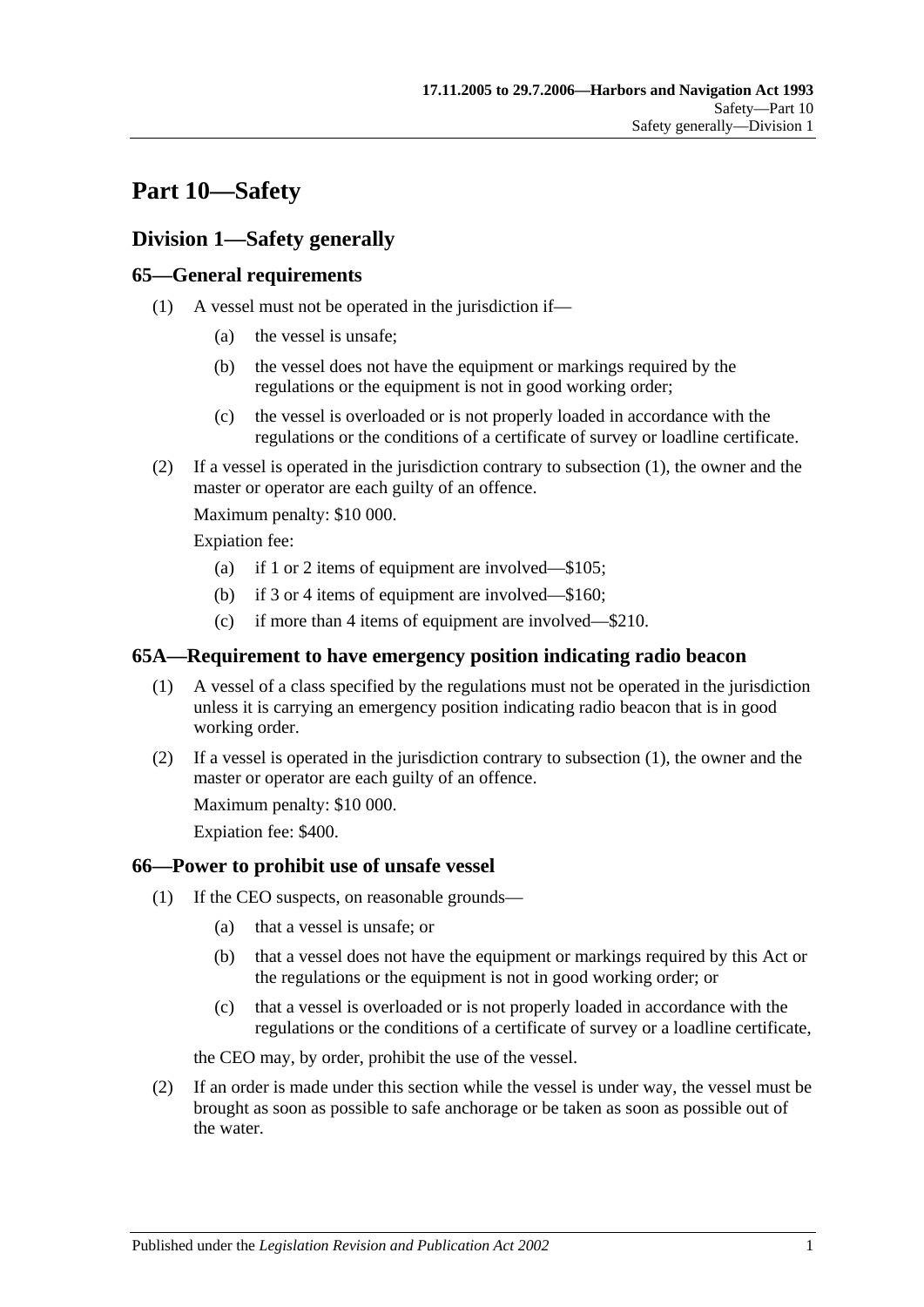# Part 10—Safety

## Division 1—Safety generally

### 65—General requirements

(1) A vessel must not be operated in the jurisdiction if—

(a) the vessel is unsafe;

(b) the vessel does not have the equipment or markings required by the regulations or the equipment is not in good working order;

(c) the vessel is overloaded or is not properly loaded in accordance with the regulations or the conditions of a certificate of survey or loadline certificate.

(2) If a vessel is operated in the jurisdiction contrary to subsection (1), the owner and the master or operator are each guilty of an offence.

Maximum penalty: $10 000.

Expiation fee:

(a) if 1 or 2 items of equipment are involved—$105;

(b) if 3 or 4 items of equipment are involved—$160;

(c) if more than 4 items of equipment are involved—$210.

### 65A—Requirement to have emergency position indicating radio beacon

(1) A vessel of a class specified by the regulations must not be operated in the jurisdiction unless it is carrying an emergency position indicating radio beacon that is in good working order.

(2) If a vessel is operated in the jurisdiction contrary to subsection (1), the owner and the master or operator are each guilty of an offence.

Maximum penalty: $10 000.

Expiation fee: $400.

### 66—Power to prohibit use of unsafe vessel

(1) If the CEO suspects, on reasonable grounds—

(a) that a vessel is unsafe; or

(b) that a vessel does not have the equipment or markings required by this Act or the regulations or the equipment is not in good working order; or

(c) that a vessel is overloaded or is not properly loaded in accordance with the regulations or the conditions of a certificate of survey or a loadline certificate,

the CEO may, by order, prohibit the use of the vessel.

(2) If an order is made under this section while the vessel is under way, the vessel must be brought as soon as possible to safe anchorage or be taken as soon as possible out of the water.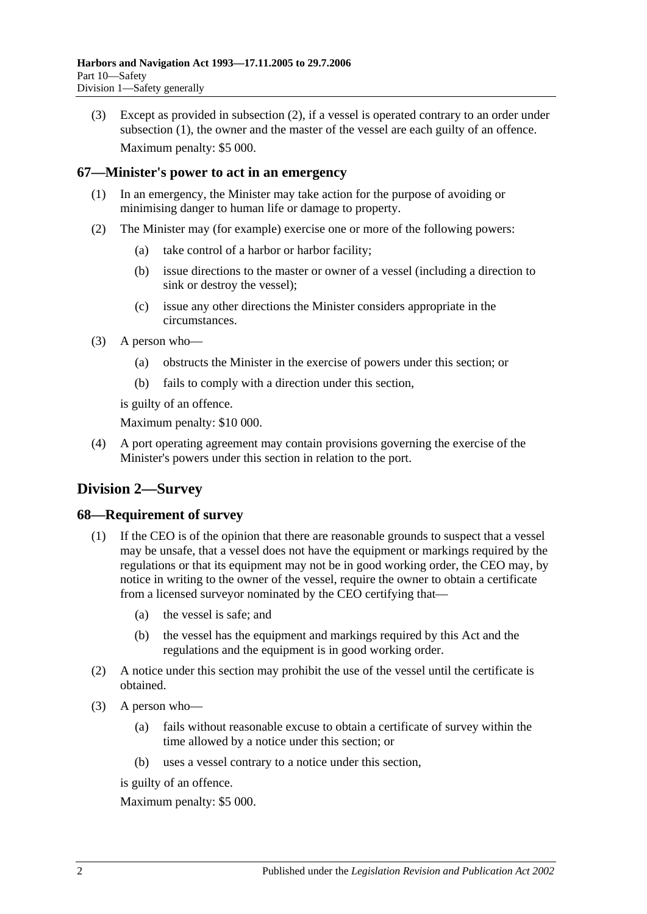(3) Except as provided in subsection (2), if a vessel is operated contrary to an order under subsection (1), the owner and the master of the vessel are each guilty of an offence.

Maximum penalty: $5 000.

### 67—Minister's power to act in an emergency

(1) In an emergency, the Minister may take action for the purpose of avoiding or minimising danger to human life or damage to property.

(2) The Minister may (for example) exercise one or more of the following powers:

(a) take control of a harbor or harbor facility;

(b) issue directions to the master or owner of a vessel (including a direction to sink or destroy the vessel);

(c) issue any other directions the Minister considers appropriate in the circumstances.

(3) A person who—

(a) obstructs the Minister in the exercise of powers under this section; or

(b) fails to comply with a direction under this section,

is guilty of an offence.

Maximum penalty: $10 000.

(4) A port operating agreement may contain provisions governing the exercise of the Minister's powers under this section in relation to the port.

## Division 2—Survey

### 68—Requirement of survey

(1) If the CEO is of the opinion that there are reasonable grounds to suspect that a vessel may be unsafe, that a vessel does not have the equipment or markings required by the regulations or that its equipment may not be in good working order, the CEO may, by notice in writing to the owner of the vessel, require the owner to obtain a certificate from a licensed surveyor nominated by the CEO certifying that—

(a) the vessel is safe; and

(b) the vessel has the equipment and markings required by this Act and the regulations and the equipment is in good working order.

(2) A notice under this section may prohibit the use of the vessel until the certificate is obtained.

(3) A person who—

(a) fails without reasonable excuse to obtain a certificate of survey within the time allowed by a notice under this section; or

(b) uses a vessel contrary to a notice under this section,

is guilty of an offence.

Maximum penalty: $5 000.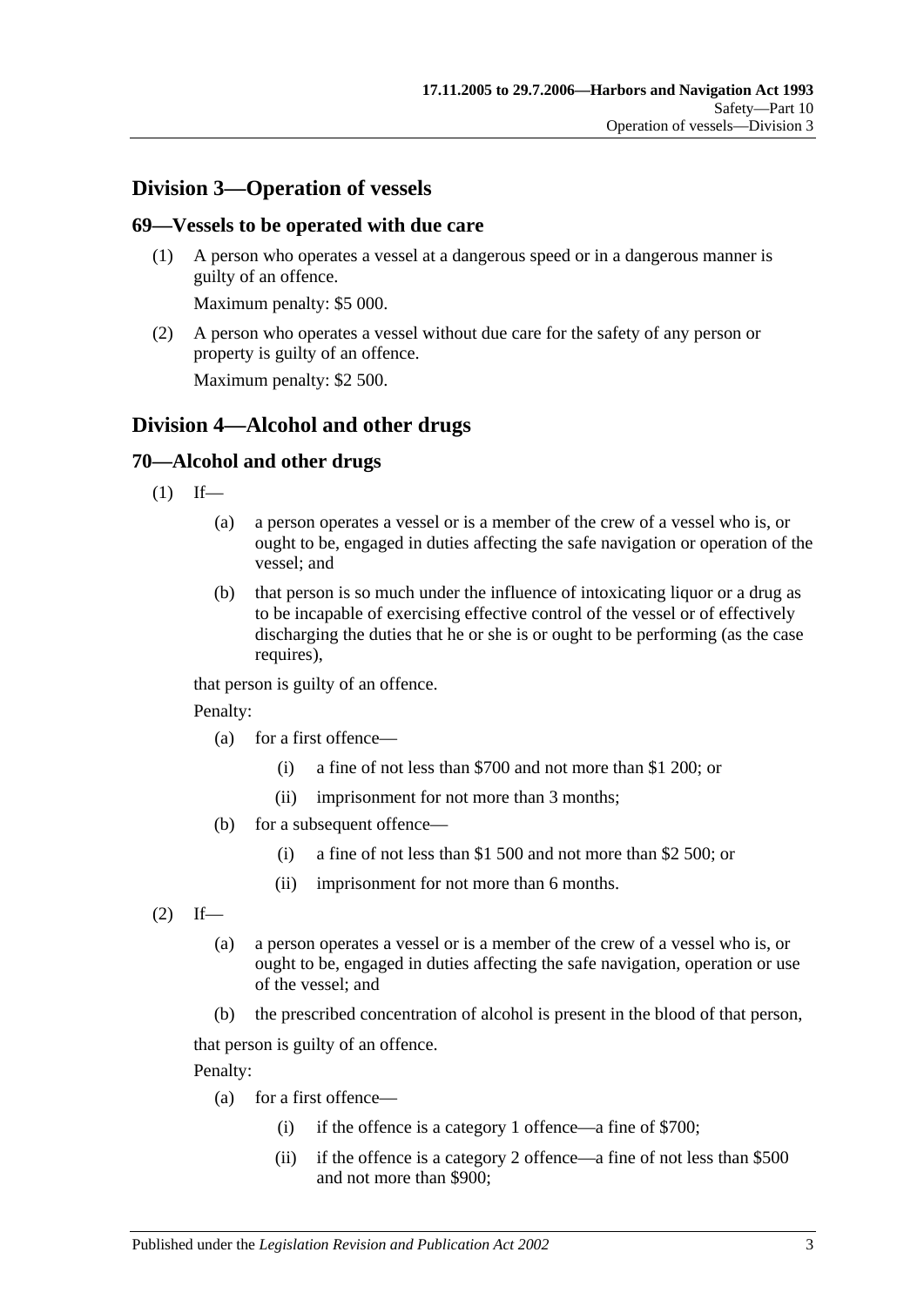## Division 3—Operation of vessels

### 69—Vessels to be operated with due care

(1) A person who operates a vessel at a dangerous speed or in a dangerous manner is guilty of an offence.

Maximum penalty: $5 000.

(2) A person who operates a vessel without due care for the safety of any person or property is guilty of an offence.

Maximum penalty: $2 500.

## Division 4—Alcohol and other drugs

### 70—Alcohol and other drugs

(1) If—

(a) a person operates a vessel or is a member of the crew of a vessel who is, or ought to be, engaged in duties affecting the safe navigation or operation of the vessel; and

(b) that person is so much under the influence of intoxicating liquor or a drug as to be incapable of exercising effective control of the vessel or of effectively discharging the duties that he or she is or ought to be performing (as the case requires),

that person is guilty of an offence.

Penalty:

(a) for a first offence—

(i) a fine of not less than $700 and not more than $1 200; or

(ii) imprisonment for not more than 3 months;

(b) for a subsequent offence—

(i) a fine of not less than $1 500 and not more than $2 500; or

(ii) imprisonment for not more than 6 months.

(2) If—

(a) a person operates a vessel or is a member of the crew of a vessel who is, or ought to be, engaged in duties affecting the safe navigation, operation or use of the vessel; and

(b) the prescribed concentration of alcohol is present in the blood of that person,

that person is guilty of an offence.

Penalty:

(a) for a first offence—

(i) if the offence is a category 1 offence—a fine of $700;

(ii) if the offence is a category 2 offence—a fine of not less than $500 and not more than $900;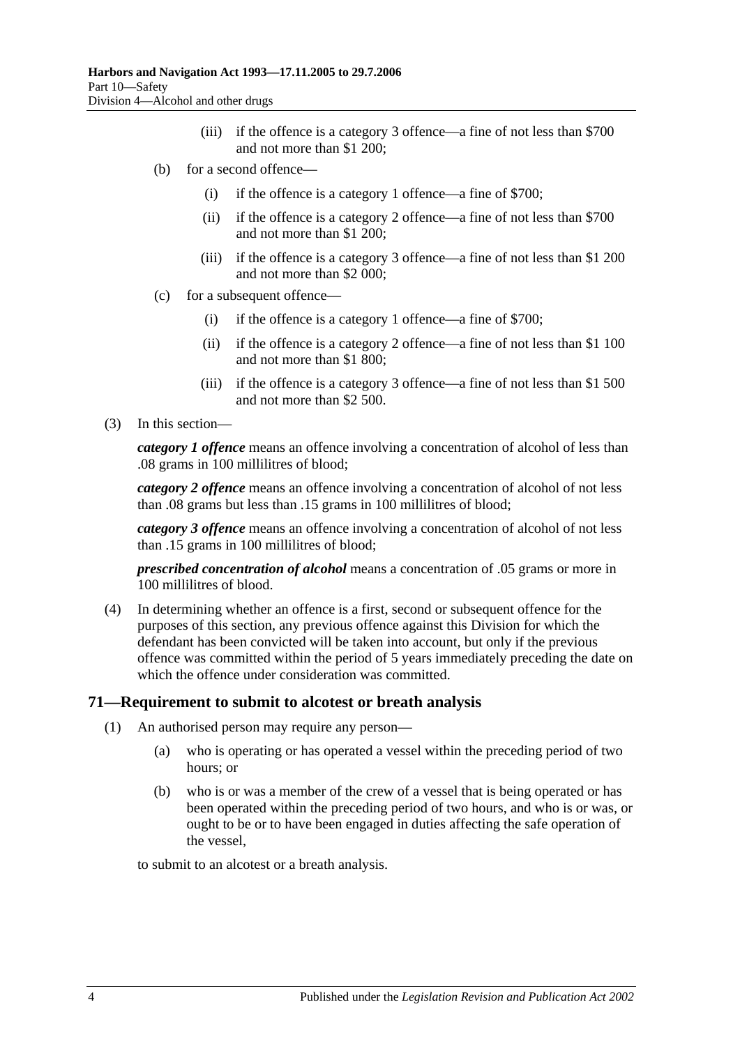(iii) if the offence is a category 3 offence—a fine of not less than $700 and not more than $1 200;

(b) for a second offence—

(i) if the offence is a category 1 offence—a fine of $700;

(ii) if the offence is a category 2 offence—a fine of not less than $700 and not more than $1 200;

(iii) if the offence is a category 3 offence—a fine of not less than $1 200 and not more than $2 000;

(c) for a subsequent offence—

(i) if the offence is a category 1 offence—a fine of $700;

(ii) if the offence is a category 2 offence—a fine of not less than $1 100 and not more than $1 800;

(iii) if the offence is a category 3 offence—a fine of not less than $1 500 and not more than $2 500.

(3) In this section—

***category 1 offence*** means an offence involving a concentration of alcohol of less than .08 grams in 100 millilitres of blood;

***category 2 offence*** means an offence involving a concentration of alcohol of not less than .08 grams but less than .15 grams in 100 millilitres of blood;

***category 3 offence*** means an offence involving a concentration of alcohol of not less than .15 grams in 100 millilitres of blood;

***prescribed concentration of alcohol*** means a concentration of .05 grams or more in 100 millilitres of blood.

(4) In determining whether an offence is a first, second or subsequent offence for the purposes of this section, any previous offence against this Division for which the defendant has been convicted will be taken into account, but only if the previous offence was committed within the period of 5 years immediately preceding the date on which the offence under consideration was committed.

## 71—Requirement to submit to alcotest or breath analysis

(1) An authorised person may require any person—

(a) who is operating or has operated a vessel within the preceding period of two hours; or

(b) who is or was a member of the crew of a vessel that is being operated or has been operated within the preceding period of two hours, and who is or was, or ought to be or to have been engaged in duties affecting the safe operation of the vessel,

to submit to an alcotest or a breath analysis.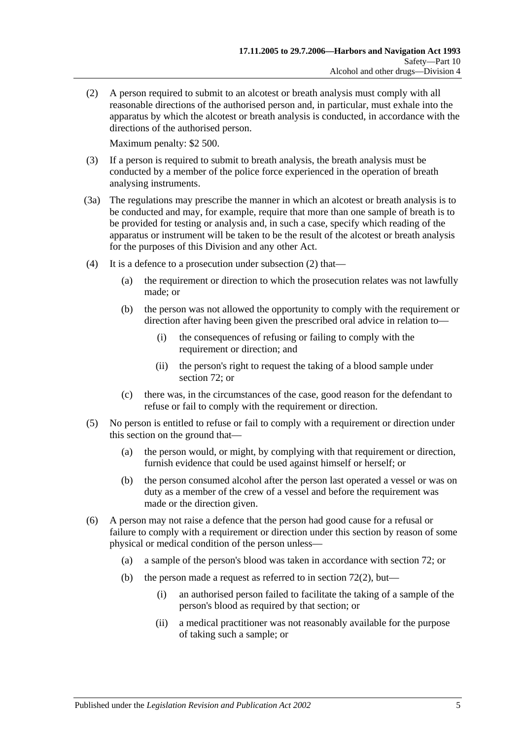(2) A person required to submit to an alcotest or breath analysis must comply with all reasonable directions of the authorised person and, in particular, must exhale into the apparatus by which the alcotest or breath analysis is conducted, in accordance with the directions of the authorised person.

Maximum penalty: $2 500.

(3) If a person is required to submit to breath analysis, the breath analysis must be conducted by a member of the police force experienced in the operation of breath analysing instruments.

(3a) The regulations may prescribe the manner in which an alcotest or breath analysis is to be conducted and may, for example, require that more than one sample of breath is to be provided for testing or analysis and, in such a case, specify which reading of the apparatus or instrument will be taken to be the result of the alcotest or breath analysis for the purposes of this Division and any other Act.

(4) It is a defence to a prosecution under subsection (2) that—

(a) the requirement or direction to which the prosecution relates was not lawfully made; or

(b) the person was not allowed the opportunity to comply with the requirement or direction after having been given the prescribed oral advice in relation to—

(i) the consequences of refusing or failing to comply with the requirement or direction; and

(ii) the person's right to request the taking of a blood sample under section 72; or

(c) there was, in the circumstances of the case, good reason for the defendant to refuse or fail to comply with the requirement or direction.

(5) No person is entitled to refuse or fail to comply with a requirement or direction under this section on the ground that—

(a) the person would, or might, by complying with that requirement or direction, furnish evidence that could be used against himself or herself; or

(b) the person consumed alcohol after the person last operated a vessel or was on duty as a member of the crew of a vessel and before the requirement was made or the direction given.

(6) A person may not raise a defence that the person had good cause for a refusal or failure to comply with a requirement or direction under this section by reason of some physical or medical condition of the person unless—

(a) a sample of the person's blood was taken in accordance with section 72; or

(b) the person made a request as referred to in section 72(2), but—

(i) an authorised person failed to facilitate the taking of a sample of the person's blood as required by that section; or

(ii) a medical practitioner was not reasonably available for the purpose of taking such a sample; or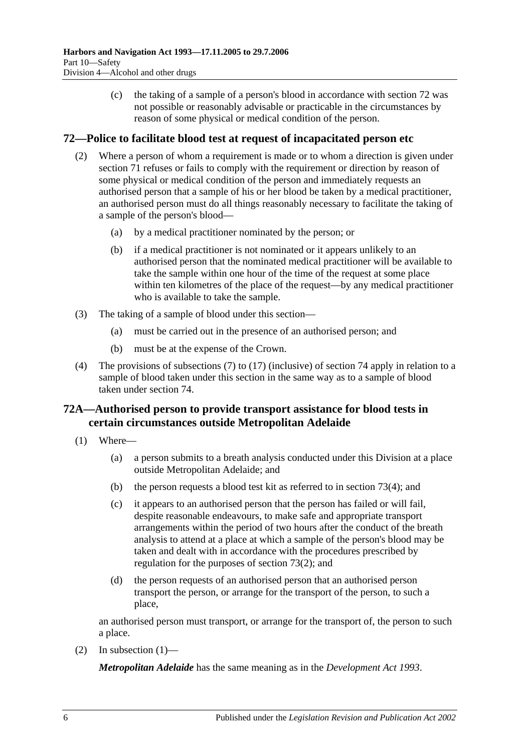(c) the taking of a sample of a person's blood in accordance with section 72 was not possible or reasonably advisable or practicable in the circumstances by reason of some physical or medical condition of the person.

## 72—Police to facilitate blood test at request of incapacitated person etc

(2) Where a person of whom a requirement is made or to whom a direction is given under section 71 refuses or fails to comply with the requirement or direction by reason of some physical or medical condition of the person and immediately requests an authorised person that a sample of his or her blood be taken by a medical practitioner, an authorised person must do all things reasonably necessary to facilitate the taking of a sample of the person's blood—

(a) by a medical practitioner nominated by the person; or

(b) if a medical practitioner is not nominated or it appears unlikely to an authorised person that the nominated medical practitioner will be available to take the sample within one hour of the time of the request at some place within ten kilometres of the place of the request—by any medical practitioner who is available to take the sample.

(3) The taking of a sample of blood under this section—

(a) must be carried out in the presence of an authorised person; and

(b) must be at the expense of the Crown.

(4) The provisions of subsections (7) to (17) (inclusive) of section 74 apply in relation to a sample of blood taken under this section in the same way as to a sample of blood taken under section 74.

## 72A—Authorised person to provide transport assistance for blood tests in certain circumstances outside Metropolitan Adelaide

(1) Where—

(a) a person submits to a breath analysis conducted under this Division at a place outside Metropolitan Adelaide; and

(b) the person requests a blood test kit as referred to in section 73(4); and

(c) it appears to an authorised person that the person has failed or will fail, despite reasonable endeavours, to make safe and appropriate transport arrangements within the period of two hours after the conduct of the breath analysis to attend at a place at which a sample of the person's blood may be taken and dealt with in accordance with the procedures prescribed by regulation for the purposes of section 73(2); and

(d) the person requests of an authorised person that an authorised person transport the person, or arrange for the transport of the person, to such a place,

an authorised person must transport, or arrange for the transport of, the person to such a place.

(2) In subsection (1)—

***Metropolitan Adelaide*** has the same meaning as in the *Development Act 1993*.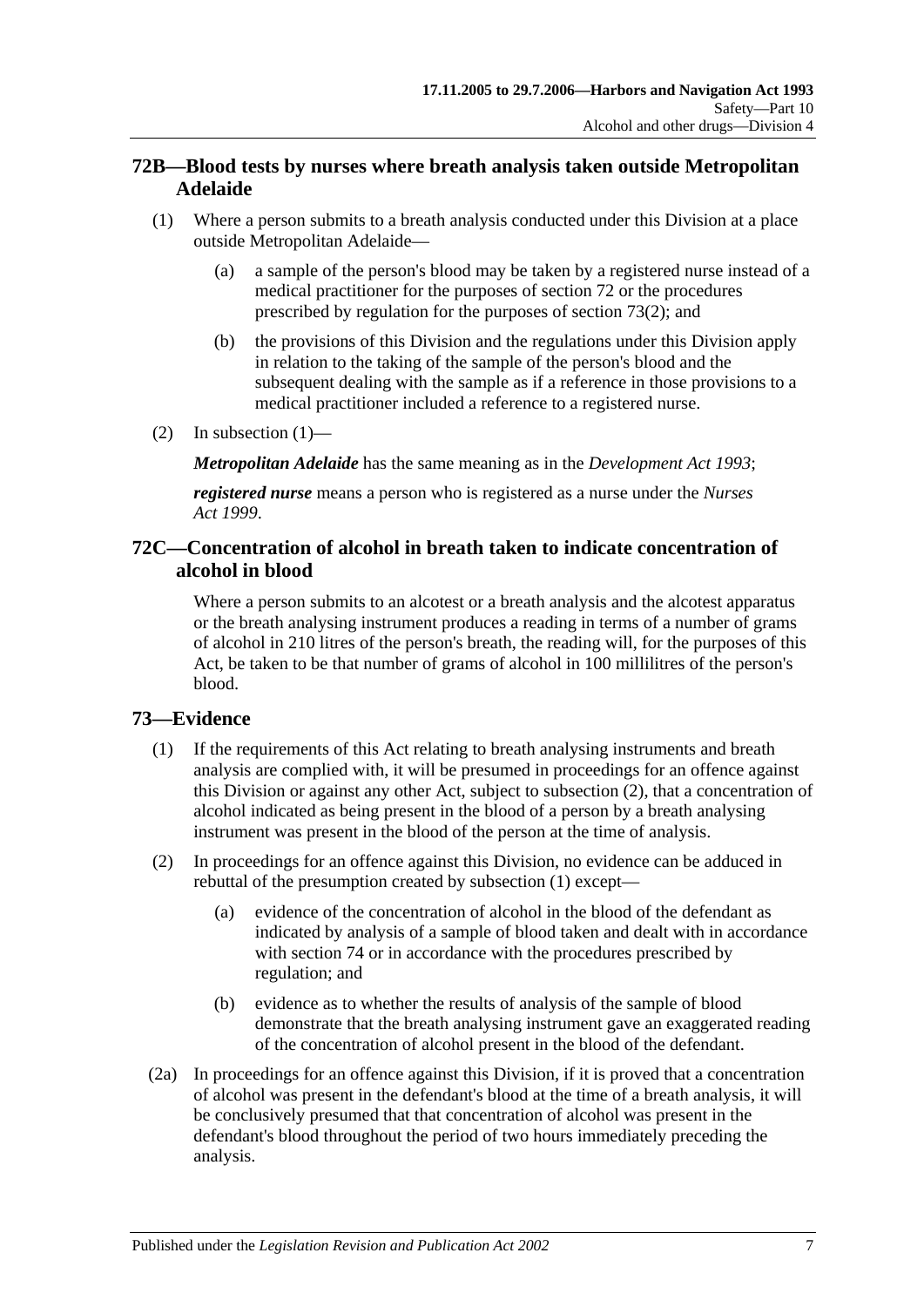## 72B—Blood tests by nurses where breath analysis taken outside Metropolitan Adelaide

(1) Where a person submits to a breath analysis conducted under this Division at a place outside Metropolitan Adelaide—

(a) a sample of the person's blood may be taken by a registered nurse instead of a medical practitioner for the purposes of section 72 or the procedures prescribed by regulation for the purposes of section 73(2); and

(b) the provisions of this Division and the regulations under this Division apply in relation to the taking of the sample of the person's blood and the subsequent dealing with the sample as if a reference in those provisions to a medical practitioner included a reference to a registered nurse.

(2) In subsection (1)—

***Metropolitan Adelaide*** has the same meaning as in the *Development Act 1993*;

***registered nurse*** means a person who is registered as a nurse under the *Nurses Act 1999*.

## 72C—Concentration of alcohol in breath taken to indicate concentration of alcohol in blood

Where a person submits to an alcotest or a breath analysis and the alcotest apparatus or the breath analysing instrument produces a reading in terms of a number of grams of alcohol in 210 litres of the person's breath, the reading will, for the purposes of this Act, be taken to be that number of grams of alcohol in 100 millilitres of the person's blood.

## 73—Evidence

(1) If the requirements of this Act relating to breath analysing instruments and breath analysis are complied with, it will be presumed in proceedings for an offence against this Division or against any other Act, subject to subsection (2), that a concentration of alcohol indicated as being present in the blood of a person by a breath analysing instrument was present in the blood of the person at the time of analysis.

(2) In proceedings for an offence against this Division, no evidence can be adduced in rebuttal of the presumption created by subsection (1) except—

(a) evidence of the concentration of alcohol in the blood of the defendant as indicated by analysis of a sample of blood taken and dealt with in accordance with section 74 or in accordance with the procedures prescribed by regulation; and

(b) evidence as to whether the results of analysis of the sample of blood demonstrate that the breath analysing instrument gave an exaggerated reading of the concentration of alcohol present in the blood of the defendant.

(2a) In proceedings for an offence against this Division, if it is proved that a concentration of alcohol was present in the defendant's blood at the time of a breath analysis, it will be conclusively presumed that that concentration of alcohol was present in the defendant's blood throughout the period of two hours immediately preceding the analysis.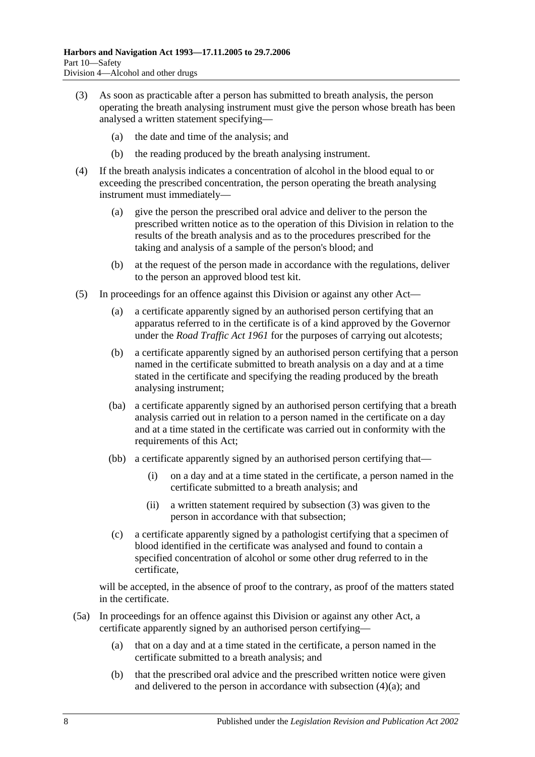(3) As soon as practicable after a person has submitted to breath analysis, the person operating the breath analysing instrument must give the person whose breath has been analysed a written statement specifying—

(a) the date and time of the analysis; and

(b) the reading produced by the breath analysing instrument.

(4) If the breath analysis indicates a concentration of alcohol in the blood equal to or exceeding the prescribed concentration, the person operating the breath analysing instrument must immediately—

(a) give the person the prescribed oral advice and deliver to the person the prescribed written notice as to the operation of this Division in relation to the results of the breath analysis and as to the procedures prescribed for the taking and analysis of a sample of the person's blood; and

(b) at the request of the person made in accordance with the regulations, deliver to the person an approved blood test kit.

(5) In proceedings for an offence against this Division or against any other Act—

(a) a certificate apparently signed by an authorised person certifying that an apparatus referred to in the certificate is of a kind approved by the Governor under the *Road Traffic Act 1961* for the purposes of carrying out alcotests;

(b) a certificate apparently signed by an authorised person certifying that a person named in the certificate submitted to breath analysis on a day and at a time stated in the certificate and specifying the reading produced by the breath analysing instrument;

(ba) a certificate apparently signed by an authorised person certifying that a breath analysis carried out in relation to a person named in the certificate on a day and at a time stated in the certificate was carried out in conformity with the requirements of this Act;

(bb) a certificate apparently signed by an authorised person certifying that—

(i) on a day and at a time stated in the certificate, a person named in the certificate submitted to a breath analysis; and

(ii) a written statement required by subsection (3) was given to the person in accordance with that subsection;

(c) a certificate apparently signed by a pathologist certifying that a specimen of blood identified in the certificate was analysed and found to contain a specified concentration of alcohol or some other drug referred to in the certificate,

will be accepted, in the absence of proof to the contrary, as proof of the matters stated in the certificate.

(5a) In proceedings for an offence against this Division or against any other Act, a certificate apparently signed by an authorised person certifying—

(a) that on a day and at a time stated in the certificate, a person named in the certificate submitted to a breath analysis; and

(b) that the prescribed oral advice and the prescribed written notice were given and delivered to the person in accordance with subsection (4)(a); and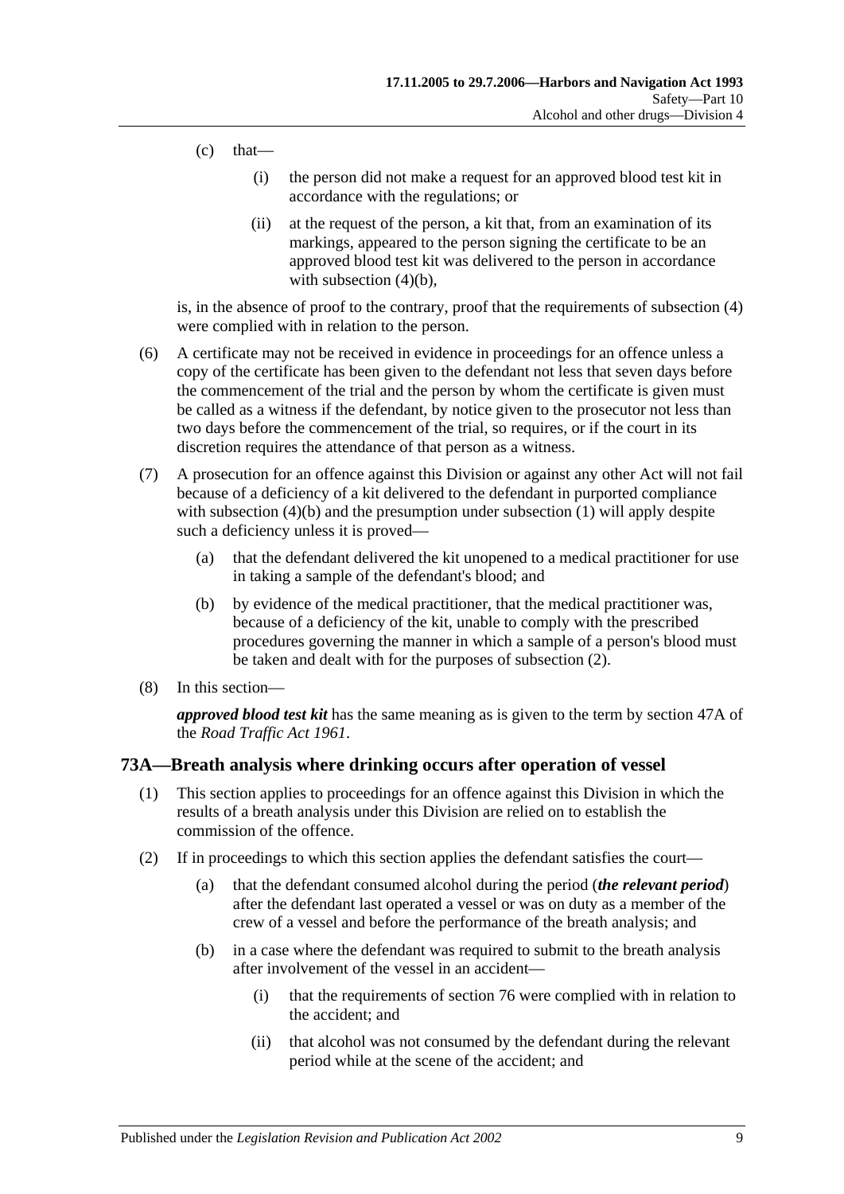(c) that—

(i) the person did not make a request for an approved blood test kit in accordance with the regulations; or

(ii) at the request of the person, a kit that, from an examination of its markings, appeared to the person signing the certificate to be an approved blood test kit was delivered to the person in accordance with subsection (4)(b),

is, in the absence of proof to the contrary, proof that the requirements of subsection (4) were complied with in relation to the person.

(6) A certificate may not be received in evidence in proceedings for an offence unless a copy of the certificate has been given to the defendant not less that seven days before the commencement of the trial and the person by whom the certificate is given must be called as a witness if the defendant, by notice given to the prosecutor not less than two days before the commencement of the trial, so requires, or if the court in its discretion requires the attendance of that person as a witness.

(7) A prosecution for an offence against this Division or against any other Act will not fail because of a deficiency of a kit delivered to the defendant in purported compliance with subsection (4)(b) and the presumption under subsection (1) will apply despite such a deficiency unless it is proved—

(a) that the defendant delivered the kit unopened to a medical practitioner for use in taking a sample of the defendant's blood; and

(b) by evidence of the medical practitioner, that the medical practitioner was, because of a deficiency of the kit, unable to comply with the prescribed procedures governing the manner in which a sample of a person's blood must be taken and dealt with for the purposes of subsection (2).

(8) In this section—

***approved blood test kit*** has the same meaning as is given to the term by section 47A of the *Road Traffic Act 1961*.

## 73A—Breath analysis where drinking occurs after operation of vessel

(1) This section applies to proceedings for an offence against this Division in which the results of a breath analysis under this Division are relied on to establish the commission of the offence.

(2) If in proceedings to which this section applies the defendant satisfies the court—

(a) that the defendant consumed alcohol during the period (***the relevant period***) after the defendant last operated a vessel or was on duty as a member of the crew of a vessel and before the performance of the breath analysis; and

(b) in a case where the defendant was required to submit to the breath analysis after involvement of the vessel in an accident—

(i) that the requirements of section 76 were complied with in relation to the accident; and

(ii) that alcohol was not consumed by the defendant during the relevant period while at the scene of the accident; and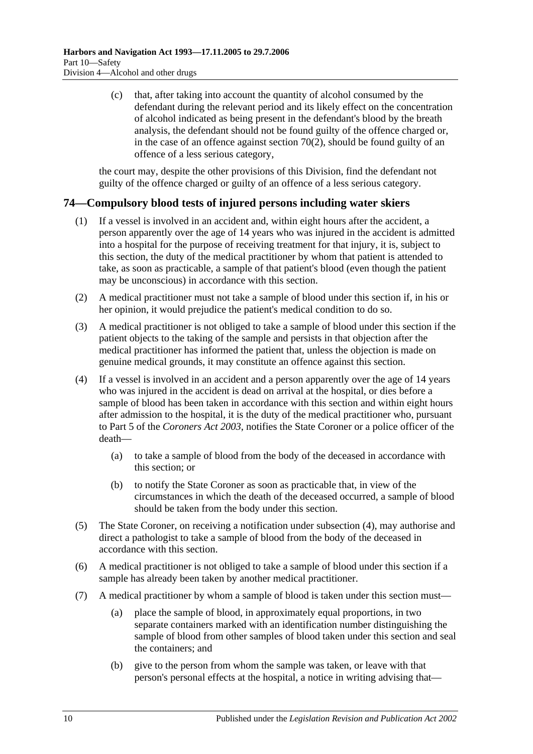(c) that, after taking into account the quantity of alcohol consumed by the defendant during the relevant period and its likely effect on the concentration of alcohol indicated as being present in the defendant's blood by the breath analysis, the defendant should not be found guilty of the offence charged or, in the case of an offence against section 70(2), should be found guilty of an offence of a less serious category,

the court may, despite the other provisions of this Division, find the defendant not guilty of the offence charged or guilty of an offence of a less serious category.

## 74—Compulsory blood tests of injured persons including water skiers

(1) If a vessel is involved in an accident and, within eight hours after the accident, a person apparently over the age of 14 years who was injured in the accident is admitted into a hospital for the purpose of receiving treatment for that injury, it is, subject to this section, the duty of the medical practitioner by whom that patient is attended to take, as soon as practicable, a sample of that patient's blood (even though the patient may be unconscious) in accordance with this section.

(2) A medical practitioner must not take a sample of blood under this section if, in his or her opinion, it would prejudice the patient's medical condition to do so.

(3) A medical practitioner is not obliged to take a sample of blood under this section if the patient objects to the taking of the sample and persists in that objection after the medical practitioner has informed the patient that, unless the objection is made on genuine medical grounds, it may constitute an offence against this section.

(4) If a vessel is involved in an accident and a person apparently over the age of 14 years who was injured in the accident is dead on arrival at the hospital, or dies before a sample of blood has been taken in accordance with this section and within eight hours after admission to the hospital, it is the duty of the medical practitioner who, pursuant to Part 5 of the *Coroners Act 2003*, notifies the State Coroner or a police officer of the death—

(a) to take a sample of blood from the body of the deceased in accordance with this section; or

(b) to notify the State Coroner as soon as practicable that, in view of the circumstances in which the death of the deceased occurred, a sample of blood should be taken from the body under this section.

(5) The State Coroner, on receiving a notification under subsection (4), may authorise and direct a pathologist to take a sample of blood from the body of the deceased in accordance with this section.

(6) A medical practitioner is not obliged to take a sample of blood under this section if a sample has already been taken by another medical practitioner.

(7) A medical practitioner by whom a sample of blood is taken under this section must—

(a) place the sample of blood, in approximately equal proportions, in two separate containers marked with an identification number distinguishing the sample of blood from other samples of blood taken under this section and seal the containers; and

(b) give to the person from whom the sample was taken, or leave with that person's personal effects at the hospital, a notice in writing advising that—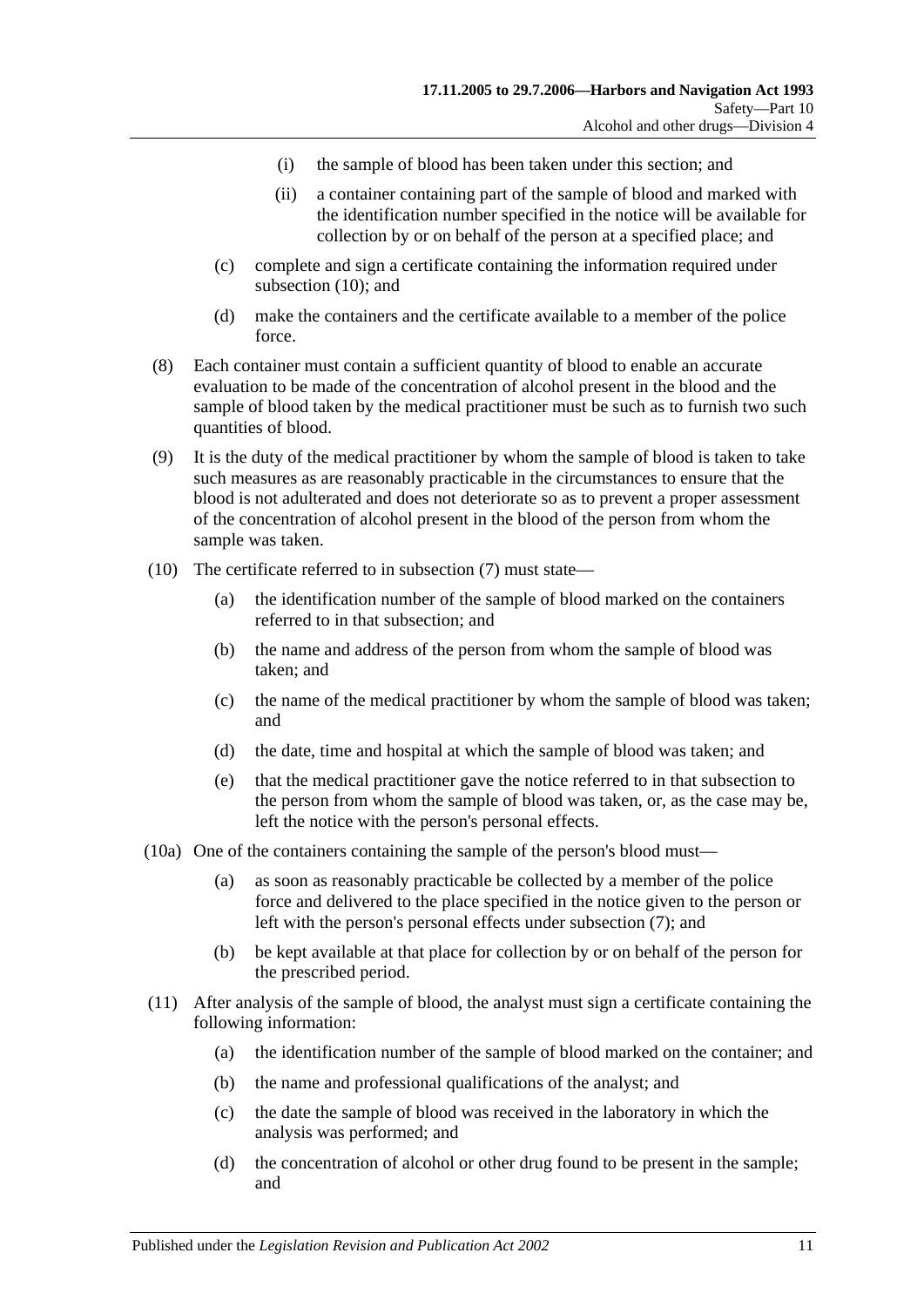(i) the sample of blood has been taken under this section; and

(ii) a container containing part of the sample of blood and marked with the identification number specified in the notice will be available for collection by or on behalf of the person at a specified place; and

(c) complete and sign a certificate containing the information required under subsection (10); and

(d) make the containers and the certificate available to a member of the police force.

(8) Each container must contain a sufficient quantity of blood to enable an accurate evaluation to be made of the concentration of alcohol present in the blood and the sample of blood taken by the medical practitioner must be such as to furnish two such quantities of blood.

(9) It is the duty of the medical practitioner by whom the sample of blood is taken to take such measures as are reasonably practicable in the circumstances to ensure that the blood is not adulterated and does not deteriorate so as to prevent a proper assessment of the concentration of alcohol present in the blood of the person from whom the sample was taken.

(10) The certificate referred to in subsection (7) must state—

(a) the identification number of the sample of blood marked on the containers referred to in that subsection; and

(b) the name and address of the person from whom the sample of blood was taken; and

(c) the name of the medical practitioner by whom the sample of blood was taken; and

(d) the date, time and hospital at which the sample of blood was taken; and

(e) that the medical practitioner gave the notice referred to in that subsection to the person from whom the sample of blood was taken, or, as the case may be, left the notice with the person's personal effects.

(10a) One of the containers containing the sample of the person's blood must—

(a) as soon as reasonably practicable be collected by a member of the police force and delivered to the place specified in the notice given to the person or left with the person's personal effects under subsection (7); and

(b) be kept available at that place for collection by or on behalf of the person for the prescribed period.

(11) After analysis of the sample of blood, the analyst must sign a certificate containing the following information:

(a) the identification number of the sample of blood marked on the container; and

(b) the name and professional qualifications of the analyst; and

(c) the date the sample of blood was received in the laboratory in which the analysis was performed; and

(d) the concentration of alcohol or other drug found to be present in the sample; and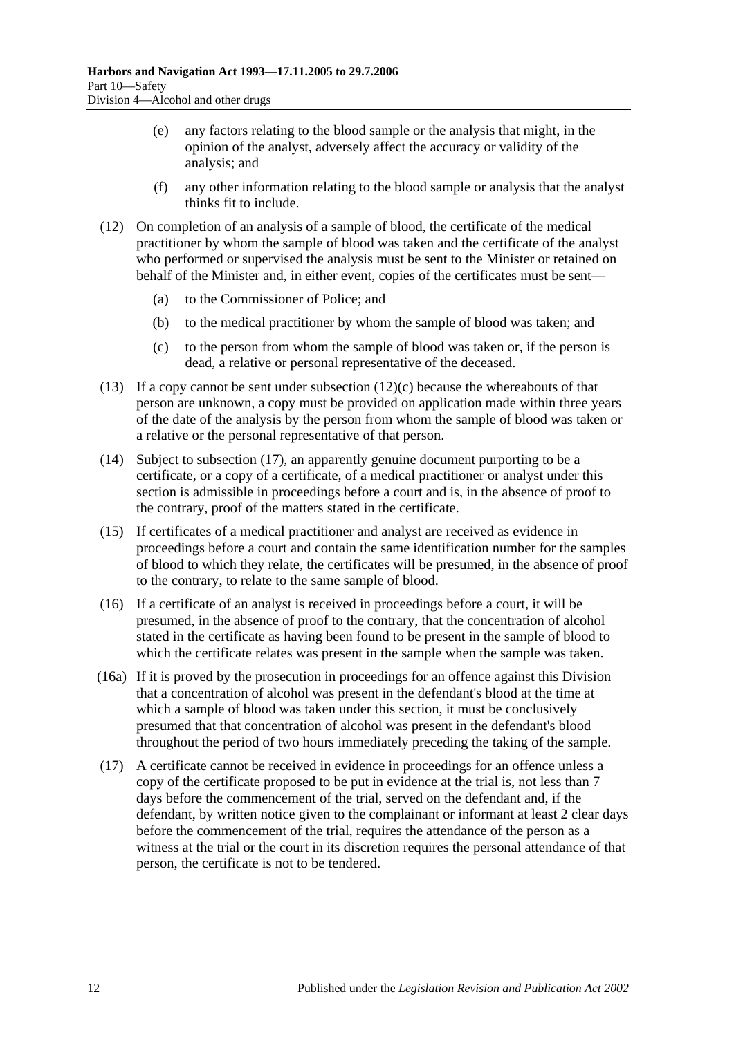(e) any factors relating to the blood sample or the analysis that might, in the opinion of the analyst, adversely affect the accuracy or validity of the analysis; and

(f) any other information relating to the blood sample or analysis that the analyst thinks fit to include.

(12) On completion of an analysis of a sample of blood, the certificate of the medical practitioner by whom the sample of blood was taken and the certificate of the analyst who performed or supervised the analysis must be sent to the Minister or retained on behalf of the Minister and, in either event, copies of the certificates must be sent—

(a) to the Commissioner of Police; and

(b) to the medical practitioner by whom the sample of blood was taken; and

(c) to the person from whom the sample of blood was taken or, if the person is dead, a relative or personal representative of the deceased.

(13) If a copy cannot be sent under subsection (12)(c) because the whereabouts of that person are unknown, a copy must be provided on application made within three years of the date of the analysis by the person from whom the sample of blood was taken or a relative or the personal representative of that person.

(14) Subject to subsection (17), an apparently genuine document purporting to be a certificate, or a copy of a certificate, of a medical practitioner or analyst under this section is admissible in proceedings before a court and is, in the absence of proof to the contrary, proof of the matters stated in the certificate.

(15) If certificates of a medical practitioner and analyst are received as evidence in proceedings before a court and contain the same identification number for the samples of blood to which they relate, the certificates will be presumed, in the absence of proof to the contrary, to relate to the same sample of blood.

(16) If a certificate of an analyst is received in proceedings before a court, it will be presumed, in the absence of proof to the contrary, that the concentration of alcohol stated in the certificate as having been found to be present in the sample of blood to which the certificate relates was present in the sample when the sample was taken.

(16a) If it is proved by the prosecution in proceedings for an offence against this Division that a concentration of alcohol was present in the defendant's blood at the time at which a sample of blood was taken under this section, it must be conclusively presumed that that concentration of alcohol was present in the defendant's blood throughout the period of two hours immediately preceding the taking of the sample.

(17) A certificate cannot be received in evidence in proceedings for an offence unless a copy of the certificate proposed to be put in evidence at the trial is, not less than 7 days before the commencement of the trial, served on the defendant and, if the defendant, by written notice given to the complainant or informant at least 2 clear days before the commencement of the trial, requires the attendance of the person as a witness at the trial or the court in its discretion requires the personal attendance of that person, the certificate is not to be tendered.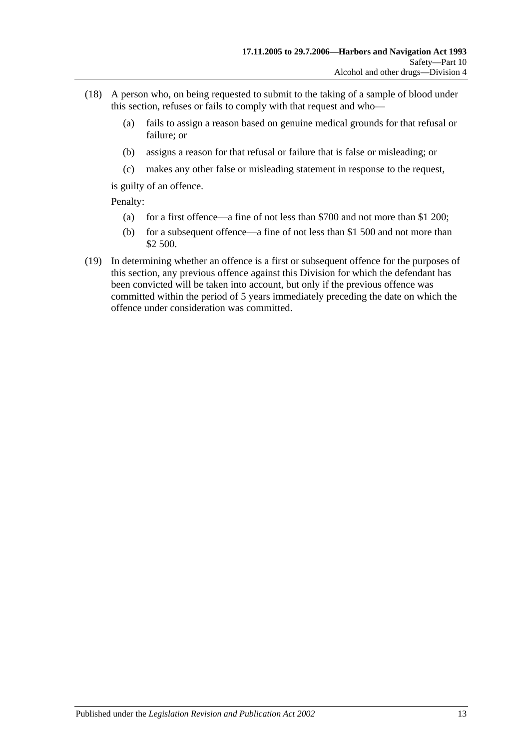(18) A person who, on being requested to submit to the taking of a sample of blood under this section, refuses or fails to comply with that request and who—

   (a) fails to assign a reason based on genuine medical grounds for that refusal or failure; or

   (b) assigns a reason for that refusal or failure that is false or misleading; or

   (c) makes any other false or misleading statement in response to the request,

   is guilty of an offence.

   Penalty:

   (a) for a first offence—a fine of not less than $700 and not more than $1 200;

   (b) for a subsequent offence—a fine of not less than $1 500 and not more than $2 500.

(19) In determining whether an offence is a first or subsequent offence for the purposes of this section, any previous offence against this Division for which the defendant has been convicted will be taken into account, but only if the previous offence was committed within the period of 5 years immediately preceding the date on which the offence under consideration was committed.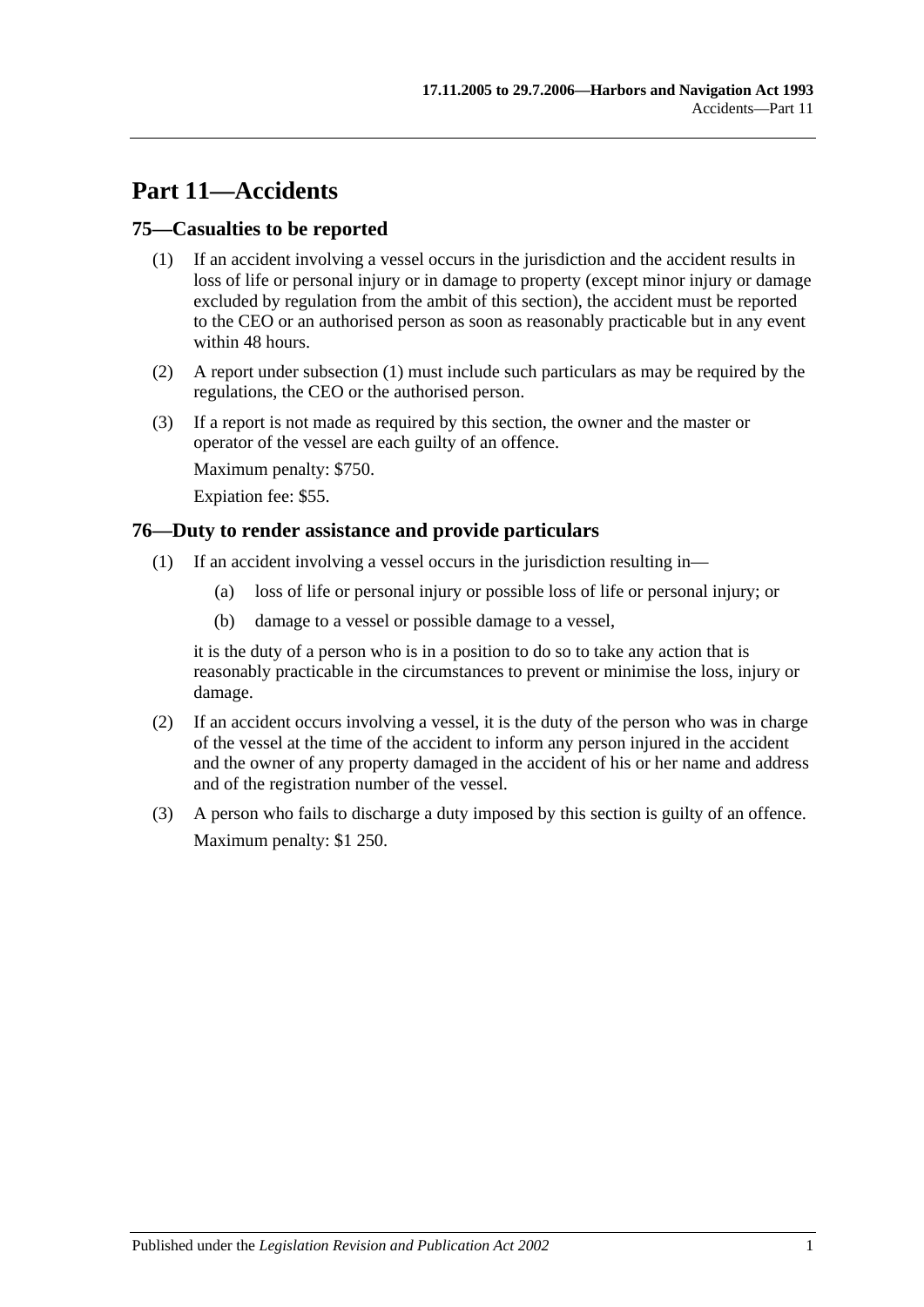# Part 11—Accidents

## 75—Casualties to be reported

(1) If an accident involving a vessel occurs in the jurisdiction and the accident results in loss of life or personal injury or in damage to property (except minor injury or damage excluded by regulation from the ambit of this section), the accident must be reported to the CEO or an authorised person as soon as reasonably practicable but in any event within 48 hours.

(2) A report under subsection (1) must include such particulars as may be required by the regulations, the CEO or the authorised person.

(3) If a report is not made as required by this section, the owner and the master or operator of the vessel are each guilty of an offence.

Maximum penalty: $750.

Expiation fee: $55.

## 76—Duty to render assistance and provide particulars

(1) If an accident involving a vessel occurs in the jurisdiction resulting in—

(a) loss of life or personal injury or possible loss of life or personal injury; or

(b) damage to a vessel or possible damage to a vessel,

it is the duty of a person who is in a position to do so to take any action that is reasonably practicable in the circumstances to prevent or minimise the loss, injury or damage.

(2) If an accident occurs involving a vessel, it is the duty of the person who was in charge of the vessel at the time of the accident to inform any person injured in the accident and the owner of any property damaged in the accident of his or her name and address and of the registration number of the vessel.

(3) A person who fails to discharge a duty imposed by this section is guilty of an offence.

Maximum penalty: $1 250.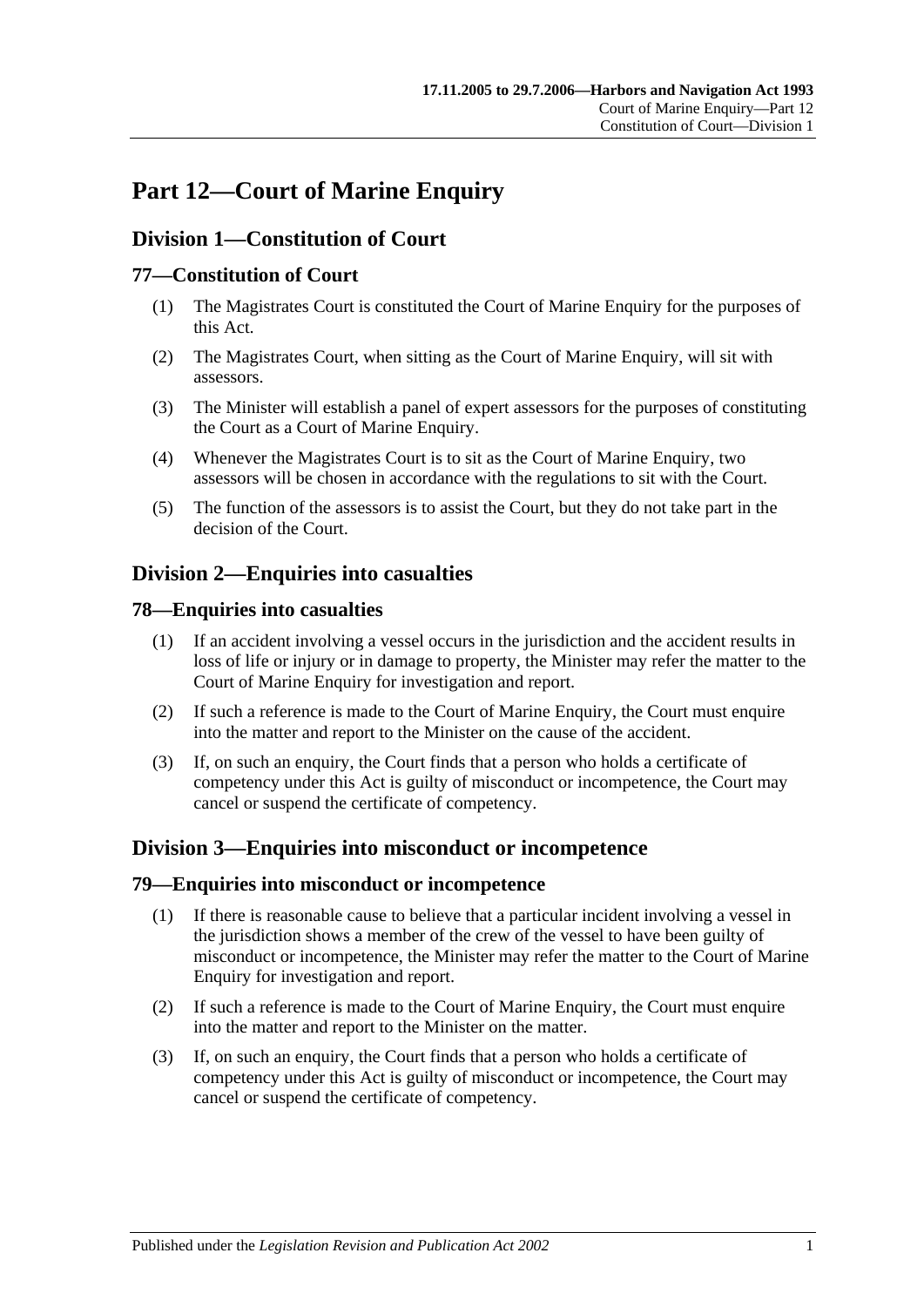# Part 12—Court of Marine Enquiry

## Division 1—Constitution of Court

### 77—Constitution of Court

(1) The Magistrates Court is constituted the Court of Marine Enquiry for the purposes of this Act.

(2) The Magistrates Court, when sitting as the Court of Marine Enquiry, will sit with assessors.

(3) The Minister will establish a panel of expert assessors for the purposes of constituting the Court as a Court of Marine Enquiry.

(4) Whenever the Magistrates Court is to sit as the Court of Marine Enquiry, two assessors will be chosen in accordance with the regulations to sit with the Court.

(5) The function of the assessors is to assist the Court, but they do not take part in the decision of the Court.

## Division 2—Enquiries into casualties

### 78—Enquiries into casualties

(1) If an accident involving a vessel occurs in the jurisdiction and the accident results in loss of life or injury or in damage to property, the Minister may refer the matter to the Court of Marine Enquiry for investigation and report.

(2) If such a reference is made to the Court of Marine Enquiry, the Court must enquire into the matter and report to the Minister on the cause of the accident.

(3) If, on such an enquiry, the Court finds that a person who holds a certificate of competency under this Act is guilty of misconduct or incompetence, the Court may cancel or suspend the certificate of competency.

## Division 3—Enquiries into misconduct or incompetence

### 79—Enquiries into misconduct or incompetence

(1) If there is reasonable cause to believe that a particular incident involving a vessel in the jurisdiction shows a member of the crew of the vessel to have been guilty of misconduct or incompetence, the Minister may refer the matter to the Court of Marine Enquiry for investigation and report.

(2) If such a reference is made to the Court of Marine Enquiry, the Court must enquire into the matter and report to the Minister on the matter.

(3) If, on such an enquiry, the Court finds that a person who holds a certificate of competency under this Act is guilty of misconduct or incompetence, the Court may cancel or suspend the certificate of competency.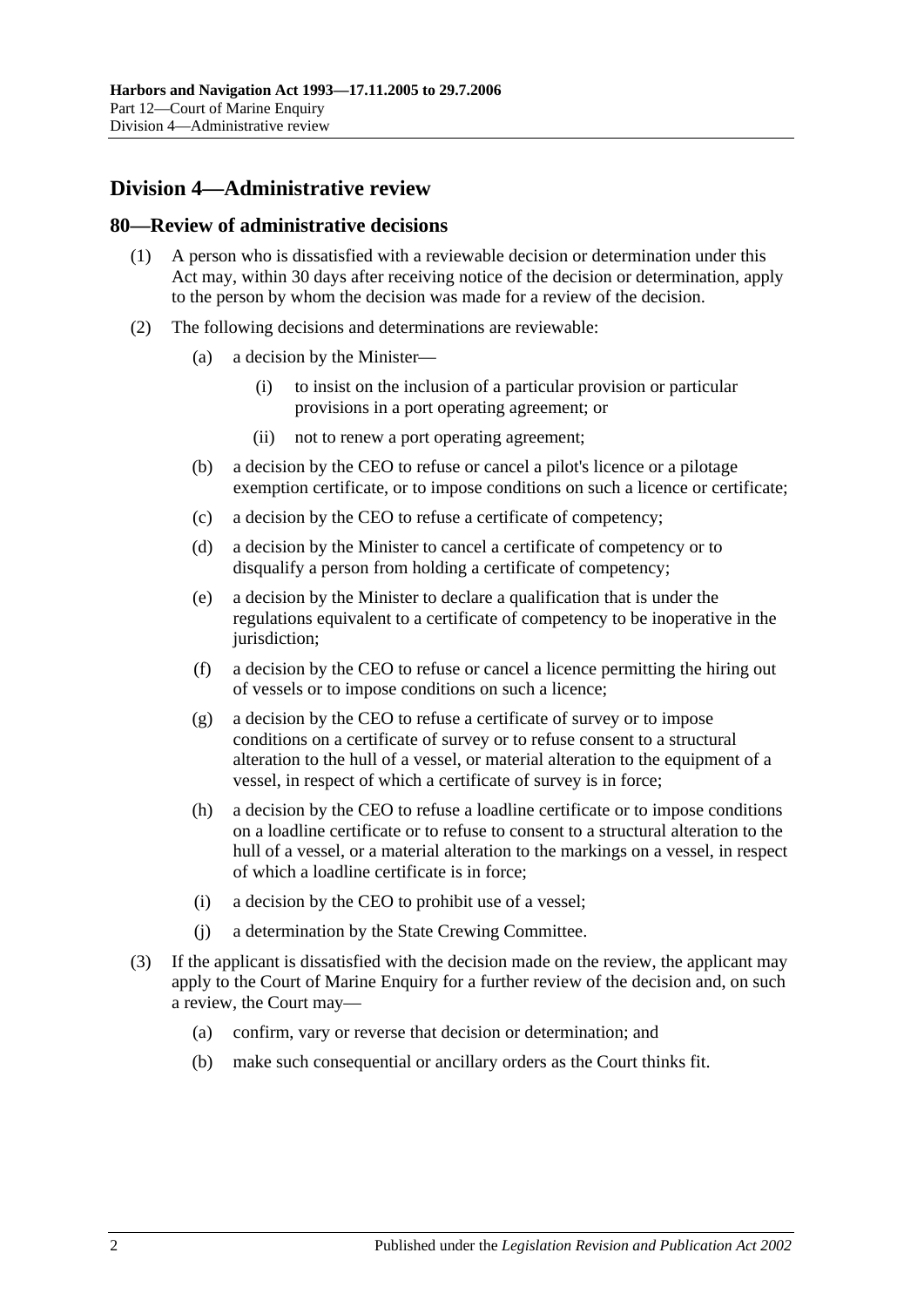## Division 4—Administrative review

### 80—Review of administrative decisions

(1) A person who is dissatisfied with a reviewable decision or determination under this Act may, within 30 days after receiving notice of the decision or determination, apply to the person by whom the decision was made for a review of the decision.

(2) The following decisions and determinations are reviewable:

- (a) a decision by the Minister—
  - (i) to insist on the inclusion of a particular provision or particular provisions in a port operating agreement; or
  - (ii) not to renew a port operating agreement;
- (b) a decision by the CEO to refuse or cancel a pilot's licence or a pilotage exemption certificate, or to impose conditions on such a licence or certificate;
- (c) a decision by the CEO to refuse a certificate of competency;
- (d) a decision by the Minister to cancel a certificate of competency or to disqualify a person from holding a certificate of competency;
- (e) a decision by the Minister to declare a qualification that is under the regulations equivalent to a certificate of competency to be inoperative in the jurisdiction;
- (f) a decision by the CEO to refuse or cancel a licence permitting the hiring out of vessels or to impose conditions on such a licence;
- (g) a decision by the CEO to refuse a certificate of survey or to impose conditions on a certificate of survey or to refuse consent to a structural alteration to the hull of a vessel, or material alteration to the equipment of a vessel, in respect of which a certificate of survey is in force;
- (h) a decision by the CEO to refuse a loadline certificate or to impose conditions on a loadline certificate or to refuse to consent to a structural alteration to the hull of a vessel, or a material alteration to the markings on a vessel, in respect of which a loadline certificate is in force;
- (i) a decision by the CEO to prohibit use of a vessel;
- (j) a determination by the State Crewing Committee.

(3) If the applicant is dissatisfied with the decision made on the review, the applicant may apply to the Court of Marine Enquiry for a further review of the decision and, on such a review, the Court may—

- (a) confirm, vary or reverse that decision or determination; and
- (b) make such consequential or ancillary orders as the Court thinks fit.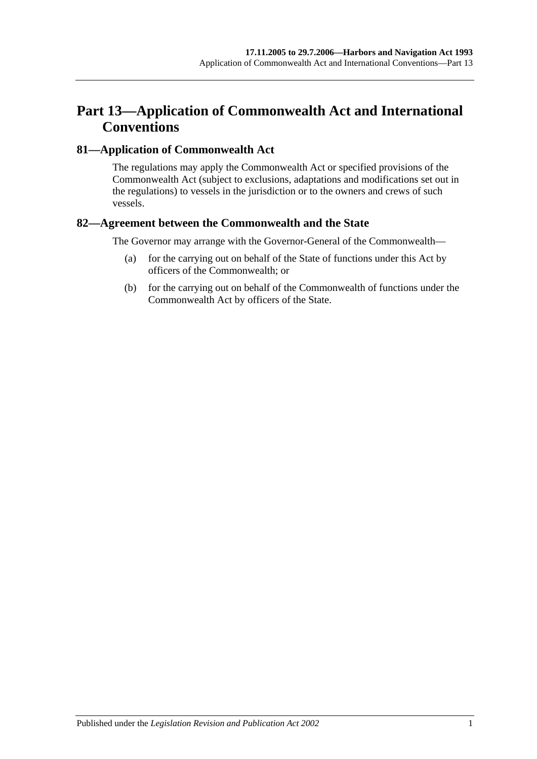# Part 13—Application of Commonwealth Act and International Conventions

## 81—Application of Commonwealth Act

The regulations may apply the Commonwealth Act or specified provisions of the Commonwealth Act (subject to exclusions, adaptations and modifications set out in the regulations) to vessels in the jurisdiction or to the owners and crews of such vessels.

## 82—Agreement between the Commonwealth and the State

The Governor may arrange with the Governor-General of the Commonwealth—

(a) for the carrying out on behalf of the State of functions under this Act by officers of the Commonwealth; or

(b) for the carrying out on behalf of the Commonwealth of functions under the Commonwealth Act by officers of the State.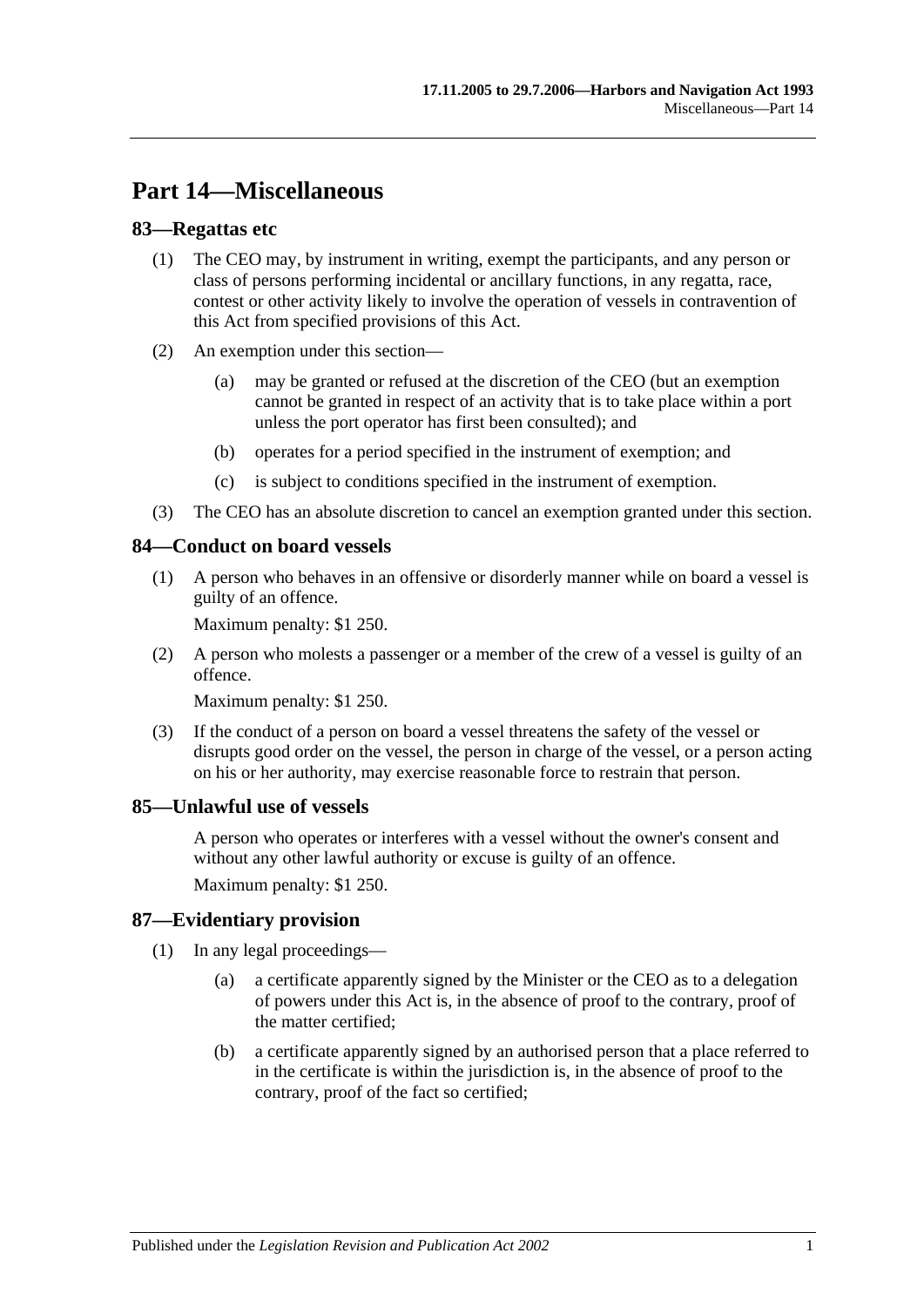# Part 14—Miscellaneous

## 83—Regattas etc

(1) The CEO may, by instrument in writing, exempt the participants, and any person or class of persons performing incidental or ancillary functions, in any regatta, race, contest or other activity likely to involve the operation of vessels in contravention of this Act from specified provisions of this Act.

(2) An exemption under this section—

- (a) may be granted or refused at the discretion of the CEO (but an exemption cannot be granted in respect of an activity that is to take place within a port unless the port operator has first been consulted); and
- (b) operates for a period specified in the instrument of exemption; and
- (c) is subject to conditions specified in the instrument of exemption.

(3) The CEO has an absolute discretion to cancel an exemption granted under this section.

## 84—Conduct on board vessels

(1) A person who behaves in an offensive or disorderly manner while on board a vessel is guilty of an offence.

Maximum penalty: $1 250.

(2) A person who molests a passenger or a member of the crew of a vessel is guilty of an offence.

Maximum penalty: $1 250.

(3) If the conduct of a person on board a vessel threatens the safety of the vessel or disrupts good order on the vessel, the person in charge of the vessel, or a person acting on his or her authority, may exercise reasonable force to restrain that person.

## 85—Unlawful use of vessels

A person who operates or interferes with a vessel without the owner's consent and without any other lawful authority or excuse is guilty of an offence.

Maximum penalty: $1 250.

## 87—Evidentiary provision

(1) In any legal proceedings—

- (a) a certificate apparently signed by the Minister or the CEO as to a delegation of powers under this Act is, in the absence of proof to the contrary, proof of the matter certified;
- (b) a certificate apparently signed by an authorised person that a place referred to in the certificate is within the jurisdiction is, in the absence of proof to the contrary, proof of the fact so certified;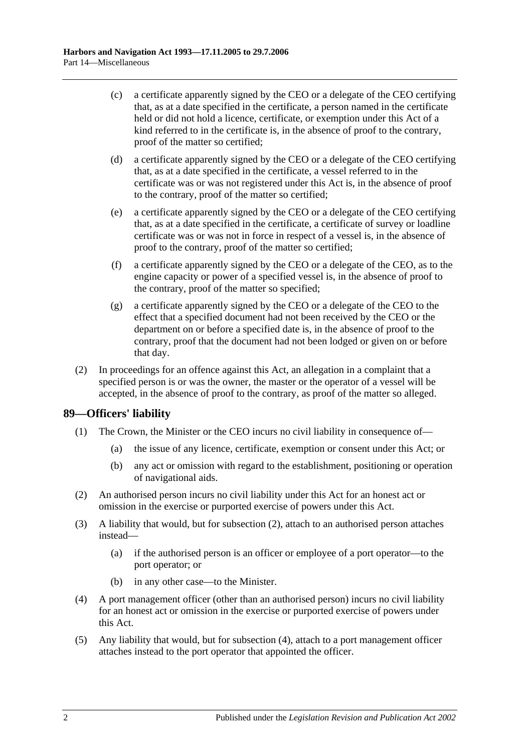(c) a certificate apparently signed by the CEO or a delegate of the CEO certifying that, as at a date specified in the certificate, a person named in the certificate held or did not hold a licence, certificate, or exemption under this Act of a kind referred to in the certificate is, in the absence of proof to the contrary, proof of the matter so certified;

(d) a certificate apparently signed by the CEO or a delegate of the CEO certifying that, as at a date specified in the certificate, a vessel referred to in the certificate was or was not registered under this Act is, in the absence of proof to the contrary, proof of the matter so certified;

(e) a certificate apparently signed by the CEO or a delegate of the CEO certifying that, as at a date specified in the certificate, a certificate of survey or loadline certificate was or was not in force in respect of a vessel is, in the absence of proof to the contrary, proof of the matter so certified;

(f) a certificate apparently signed by the CEO or a delegate of the CEO, as to the engine capacity or power of a specified vessel is, in the absence of proof to the contrary, proof of the matter so specified;

(g) a certificate apparently signed by the CEO or a delegate of the CEO to the effect that a specified document had not been received by the CEO or the department on or before a specified date is, in the absence of proof to the contrary, proof that the document had not been lodged or given on or before that day.

(2) In proceedings for an offence against this Act, an allegation in a complaint that a specified person is or was the owner, the master or the operator of a vessel will be accepted, in the absence of proof to the contrary, as proof of the matter so alleged.

## 89—Officers' liability

(1) The Crown, the Minister or the CEO incurs no civil liability in consequence of—

(a) the issue of any licence, certificate, exemption or consent under this Act; or

(b) any act or omission with regard to the establishment, positioning or operation of navigational aids.

(2) An authorised person incurs no civil liability under this Act for an honest act or omission in the exercise or purported exercise of powers under this Act.

(3) A liability that would, but for subsection (2), attach to an authorised person attaches instead—

(a) if the authorised person is an officer or employee of a port operator—to the port operator; or

(b) in any other case—to the Minister.

(4) A port management officer (other than an authorised person) incurs no civil liability for an honest act or omission in the exercise or purported exercise of powers under this Act.

(5) Any liability that would, but for subsection (4), attach to a port management officer attaches instead to the port operator that appointed the officer.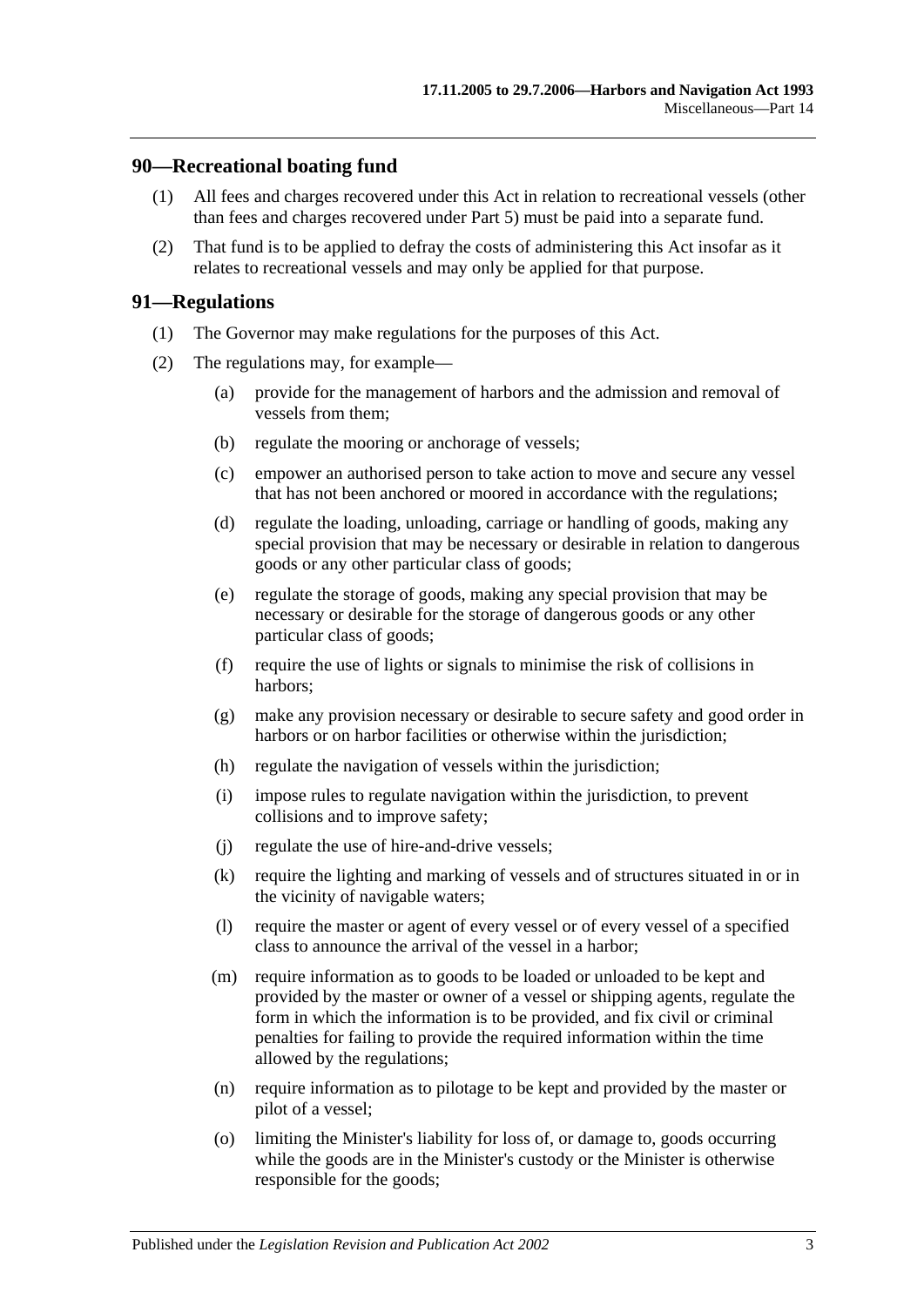## 90—Recreational boating fund

(1) All fees and charges recovered under this Act in relation to recreational vessels (other than fees and charges recovered under Part 5) must be paid into a separate fund.

(2) That fund is to be applied to defray the costs of administering this Act insofar as it relates to recreational vessels and may only be applied for that purpose.

## 91—Regulations

(1) The Governor may make regulations for the purposes of this Act.

(2) The regulations may, for example—

(a) provide for the management of harbors and the admission and removal of vessels from them;

(b) regulate the mooring or anchorage of vessels;

(c) empower an authorised person to take action to move and secure any vessel that has not been anchored or moored in accordance with the regulations;

(d) regulate the loading, unloading, carriage or handling of goods, making any special provision that may be necessary or desirable in relation to dangerous goods or any other particular class of goods;

(e) regulate the storage of goods, making any special provision that may be necessary or desirable for the storage of dangerous goods or any other particular class of goods;

(f) require the use of lights or signals to minimise the risk of collisions in harbors;

(g) make any provision necessary or desirable to secure safety and good order in harbors or on harbor facilities or otherwise within the jurisdiction;

(h) regulate the navigation of vessels within the jurisdiction;

(i) impose rules to regulate navigation within the jurisdiction, to prevent collisions and to improve safety;

(j) regulate the use of hire-and-drive vessels;

(k) require the lighting and marking of vessels and of structures situated in or in the vicinity of navigable waters;

(l) require the master or agent of every vessel or of every vessel of a specified class to announce the arrival of the vessel in a harbor;

(m) require information as to goods to be loaded or unloaded to be kept and provided by the master or owner of a vessel or shipping agents, regulate the form in which the information is to be provided, and fix civil or criminal penalties for failing to provide the required information within the time allowed by the regulations;

(n) require information as to pilotage to be kept and provided by the master or pilot of a vessel;

(o) limiting the Minister's liability for loss of, or damage to, goods occurring while the goods are in the Minister's custody or the Minister is otherwise responsible for the goods;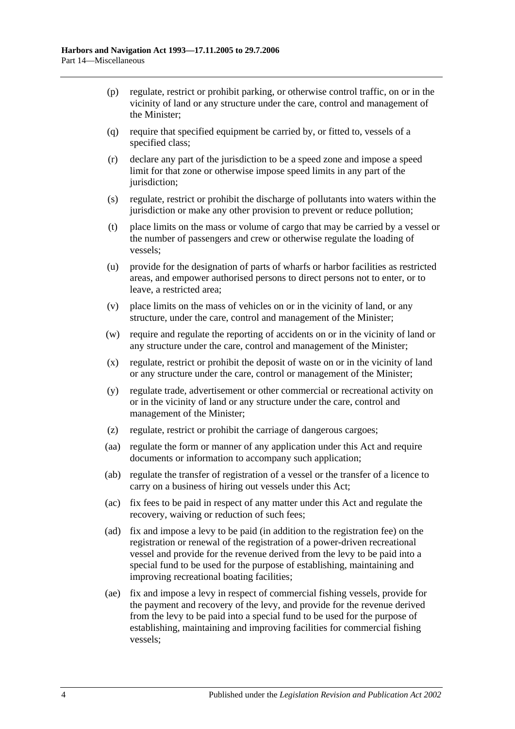(p) regulate, restrict or prohibit parking, or otherwise control traffic, on or in the vicinity of land or any structure under the care, control and management of the Minister;

(q) require that specified equipment be carried by, or fitted to, vessels of a specified class;

(r) declare any part of the jurisdiction to be a speed zone and impose a speed limit for that zone or otherwise impose speed limits in any part of the jurisdiction;

(s) regulate, restrict or prohibit the discharge of pollutants into waters within the jurisdiction or make any other provision to prevent or reduce pollution;

(t) place limits on the mass or volume of cargo that may be carried by a vessel or the number of passengers and crew or otherwise regulate the loading of vessels;

(u) provide for the designation of parts of wharfs or harbor facilities as restricted areas, and empower authorised persons to direct persons not to enter, or to leave, a restricted area;

(v) place limits on the mass of vehicles on or in the vicinity of land, or any structure, under the care, control and management of the Minister;

(w) require and regulate the reporting of accidents on or in the vicinity of land or any structure under the care, control and management of the Minister;

(x) regulate, restrict or prohibit the deposit of waste on or in the vicinity of land or any structure under the care, control or management of the Minister;

(y) regulate trade, advertisement or other commercial or recreational activity on or in the vicinity of land or any structure under the care, control and management of the Minister;

(z) regulate, restrict or prohibit the carriage of dangerous cargoes;

(aa) regulate the form or manner of any application under this Act and require documents or information to accompany such application;

(ab) regulate the transfer of registration of a vessel or the transfer of a licence to carry on a business of hiring out vessels under this Act;

(ac) fix fees to be paid in respect of any matter under this Act and regulate the recovery, waiving or reduction of such fees;

(ad) fix and impose a levy to be paid (in addition to the registration fee) on the registration or renewal of the registration of a power-driven recreational vessel and provide for the revenue derived from the levy to be paid into a special fund to be used for the purpose of establishing, maintaining and improving recreational boating facilities;

(ae) fix and impose a levy in respect of commercial fishing vessels, provide for the payment and recovery of the levy, and provide for the revenue derived from the levy to be paid into a special fund to be used for the purpose of establishing, maintaining and improving facilities for commercial fishing vessels;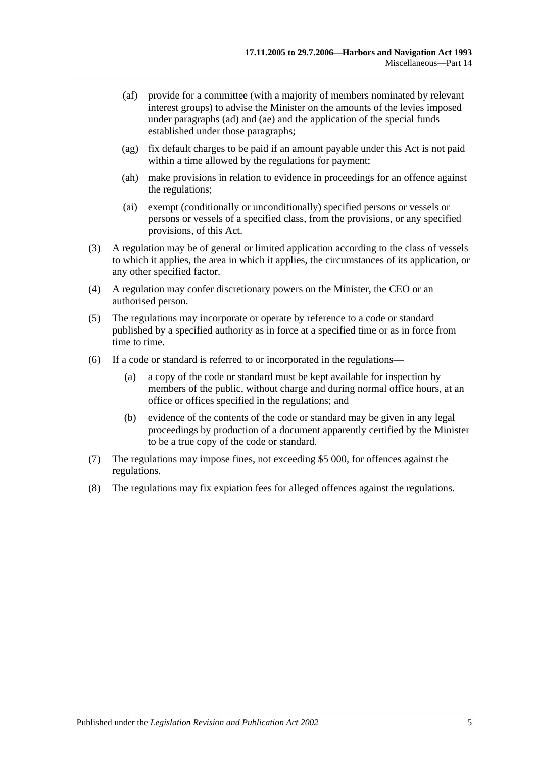(af) provide for a committee (with a majority of members nominated by relevant interest groups) to advise the Minister on the amounts of the levies imposed under paragraphs (ad) and (ae) and the application of the special funds established under those paragraphs;

(ag) fix default charges to be paid if an amount payable under this Act is not paid within a time allowed by the regulations for payment;

(ah) make provisions in relation to evidence in proceedings for an offence against the regulations;

(ai) exempt (conditionally or unconditionally) specified persons or vessels or persons or vessels of a specified class, from the provisions, or any specified provisions, of this Act.

(3) A regulation may be of general or limited application according to the class of vessels to which it applies, the area in which it applies, the circumstances of its application, or any other specified factor.

(4) A regulation may confer discretionary powers on the Minister, the CEO or an authorised person.

(5) The regulations may incorporate or operate by reference to a code or standard published by a specified authority as in force at a specified time or as in force from time to time.

(6) If a code or standard is referred to or incorporated in the regulations—

(a) a copy of the code or standard must be kept available for inspection by members of the public, without charge and during normal office hours, at an office or offices specified in the regulations; and

(b) evidence of the contents of the code or standard may be given in any legal proceedings by production of a document apparently certified by the Minister to be a true copy of the code or standard.

(7) The regulations may impose fines, not exceeding $5 000, for offences against the regulations.

(8) The regulations may fix expiation fees for alleged offences against the regulations.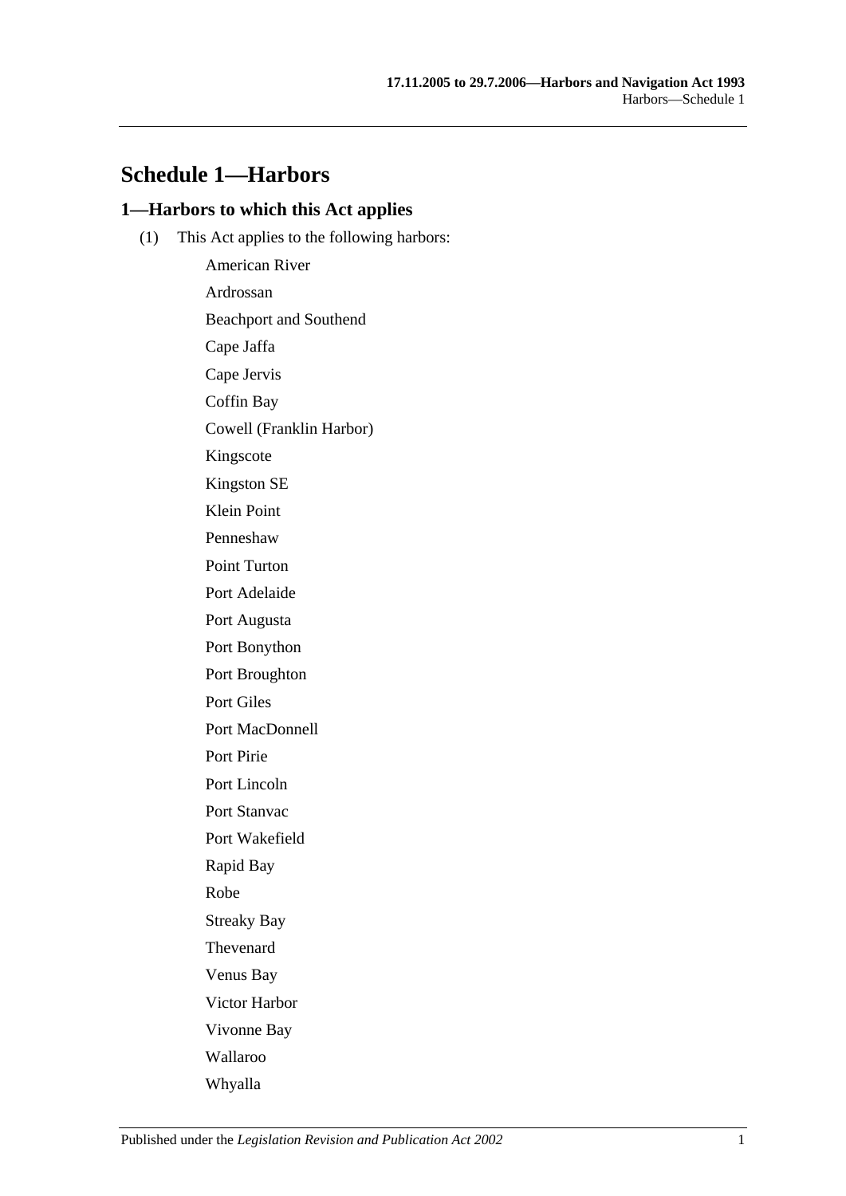# Schedule 1—Harbors

## 1—Harbors to which this Act applies

(1) This Act applies to the following harbors:

American River

Ardrossan

Beachport and Southend

Cape Jaffa

Cape Jervis

Coffin Bay

Cowell (Franklin Harbor)

Kingscote

Kingston SE

Klein Point

Penneshaw

Point Turton

Port Adelaide

Port Augusta

Port Bonython

Port Broughton

Port Giles

Port MacDonnell

Port Pirie

Port Lincoln

Port Stanvac

Port Wakefield

Rapid Bay

Robe

Streaky Bay

Thevenard

Venus Bay

Victor Harbor

Vivonne Bay

Wallaroo

Whyalla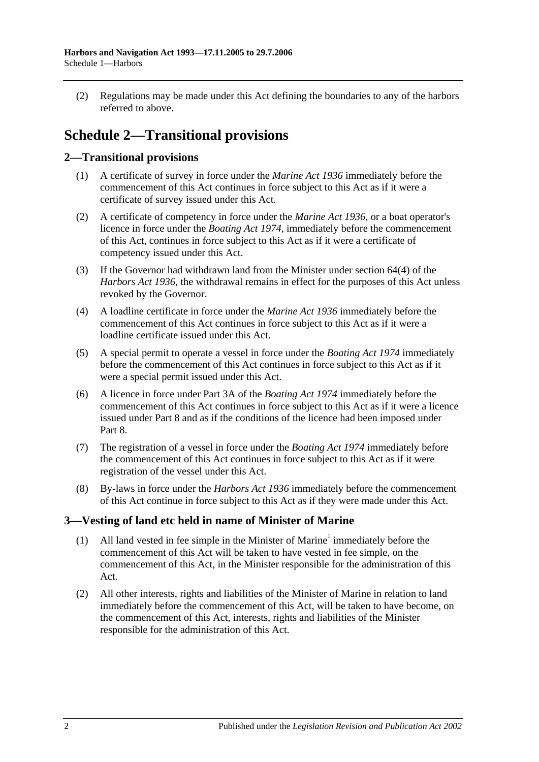(2) Regulations may be made under this Act defining the boundaries to any of the harbors referred to above.

# Schedule 2—Transitional provisions

## 2—Transitional provisions

(1) A certificate of survey in force under the *Marine Act 1936* immediately before the commencement of this Act continues in force subject to this Act as if it were a certificate of survey issued under this Act.

(2) A certificate of competency in force under the *Marine Act 1936*, or a boat operator's licence in force under the *Boating Act 1974*, immediately before the commencement of this Act, continues in force subject to this Act as if it were a certificate of competency issued under this Act.

(3) If the Governor had withdrawn land from the Minister under section 64(4) of the *Harbors Act 1936*, the withdrawal remains in effect for the purposes of this Act unless revoked by the Governor.

(4) A loadline certificate in force under the *Marine Act 1936* immediately before the commencement of this Act continues in force subject to this Act as if it were a loadline certificate issued under this Act.

(5) A special permit to operate a vessel in force under the *Boating Act 1974* immediately before the commencement of this Act continues in force subject to this Act as if it were a special permit issued under this Act.

(6) A licence in force under Part 3A of the *Boating Act 1974* immediately before the commencement of this Act continues in force subject to this Act as if it were a licence issued under Part 8 and as if the conditions of the licence had been imposed under Part 8.

(7) The registration of a vessel in force under the *Boating Act 1974* immediately before the commencement of this Act continues in force subject to this Act as if it were registration of the vessel under this Act.

(8) By-laws in force under the *Harbors Act 1936* immediately before the commencement of this Act continue in force subject to this Act as if they were made under this Act.

## 3—Vesting of land etc held in name of Minister of Marine

(1) All land vested in fee simple in the Minister of Marine[1] immediately before the commencement of this Act will be taken to have vested in fee simple, on the commencement of this Act, in the Minister responsible for the administration of this Act.

(2) All other interests, rights and liabilities of the Minister of Marine in relation to land immediately before the commencement of this Act, will be taken to have become, on the commencement of this Act, interests, rights and liabilities of the Minister responsible for the administration of this Act.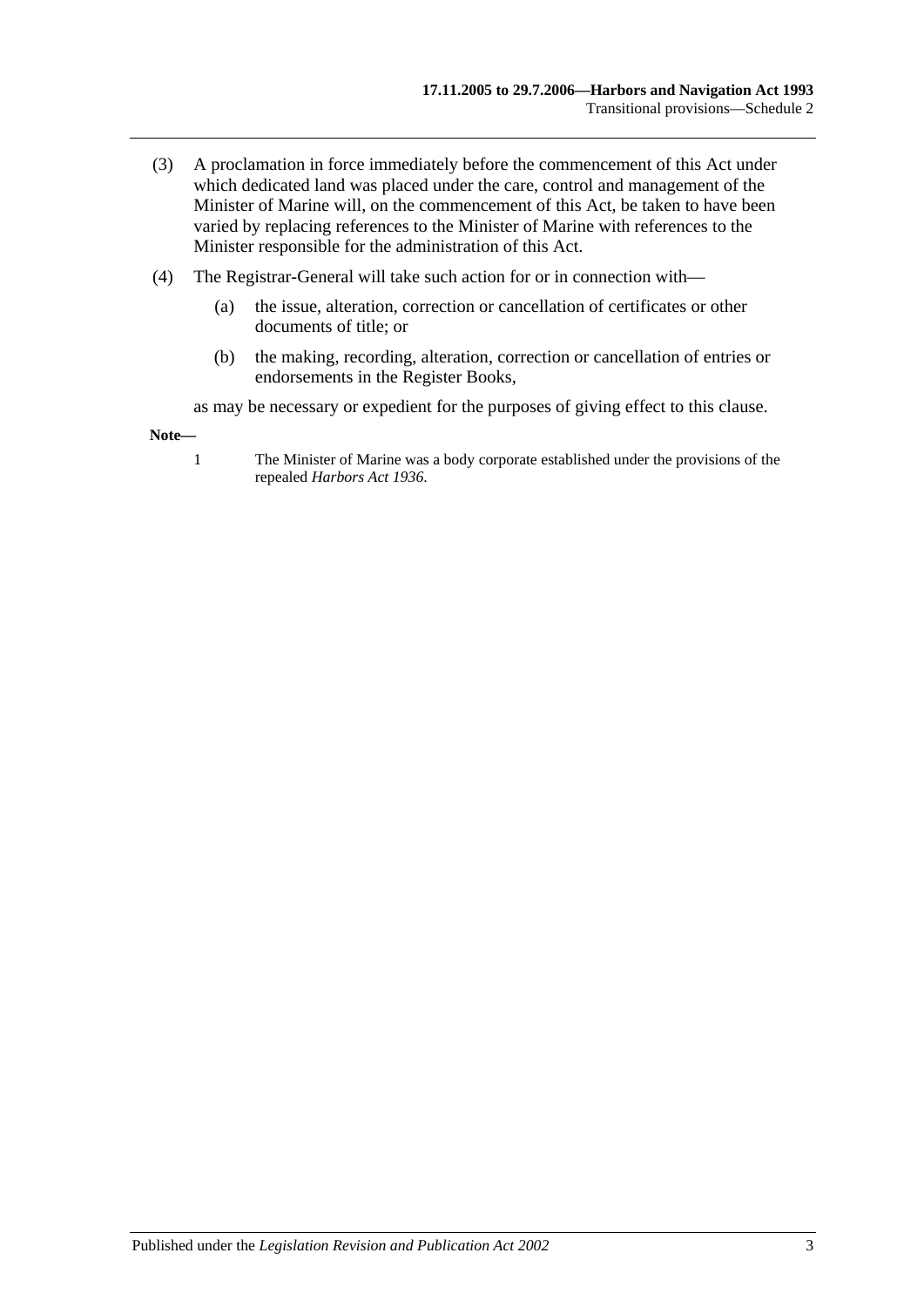(3) A proclamation in force immediately before the commencement of this Act under which dedicated land was placed under the care, control and management of the Minister of Marine will, on the commencement of this Act, be taken to have been varied by replacing references to the Minister of Marine with references to the Minister responsible for the administration of this Act.

(4) The Registrar-General will take such action for or in connection with—

(a) the issue, alteration, correction or cancellation of certificates or other documents of title; or

(b) the making, recording, alteration, correction or cancellation of entries or endorsements in the Register Books,

as may be necessary or expedient for the purposes of giving effect to this clause.

**Note—**

1 The Minister of Marine was a body corporate established under the provisions of the repealed *Harbors Act 1936*.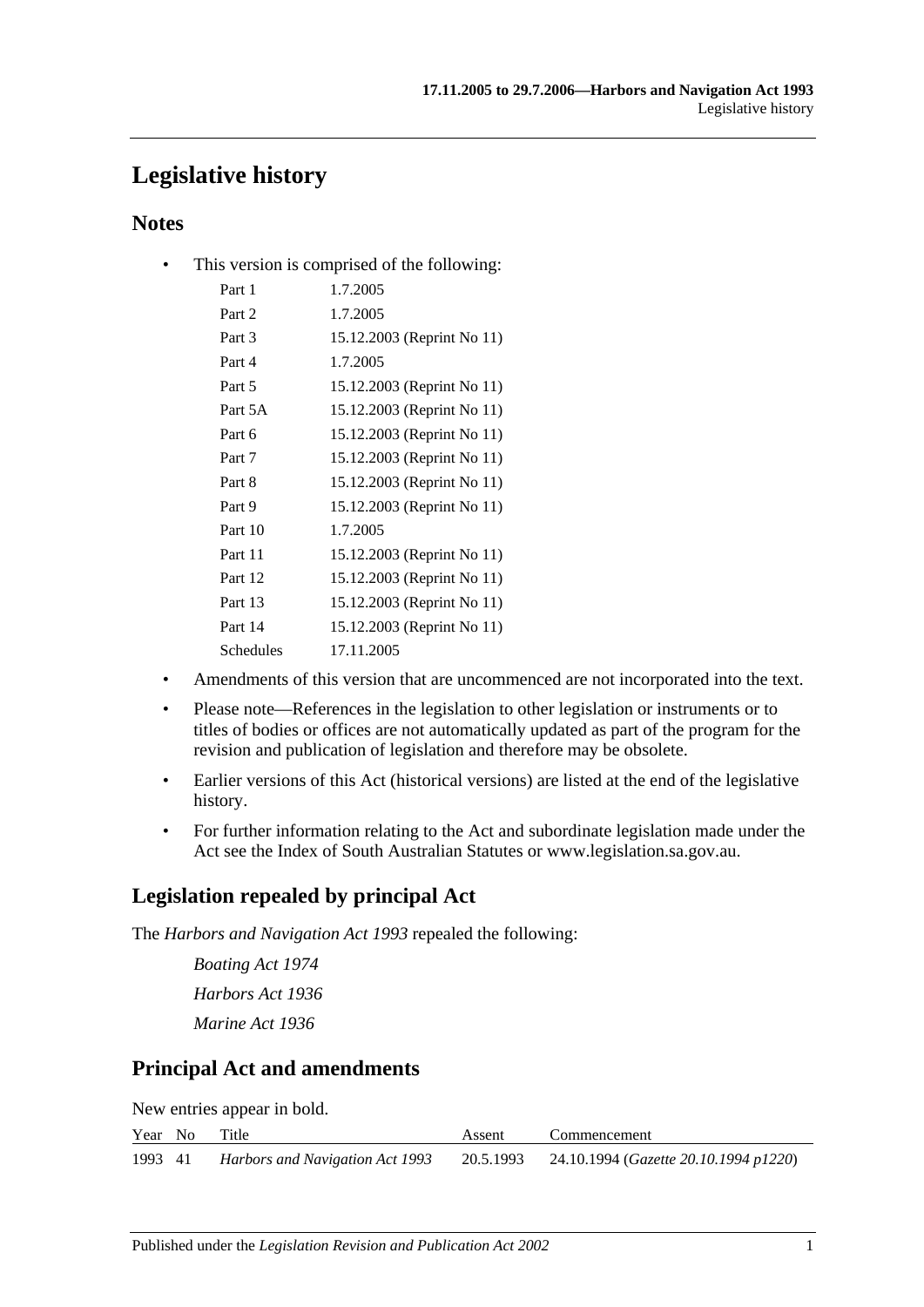# Legislative history

## Notes

- This version is comprised of the following:

| | |
|---|---|
| Part 1 | 1.7.2005 |
| Part 2 | 1.7.2005 |
| Part 3 | 15.12.2003 (Reprint No 11) |
| Part 4 | 1.7.2005 |
| Part 5 | 15.12.2003 (Reprint No 11) |
| Part 5A | 15.12.2003 (Reprint No 11) |
| Part 6 | 15.12.2003 (Reprint No 11) |
| Part 7 | 15.12.2003 (Reprint No 11) |
| Part 8 | 15.12.2003 (Reprint No 11) |
| Part 9 | 15.12.2003 (Reprint No 11) |
| Part 10 | 1.7.2005 |
| Part 11 | 15.12.2003 (Reprint No 11) |
| Part 12 | 15.12.2003 (Reprint No 11) |
| Part 13 | 15.12.2003 (Reprint No 11) |
| Part 14 | 15.12.2003 (Reprint No 11) |
| Schedules | 17.11.2005 |

- Amendments of this version that are uncommenced are not incorporated into the text.
- Please note—References in the legislation to other legislation or instruments or to titles of bodies or offices are not automatically updated as part of the program for the revision and publication of legislation and therefore may be obsolete.
- Earlier versions of this Act (historical versions) are listed at the end of the legislative history.
- For further information relating to the Act and subordinate legislation made under the Act see the Index of South Australian Statutes or www.legislation.sa.gov.au.

## Legislation repealed by principal Act

The *Harbors and Navigation Act 1993* repealed the following:

*Boating Act 1974*

*Harbors Act 1936*

*Marine Act 1936*

## Principal Act and amendments

New entries appear in bold.

| Year | No | Title | Assent | Commencement |
|---|---|---|---|---|
| 1993 | 41 | *Harbors and Navigation Act 1993* | 20.5.1993 | 24.10.1994 (*Gazette 20.10.1994 p1220*) |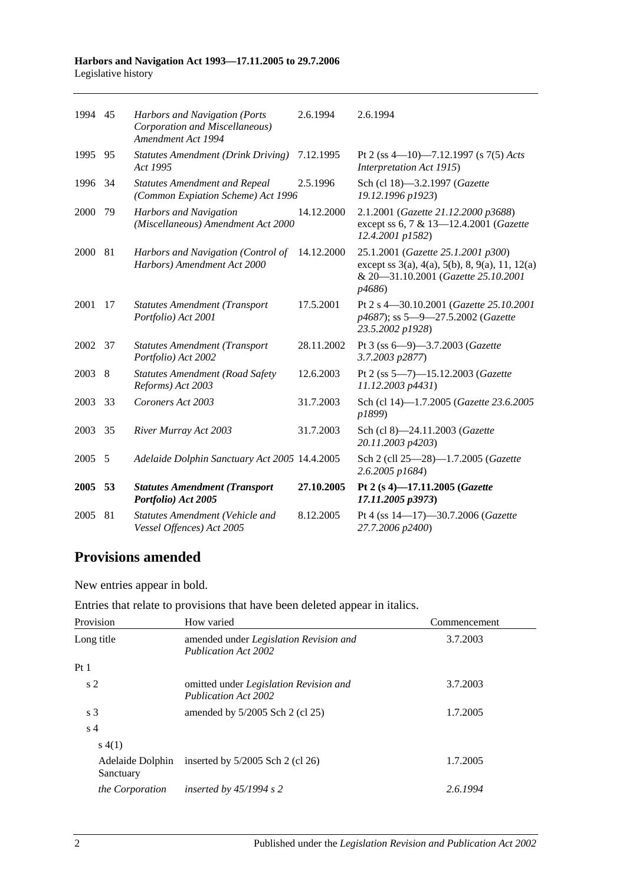| | | | | |
|---|---|---|---|---|
| 1994 | 45 | *Harbors and Navigation (Ports Corporation and Miscellaneous) Amendment Act 1994* | 2.6.1994 | 2.6.1994 |
| 1995 | 95 | *Statutes Amendment (Drink Driving) Act 1995* | 7.12.1995 | Pt 2 (ss 4—10)—7.12.1997 (s 7(5) *Acts Interpretation Act 1915*) |
| 1996 | 34 | *Statutes Amendment and Repeal (Common Expiation Scheme) Act 1996* | 2.5.1996 | Sch (cl 18)—3.2.1997 (*Gazette 19.12.1996 p1923*) |
| 2000 | 79 | *Harbors and Navigation (Miscellaneous) Amendment Act 2000* | 14.12.2000 | 2.1.2001 (*Gazette 21.12.2000 p3688*) except ss 6, 7 & 13—12.4.2001 (*Gazette 12.4.2001 p1582*) |
| 2000 | 81 | *Harbors and Navigation (Control of Harbors) Amendment Act 2000* | 14.12.2000 | 25.1.2001 (*Gazette 25.1.2001 p300*) except ss 3(a), 4(a), 5(b), 8, 9(a), 11, 12(a) & 20—31.10.2001 (*Gazette 25.10.2001 p4686*) |
| 2001 | 17 | *Statutes Amendment (Transport Portfolio) Act 2001* | 17.5.2001 | Pt 2 s 4—30.10.2001 (*Gazette 25.10.2001 p4687*); ss 5—9—27.5.2002 (*Gazette 23.5.2002 p1928*) |
| 2002 | 37 | *Statutes Amendment (Transport Portfolio) Act 2002* | 28.11.2002 | Pt 3 (ss 6—9)—3.7.2003 (*Gazette 3.7.2003 p2877*) |
| 2003 | 8 | *Statutes Amendment (Road Safety Reforms) Act 2003* | 12.6.2003 | Pt 2 (ss 5—7)—15.12.2003 (*Gazette 11.12.2003 p4431*) |
| 2003 | 33 | *Coroners Act 2003* | 31.7.2003 | Sch (cl 14)—1.7.2005 (*Gazette 23.6.2005 p1899*) |
| 2003 | 35 | *River Murray Act 2003* | 31.7.2003 | Sch (cl 8)—24.11.2003 (*Gazette 20.11.2003 p4203*) |
| 2005 | 5 | *Adelaide Dolphin Sanctuary Act 2005* | 14.4.2005 | Sch 2 (cll 25—28)—1.7.2005 (*Gazette 2.6.2005 p1684*) |
| **2005** | **53** | ***Statutes Amendment (Transport Portfolio) Act 2005*** | **27.10.2005** | **Pt 2 (s 4)—17.11.2005 (*Gazette 17.11.2005 p3973*)** |
| 2005 | 81 | *Statutes Amendment (Vehicle and Vessel Offences) Act 2005* | 8.12.2005 | Pt 4 (ss 14—17)—30.7.2006 (*Gazette 27.7.2006 p2400*) |

## Provisions amended

New entries appear in bold.

Entries that relate to provisions that have been deleted appear in italics.

| Provision | How varied | Commencement |
|---|---|---|
| Long title | amended under *Legislation Revision and Publication Act 2002* | 3.7.2003 |
| Pt 1 | | |
| s 2 | omitted under *Legislation Revision and Publication Act 2002* | 3.7.2003 |
| s 3 | amended by 5/2005 Sch 2 (cl 25) | 1.7.2005 |
| s 4 | | |
| s 4(1) | | |
| Adelaide Dolphin Sanctuary | inserted by 5/2005 Sch 2 (cl 26) | 1.7.2005 |
| *the Corporation* | *inserted by 45/1994 s 2* | *2.6.1994* |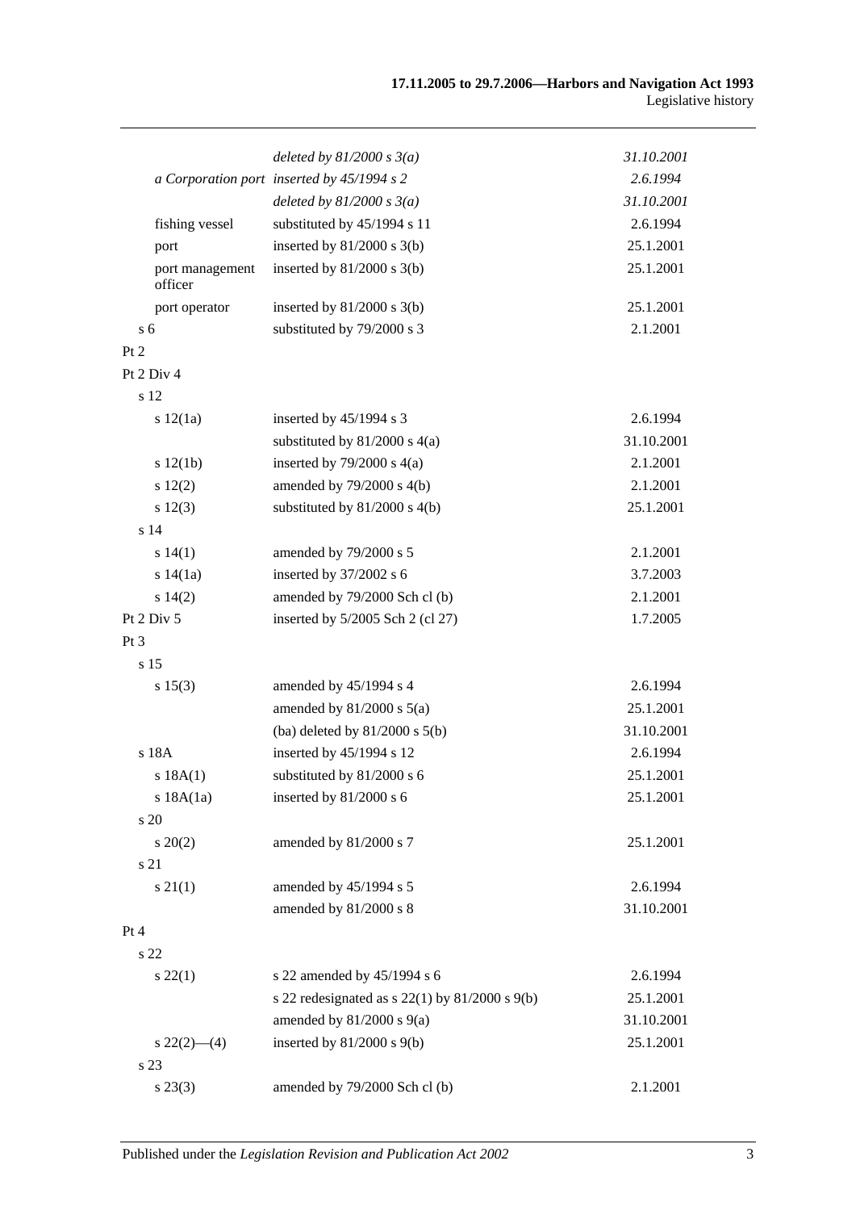| | | |
|---|---|---|
| | *deleted by 81/2000 s 3(a)* | *31.10.2001* |
| *a Corporation port* | *inserted by 45/1994 s 2* | *2.6.1994* |
| | *deleted by 81/2000 s 3(a)* | *31.10.2001* |
| fishing vessel | substituted by 45/1994 s 11 | 2.6.1994 |
| port | inserted by 81/2000 s 3(b) | 25.1.2001 |
| port management officer | inserted by 81/2000 s 3(b) | 25.1.2001 |
| port operator | inserted by 81/2000 s 3(b) | 25.1.2001 |
| s 6 | substituted by 79/2000 s 3 | 2.1.2001 |
| Pt 2 | | |
| Pt 2 Div 4 | | |
| s 12 | | |
| s 12(1a) | inserted by 45/1994 s 3 | 2.6.1994 |
| | substituted by 81/2000 s 4(a) | 31.10.2001 |
| s 12(1b) | inserted by 79/2000 s 4(a) | 2.1.2001 |
| s 12(2) | amended by 79/2000 s 4(b) | 2.1.2001 |
| s 12(3) | substituted by 81/2000 s 4(b) | 25.1.2001 |
| s 14 | | |
| s 14(1) | amended by 79/2000 s 5 | 2.1.2001 |
| s 14(1a) | inserted by 37/2002 s 6 | 3.7.2003 |
| s 14(2) | amended by 79/2000 Sch cl (b) | 2.1.2001 |
| Pt 2 Div 5 | inserted by 5/2005 Sch 2 (cl 27) | 1.7.2005 |
| Pt 3 | | |
| s 15 | | |
| s 15(3) | amended by 45/1994 s 4 | 2.6.1994 |
| | amended by 81/2000 s 5(a) | 25.1.2001 |
| | (ba) deleted by 81/2000 s 5(b) | 31.10.2001 |
| s 18A | inserted by 45/1994 s 12 | 2.6.1994 |
| s 18A(1) | substituted by 81/2000 s 6 | 25.1.2001 |
| s 18A(1a) | inserted by 81/2000 s 6 | 25.1.2001 |
| s 20 | | |
| s 20(2) | amended by 81/2000 s 7 | 25.1.2001 |
| s 21 | | |
| s 21(1) | amended by 45/1994 s 5 | 2.6.1994 |
| | amended by 81/2000 s 8 | 31.10.2001 |
| Pt 4 | | |
| s 22 | | |
| s 22(1) | s 22 amended by 45/1994 s 6 | 2.6.1994 |
| | s 22 redesignated as s 22(1) by 81/2000 s 9(b) | 25.1.2001 |
| | amended by 81/2000 s 9(a) | 31.10.2001 |
| s 22(2)—(4) | inserted by 81/2000 s 9(b) | 25.1.2001 |
| s 23 | | |
| s 23(3) | amended by 79/2000 Sch cl (b) | 2.1.2001 |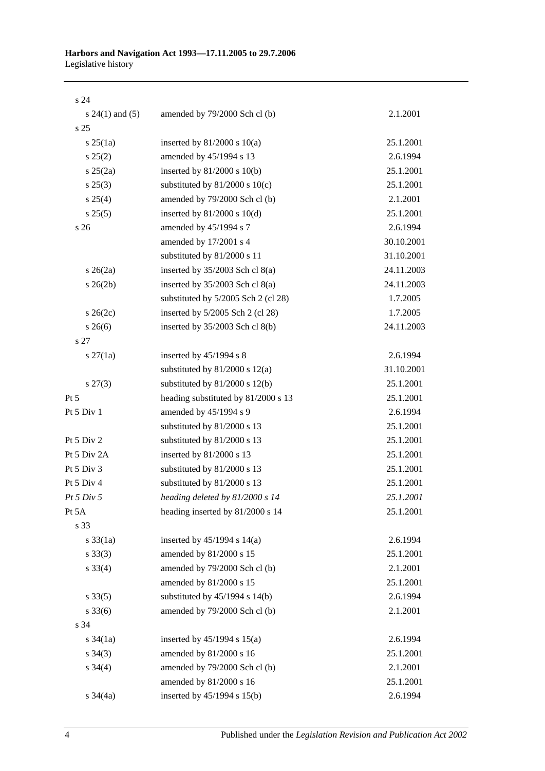| | | |
|---|---|---|
| s 24 | | |
| s 24(1) and (5) | amended by 79/2000 Sch cl (b) | 2.1.2001 |
| s 25 | | |
| s 25(1a) | inserted by 81/2000 s 10(a) | 25.1.2001 |
| s 25(2) | amended by 45/1994 s 13 | 2.6.1994 |
| s 25(2a) | inserted by 81/2000 s 10(b) | 25.1.2001 |
| s 25(3) | substituted by 81/2000 s 10(c) | 25.1.2001 |
| s 25(4) | amended by 79/2000 Sch cl (b) | 2.1.2001 |
| s 25(5) | inserted by 81/2000 s 10(d) | 25.1.2001 |
| s 26 | amended by 45/1994 s 7 | 2.6.1994 |
| | amended by 17/2001 s 4 | 30.10.2001 |
| | substituted by 81/2000 s 11 | 31.10.2001 |
| s 26(2a) | inserted by 35/2003 Sch cl 8(a) | 24.11.2003 |
| s 26(2b) | inserted by 35/2003 Sch cl 8(a) | 24.11.2003 |
| | substituted by 5/2005 Sch 2 (cl 28) | 1.7.2005 |
| s 26(2c) | inserted by 5/2005 Sch 2 (cl 28) | 1.7.2005 |
| s 26(6) | inserted by 35/2003 Sch cl 8(b) | 24.11.2003 |
| s 27 | | |
| s 27(1a) | inserted by 45/1994 s 8 | 2.6.1994 |
| | substituted by 81/2000 s 12(a) | 31.10.2001 |
| s 27(3) | substituted by 81/2000 s 12(b) | 25.1.2001 |
| Pt 5 | heading substituted by 81/2000 s 13 | 25.1.2001 |
| Pt 5 Div 1 | amended by 45/1994 s 9 | 2.6.1994 |
| | substituted by 81/2000 s 13 | 25.1.2001 |
| Pt 5 Div 2 | substituted by 81/2000 s 13 | 25.1.2001 |
| Pt 5 Div 2A | inserted by 81/2000 s 13 | 25.1.2001 |
| Pt 5 Div 3 | substituted by 81/2000 s 13 | 25.1.2001 |
| Pt 5 Div 4 | substituted by 81/2000 s 13 | 25.1.2001 |
| *Pt 5 Div 5* | *heading deleted by 81/2000 s 14* | *25.1.2001* |
| Pt 5A | heading inserted by 81/2000 s 14 | 25.1.2001 |
| s 33 | | |
| s 33(1a) | inserted by 45/1994 s 14(a) | 2.6.1994 |
| s 33(3) | amended by 81/2000 s 15 | 25.1.2001 |
| s 33(4) | amended by 79/2000 Sch cl (b) | 2.1.2001 |
| | amended by 81/2000 s 15 | 25.1.2001 |
| s 33(5) | substituted by 45/1994 s 14(b) | 2.6.1994 |
| s 33(6) | amended by 79/2000 Sch cl (b) | 2.1.2001 |
| s 34 | | |
| s 34(1a) | inserted by 45/1994 s 15(a) | 2.6.1994 |
| s 34(3) | amended by 81/2000 s 16 | 25.1.2001 |
| s 34(4) | amended by 79/2000 Sch cl (b) | 2.1.2001 |
| | amended by 81/2000 s 16 | 25.1.2001 |
| s 34(4a) | inserted by 45/1994 s 15(b) | 2.6.1994 |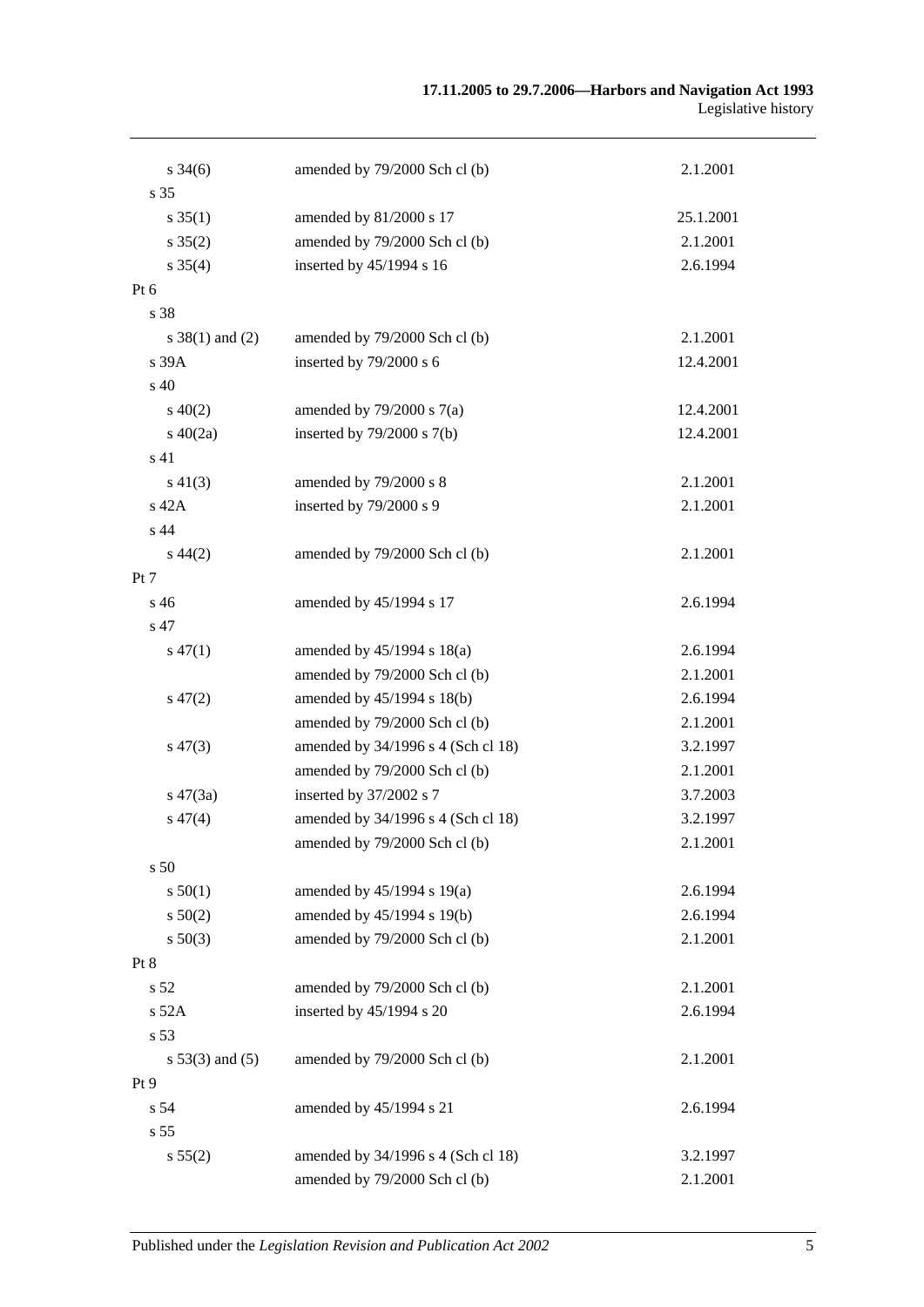| | | |
|---|---|---|
| s 34(6) | amended by 79/2000 Sch cl (b) | 2.1.2001 |
| s 35 | | |
| s 35(1) | amended by 81/2000 s 17 | 25.1.2001 |
| s 35(2) | amended by 79/2000 Sch cl (b) | 2.1.2001 |
| s 35(4) | inserted by 45/1994 s 16 | 2.6.1994 |
| Pt 6 | | |
| s 38 | | |
| s 38(1) and (2) | amended by 79/2000 Sch cl (b) | 2.1.2001 |
| s 39A | inserted by 79/2000 s 6 | 12.4.2001 |
| s 40 | | |
| s 40(2) | amended by 79/2000 s 7(a) | 12.4.2001 |
| s 40(2a) | inserted by 79/2000 s 7(b) | 12.4.2001 |
| s 41 | | |
| s 41(3) | amended by 79/2000 s 8 | 2.1.2001 |
| s 42A | inserted by 79/2000 s 9 | 2.1.2001 |
| s 44 | | |
| s 44(2) | amended by 79/2000 Sch cl (b) | 2.1.2001 |
| Pt 7 | | |
| s 46 | amended by 45/1994 s 17 | 2.6.1994 |
| s 47 | | |
| s 47(1) | amended by 45/1994 s 18(a) | 2.6.1994 |
| | amended by 79/2000 Sch cl (b) | 2.1.2001 |
| s 47(2) | amended by 45/1994 s 18(b) | 2.6.1994 |
| | amended by 79/2000 Sch cl (b) | 2.1.2001 |
| s 47(3) | amended by 34/1996 s 4 (Sch cl 18) | 3.2.1997 |
| | amended by 79/2000 Sch cl (b) | 2.1.2001 |
| s 47(3a) | inserted by 37/2002 s 7 | 3.7.2003 |
| s 47(4) | amended by 34/1996 s 4 (Sch cl 18) | 3.2.1997 |
| | amended by 79/2000 Sch cl (b) | 2.1.2001 |
| s 50 | | |
| s 50(1) | amended by 45/1994 s 19(a) | 2.6.1994 |
| s 50(2) | amended by 45/1994 s 19(b) | 2.6.1994 |
| s 50(3) | amended by 79/2000 Sch cl (b) | 2.1.2001 |
| Pt 8 | | |
| s 52 | amended by 79/2000 Sch cl (b) | 2.1.2001 |
| s 52A | inserted by 45/1994 s 20 | 2.6.1994 |
| s 53 | | |
| s 53(3) and (5) | amended by 79/2000 Sch cl (b) | 2.1.2001 |
| Pt 9 | | |
| s 54 | amended by 45/1994 s 21 | 2.6.1994 |
| s 55 | | |
| s 55(2) | amended by 34/1996 s 4 (Sch cl 18) | 3.2.1997 |
| | amended by 79/2000 Sch cl (b) | 2.1.2001 |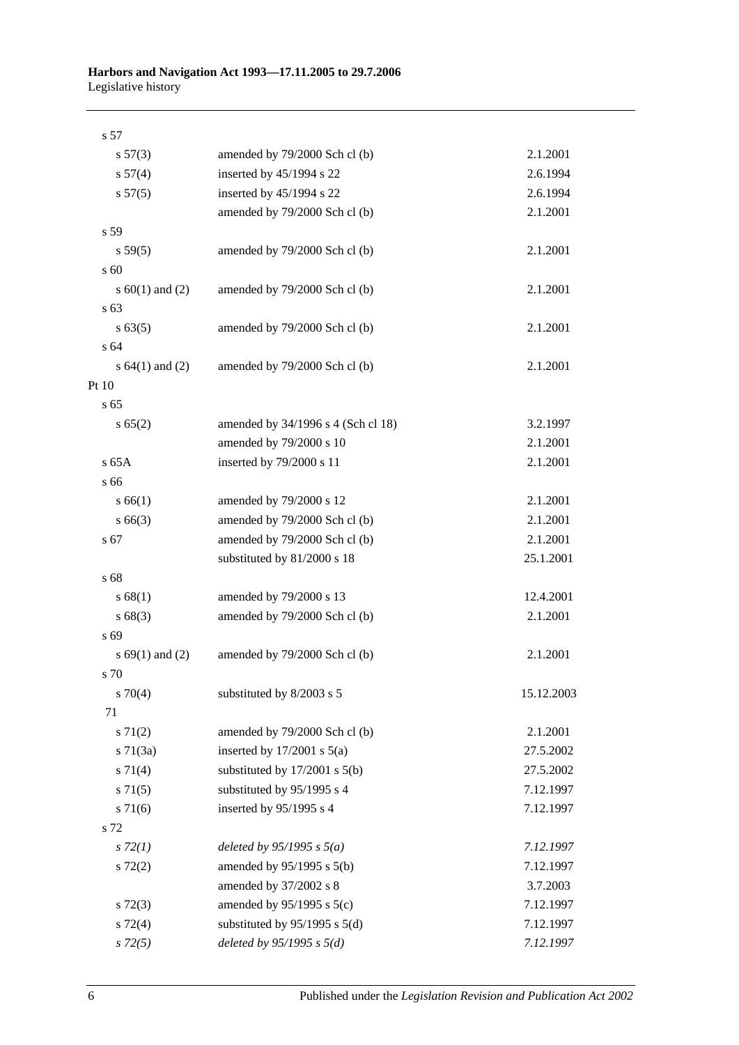| | | |
|---|---|---|
| s 57 | | |
| s 57(3) | amended by 79/2000 Sch cl (b) | 2.1.2001 |
| s 57(4) | inserted by 45/1994 s 22 | 2.6.1994 |
| s 57(5) | inserted by 45/1994 s 22 | 2.6.1994 |
| | amended by 79/2000 Sch cl (b) | 2.1.2001 |
| s 59 | | |
| s 59(5) | amended by 79/2000 Sch cl (b) | 2.1.2001 |
| s 60 | | |
| s 60(1) and (2) | amended by 79/2000 Sch cl (b) | 2.1.2001 |
| s 63 | | |
| s 63(5) | amended by 79/2000 Sch cl (b) | 2.1.2001 |
| s 64 | | |
| s 64(1) and (2) | amended by 79/2000 Sch cl (b) | 2.1.2001 |
| Pt 10 | | |
| s 65 | | |
| s 65(2) | amended by 34/1996 s 4 (Sch cl 18) | 3.2.1997 |
| | amended by 79/2000 s 10 | 2.1.2001 |
| s 65A | inserted by 79/2000 s 11 | 2.1.2001 |
| s 66 | | |
| s 66(1) | amended by 79/2000 s 12 | 2.1.2001 |
| s 66(3) | amended by 79/2000 Sch cl (b) | 2.1.2001 |
| s 67 | amended by 79/2000 Sch cl (b) | 2.1.2001 |
| | substituted by 81/2000 s 18 | 25.1.2001 |
| s 68 | | |
| s 68(1) | amended by 79/2000 s 13 | 12.4.2001 |
| s 68(3) | amended by 79/2000 Sch cl (b) | 2.1.2001 |
| s 69 | | |
| s 69(1) and (2) | amended by 79/2000 Sch cl (b) | 2.1.2001 |
| s 70 | | |
| s 70(4) | substituted by 8/2003 s 5 | 15.12.2003 |
| 71 | | |
| s 71(2) | amended by 79/2000 Sch cl (b) | 2.1.2001 |
| s 71(3a) | inserted by 17/2001 s 5(a) | 27.5.2002 |
| s 71(4) | substituted by 17/2001 s 5(b) | 27.5.2002 |
| s 71(5) | substituted by 95/1995 s 4 | 7.12.1997 |
| s 71(6) | inserted by 95/1995 s 4 | 7.12.1997 |
| s 72 | | |
| *s 72(1)* | *deleted by 95/1995 s 5(a)* | *7.12.1997* |
| s 72(2) | amended by 95/1995 s 5(b) | 7.12.1997 |
| | amended by 37/2002 s 8 | 3.7.2003 |
| s 72(3) | amended by 95/1995 s 5(c) | 7.12.1997 |
| s 72(4) | substituted by 95/1995 s 5(d) | 7.12.1997 |
| *s 72(5)* | *deleted by 95/1995 s 5(d)* | *7.12.1997* |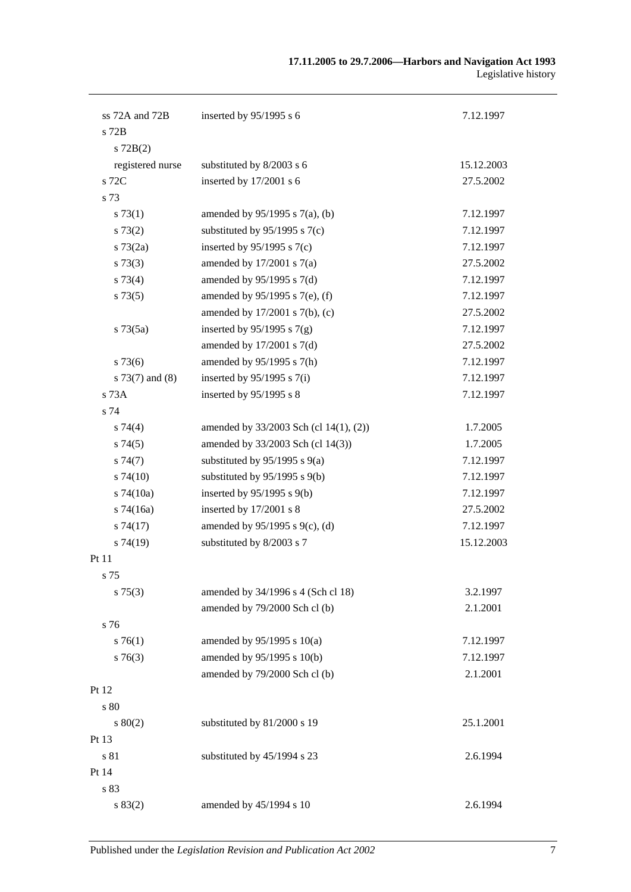| | | |
|---|---|---|
| ss 72A and 72B | inserted by 95/1995 s 6 | 7.12.1997 |
| s 72B | | |
| s 72B(2) | | |
| registered nurse | substituted by 8/2003 s 6 | 15.12.2003 |
| s 72C | inserted by 17/2001 s 6 | 27.5.2002 |
| s 73 | | |
| s 73(1) | amended by 95/1995 s 7(a), (b) | 7.12.1997 |
| s 73(2) | substituted by 95/1995 s 7(c) | 7.12.1997 |
| s 73(2a) | inserted by 95/1995 s 7(c) | 7.12.1997 |
| s 73(3) | amended by 17/2001 s 7(a) | 27.5.2002 |
| s 73(4) | amended by 95/1995 s 7(d) | 7.12.1997 |
| s 73(5) | amended by 95/1995 s 7(e), (f) | 7.12.1997 |
| | amended by 17/2001 s 7(b), (c) | 27.5.2002 |
| s 73(5a) | inserted by 95/1995 s 7(g) | 7.12.1997 |
| | amended by 17/2001 s 7(d) | 27.5.2002 |
| s 73(6) | amended by 95/1995 s 7(h) | 7.12.1997 |
| s 73(7) and (8) | inserted by 95/1995 s 7(i) | 7.12.1997 |
| s 73A | inserted by 95/1995 s 8 | 7.12.1997 |
| s 74 | | |
| s 74(4) | amended by 33/2003 Sch (cl 14(1), (2)) | 1.7.2005 |
| s 74(5) | amended by 33/2003 Sch (cl 14(3)) | 1.7.2005 |
| s 74(7) | substituted by 95/1995 s 9(a) | 7.12.1997 |
| s 74(10) | substituted by 95/1995 s 9(b) | 7.12.1997 |
| s 74(10a) | inserted by 95/1995 s 9(b) | 7.12.1997 |
| s 74(16a) | inserted by 17/2001 s 8 | 27.5.2002 |
| s 74(17) | amended by 95/1995 s 9(c), (d) | 7.12.1997 |
| s 74(19) | substituted by 8/2003 s 7 | 15.12.2003 |
| Pt 11 | | |
| s 75 | | |
| s 75(3) | amended by 34/1996 s 4 (Sch cl 18) | 3.2.1997 |
| | amended by 79/2000 Sch cl (b) | 2.1.2001 |
| s 76 | | |
| s 76(1) | amended by 95/1995 s 10(a) | 7.12.1997 |
| s 76(3) | amended by 95/1995 s 10(b) | 7.12.1997 |
| | amended by 79/2000 Sch cl (b) | 2.1.2001 |
| Pt 12 | | |
| s 80 | | |
| s 80(2) | substituted by 81/2000 s 19 | 25.1.2001 |
| Pt 13 | | |
| s 81 | substituted by 45/1994 s 23 | 2.6.1994 |
| Pt 14 | | |
| s 83 | | |
| s 83(2) | amended by 45/1994 s 10 | 2.6.1994 |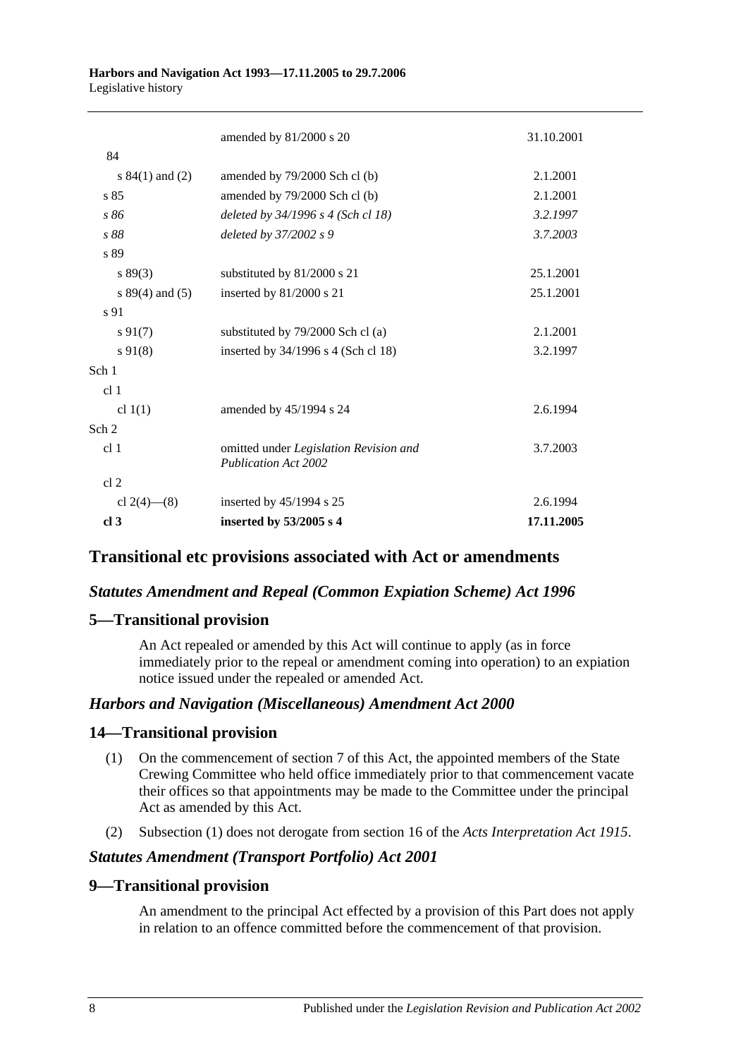| | | |
|---|---|---|
| | amended by 81/2000 s 20 | 31.10.2001 |
| 84 | | |
| s 84(1) and (2) | amended by 79/2000 Sch cl (b) | 2.1.2001 |
| s 85 | amended by 79/2000 Sch cl (b) | 2.1.2001 |
| *s 86* | *deleted by 34/1996 s 4 (Sch cl 18)* | *3.2.1997* |
| *s 88* | *deleted by 37/2002 s 9* | *3.7.2003* |
| s 89 | | |
| s 89(3) | substituted by 81/2000 s 21 | 25.1.2001 |
| s 89(4) and (5) | inserted by 81/2000 s 21 | 25.1.2001 |
| s 91 | | |
| s 91(7) | substituted by 79/2000 Sch cl (a) | 2.1.2001 |
| s 91(8) | inserted by 34/1996 s 4 (Sch cl 18) | 3.2.1997 |
| Sch 1 | | |
| cl 1 | | |
| cl 1(1) | amended by 45/1994 s 24 | 2.6.1994 |
| Sch 2 | | |
| cl 1 | omitted under *Legislation Revision and Publication Act 2002* | 3.7.2003 |
| cl 2 | | |
| cl 2(4)—(8) | inserted by 45/1994 s 25 | 2.6.1994 |
| **cl 3** | **inserted by 53/2005 s 4** | **17.11.2005** |

## Transitional etc provisions associated with Act or amendments

### *Statutes Amendment and Repeal (Common Expiation Scheme) Act 1996*

### 5—Transitional provision

An Act repealed or amended by this Act will continue to apply (as in force immediately prior to the repeal or amendment coming into operation) to an expiation notice issued under the repealed or amended Act.

### *Harbors and Navigation (Miscellaneous) Amendment Act 2000*

### 14—Transitional provision

(1) On the commencement of section 7 of this Act, the appointed members of the State Crewing Committee who held office immediately prior to that commencement vacate their offices so that appointments may be made to the Committee under the principal Act as amended by this Act.

(2) Subsection (1) does not derogate from section 16 of the *Acts Interpretation Act 1915*.

### *Statutes Amendment (Transport Portfolio) Act 2001*

### 9—Transitional provision

An amendment to the principal Act effected by a provision of this Part does not apply in relation to an offence committed before the commencement of that provision.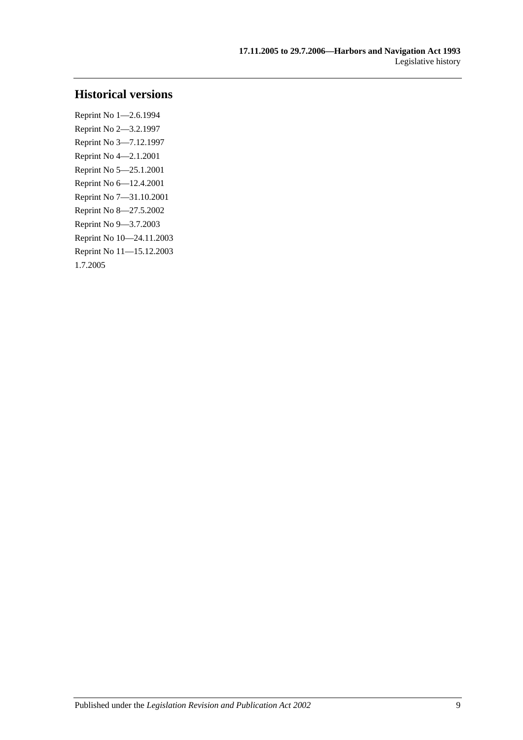## Historical versions

Reprint No 1—2.6.1994

Reprint No 2—3.2.1997

Reprint No 3—7.12.1997

Reprint No 4—2.1.2001

Reprint No 5—25.1.2001

Reprint No 6—12.4.2001

Reprint No 7—31.10.2001

Reprint No 8—27.5.2002

Reprint No 9—3.7.2003

Reprint No 10—24.11.2003

Reprint No 11—15.12.2003

1.7.2005